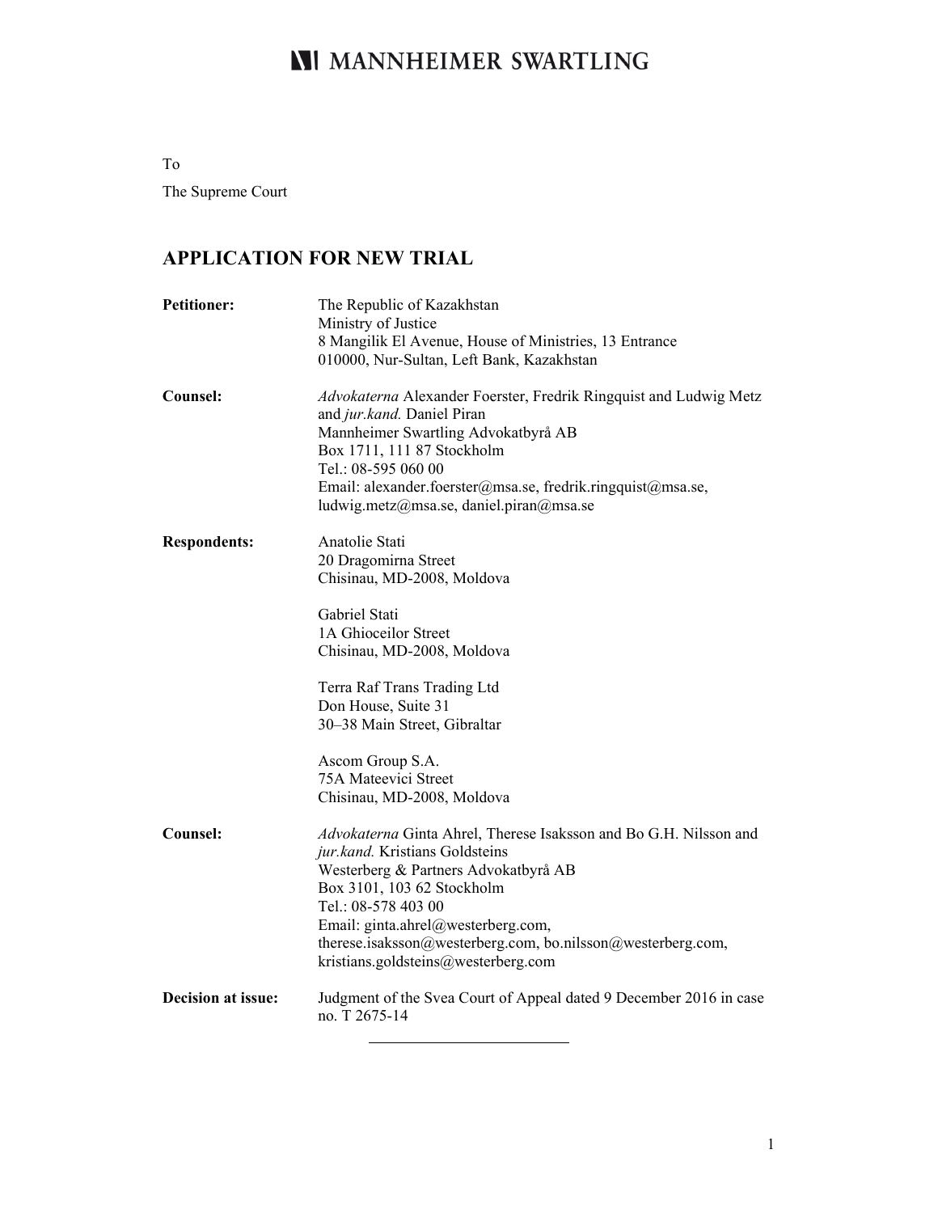MANNHEIMER SWARTLING

To

The Supreme Court

## APPLICATION FOR NEW TRIAL

| | |
|---|---|
| **Petitioner:** | The Republic of Kazakhstan<br>Ministry of Justice<br>8 Mangilik El Avenue, House of Ministries, 13 Entrance<br>010000, Nur-Sultan, Left Bank, Kazakhstan |
| **Counsel:** | *Advokaterna* Alexander Foerster, Fredrik Ringquist and Ludwig Metz and *jur.kand.* Daniel Piran<br>Mannheimer Swartling Advokatbyrå AB<br>Box 1711, 111 87 Stockholm<br>Tel.: 08-595 060 00<br>Email: alexander.foerster@msa.se, fredrik.ringquist@msa.se, ludwig.metz@msa.se, daniel.piran@msa.se |
| **Respondents:** | Anatolie Stati<br>20 Dragomirna Street<br>Chisinau, MD-2008, Moldova<br><br>Gabriel Stati<br>1A Ghioceilor Street<br>Chisinau, MD-2008, Moldova<br><br>Terra Raf Trans Trading Ltd<br>Don House, Suite 31<br>30–38 Main Street, Gibraltar<br><br>Ascom Group S.A.<br>75A Mateevici Street<br>Chisinau, MD-2008, Moldova |
| **Counsel:** | *Advokaterna* Ginta Ahrel, Therese Isaksson and Bo G.H. Nilsson and *jur.kand.* Kristians Goldsteins<br>Westerberg & Partners Advokatbyrå AB<br>Box 3101, 103 62 Stockholm<br>Tel.: 08-578 403 00<br>Email: ginta.ahrel@westerberg.com, therese.isaksson@westerberg.com, bo.nilsson@westerberg.com, kristians.goldsteins@westerberg.com |
| **Decision at issue:** | Judgment of the Svea Court of Appeal dated 9 December 2016 in case no. T 2675-14 |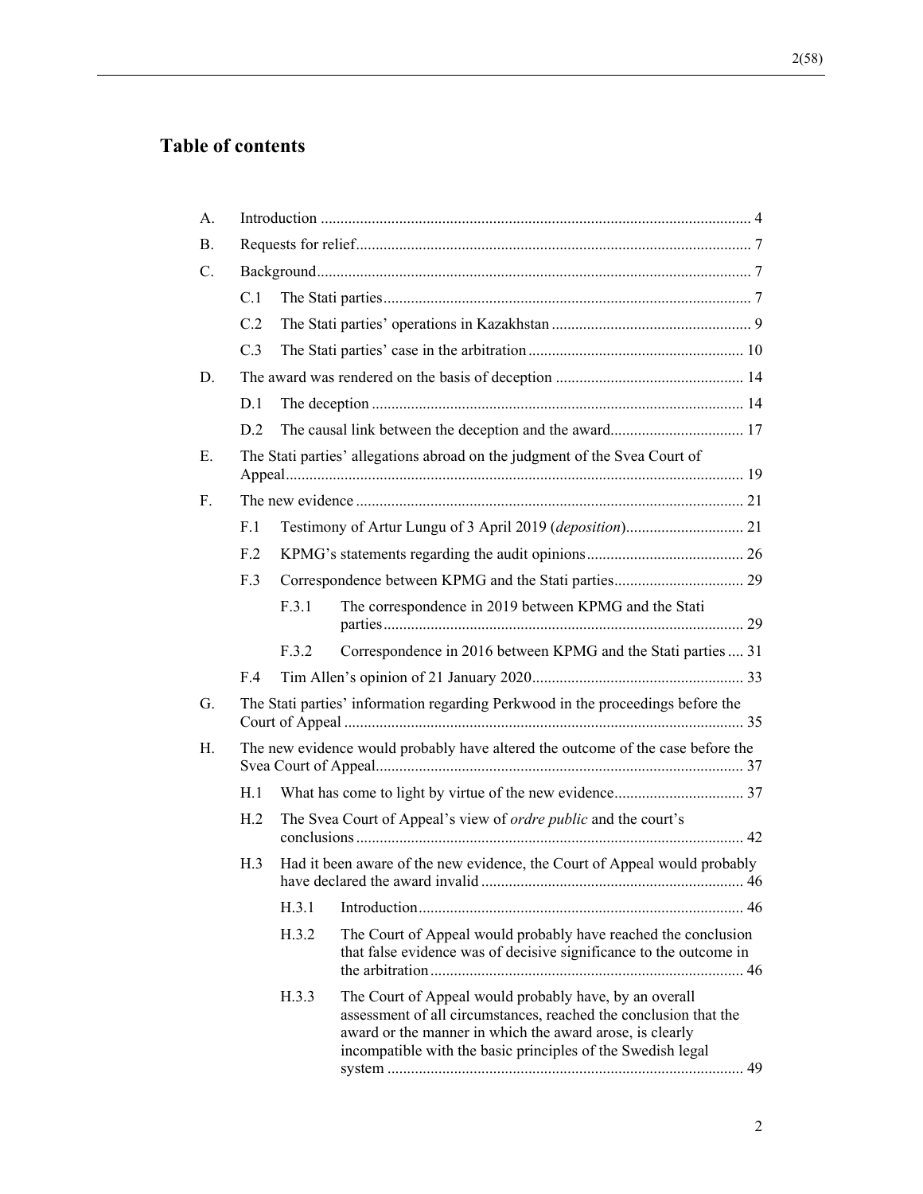# Table of contents

A. Introduction ............................................................................................................ 4

B. Requests for relief.................................................................................................... 7

C. Background............................................................................................................. 7

  C.1 The Stati parties............................................................................................. 7

  C.2 The Stati parties' operations in Kazakhstan .................................................. 9

  C.3 The Stati parties' case in the arbitration ...................................................... 10

D. The award was rendered on the basis of deception ............................................... 14

  D.1 The deception .............................................................................................. 14

  D.2 The causal link between the deception and the award.................................. 17

E. The Stati parties' allegations abroad on the judgment of the Svea Court of Appeal.................................................................................................................... 19

F. The new evidence .................................................................................................. 21

  F.1 Testimony of Artur Lungu of 3 April 2019 (*deposition*).............................. 21

  F.2 KPMG's statements regarding the audit opinions........................................ 26

  F.3 Correspondence between KPMG and the Stati parties................................. 29

    F.3.1 The correspondence in 2019 between KPMG and the Stati parties........................................................................................... 29

    F.3.2 Correspondence in 2016 between KPMG and the Stati parties .... 31

  F.4 Tim Allen's opinion of 21 January 2020..................................................... 33

G. The Stati parties' information regarding Perkwood in the proceedings before the Court of Appeal ..................................................................................................... 35

H. The new evidence would probably have altered the outcome of the case before the Svea Court of Appeal............................................................................................. 37

  H.1 What has come to light by virtue of the new evidence................................. 37

  H.2 The Svea Court of Appeal's view of *ordre public* and the court's conclusions .................................................................................................. 42

  H.3 Had it been aware of the new evidence, the Court of Appeal would probably have declared the award invalid .................................................................. 46

    H.3.1 Introduction.................................................................................. 46

    H.3.2 The Court of Appeal would probably have reached the conclusion that false evidence was of decisive significance to the outcome in the arbitration ............................................................................... 46

    H.3.3 The Court of Appeal would probably have, by an overall assessment of all circumstances, reached the conclusion that the award or the manner in which the award arose, is clearly incompatible with the basic principles of the Swedish legal system .......................................................................................... 49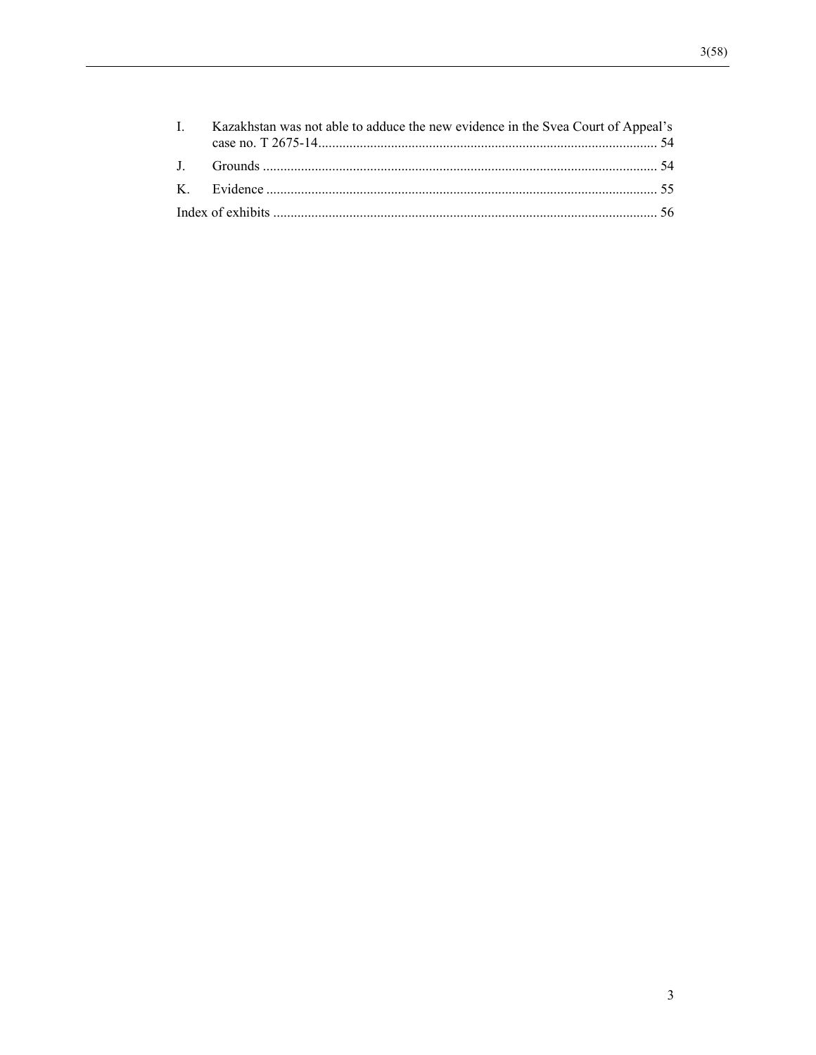I. Kazakhstan was not able to adduce the new evidence in the Svea Court of Appeal's case no. T 2675-14 ..... 54

J. Grounds ..... 54

K. Evidence ..... 55

Index of exhibits ..... 56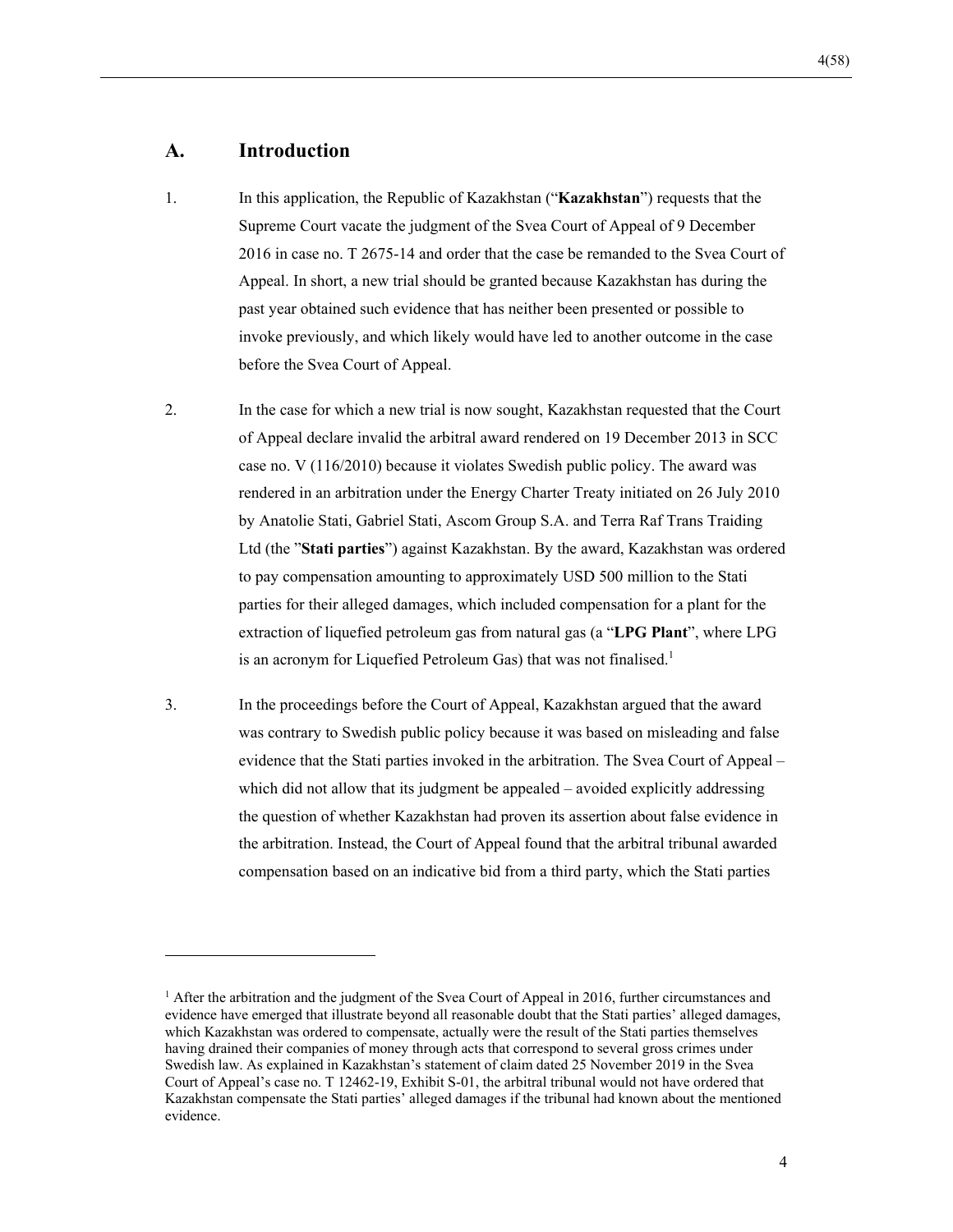## A. Introduction

1. In this application, the Republic of Kazakhstan ("**Kazakhstan**") requests that the Supreme Court vacate the judgment of the Svea Court of Appeal of 9 December 2016 in case no. T 2675-14 and order that the case be remanded to the Svea Court of Appeal. In short, a new trial should be granted because Kazakhstan has during the past year obtained such evidence that has neither been presented or possible to invoke previously, and which likely would have led to another outcome in the case before the Svea Court of Appeal.

2. In the case for which a new trial is now sought, Kazakhstan requested that the Court of Appeal declare invalid the arbitral award rendered on 19 December 2013 in SCC case no. V (116/2010) because it violates Swedish public policy. The award was rendered in an arbitration under the Energy Charter Treaty initiated on 26 July 2010 by Anatolie Stati, Gabriel Stati, Ascom Group S.A. and Terra Raf Trans Traiding Ltd (the "**Stati parties**") against Kazakhstan. By the award, Kazakhstan was ordered to pay compensation amounting to approximately USD 500 million to the Stati parties for their alleged damages, which included compensation for a plant for the extraction of liquefied petroleum gas from natural gas (a "**LPG Plant**", where LPG is an acronym for Liquefied Petroleum Gas) that was not finalised.[1]

3. In the proceedings before the Court of Appeal, Kazakhstan argued that the award was contrary to Swedish public policy because it was based on misleading and false evidence that the Stati parties invoked in the arbitration. The Svea Court of Appeal – which did not allow that its judgment be appealed – avoided explicitly addressing the question of whether Kazakhstan had proven its assertion about false evidence in the arbitration. Instead, the Court of Appeal found that the arbitral tribunal awarded compensation based on an indicative bid from a third party, which the Stati parties

---

[1] After the arbitration and the judgment of the Svea Court of Appeal in 2016, further circumstances and evidence have emerged that illustrate beyond all reasonable doubt that the Stati parties' alleged damages, which Kazakhstan was ordered to compensate, actually were the result of the Stati parties themselves having drained their companies of money through acts that correspond to several gross crimes under Swedish law. As explained in Kazakhstan's statement of claim dated 25 November 2019 in the Svea Court of Appeal's case no. T 12462-19, Exhibit S-01, the arbitral tribunal would not have ordered that Kazakhstan compensate the Stati parties' alleged damages if the tribunal had known about the mentioned evidence.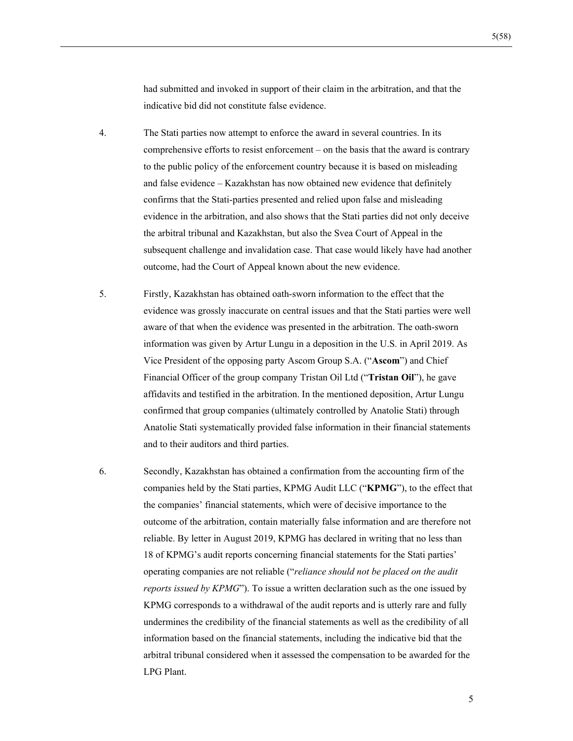had submitted and invoked in support of their claim in the arbitration, and that the indicative bid did not constitute false evidence.

4. The Stati parties now attempt to enforce the award in several countries. In its comprehensive efforts to resist enforcement – on the basis that the award is contrary to the public policy of the enforcement country because it is based on misleading and false evidence – Kazakhstan has now obtained new evidence that definitely confirms that the Stati-parties presented and relied upon false and misleading evidence in the arbitration, and also shows that the Stati parties did not only deceive the arbitral tribunal and Kazakhstan, but also the Svea Court of Appeal in the subsequent challenge and invalidation case. That case would likely have had another outcome, had the Court of Appeal known about the new evidence.

5. Firstly, Kazakhstan has obtained oath-sworn information to the effect that the evidence was grossly inaccurate on central issues and that the Stati parties were well aware of that when the evidence was presented in the arbitration. The oath-sworn information was given by Artur Lungu in a deposition in the U.S. in April 2019. As Vice President of the opposing party Ascom Group S.A. ("**Ascom**") and Chief Financial Officer of the group company Tristan Oil Ltd ("**Tristan Oil**"), he gave affidavits and testified in the arbitration. In the mentioned deposition, Artur Lungu confirmed that group companies (ultimately controlled by Anatolie Stati) through Anatolie Stati systematically provided false information in their financial statements and to their auditors and third parties.

6. Secondly, Kazakhstan has obtained a confirmation from the accounting firm of the companies held by the Stati parties, KPMG Audit LLC ("**KPMG**"), to the effect that the companies' financial statements, which were of decisive importance to the outcome of the arbitration, contain materially false information and are therefore not reliable. By letter in August 2019, KPMG has declared in writing that no less than 18 of KPMG's audit reports concerning financial statements for the Stati parties' operating companies are not reliable ("*reliance should not be placed on the audit reports issued by KPMG*"). To issue a written declaration such as the one issued by KPMG corresponds to a withdrawal of the audit reports and is utterly rare and fully undermines the credibility of the financial statements as well as the credibility of all information based on the financial statements, including the indicative bid that the arbitral tribunal considered when it assessed the compensation to be awarded for the LPG Plant.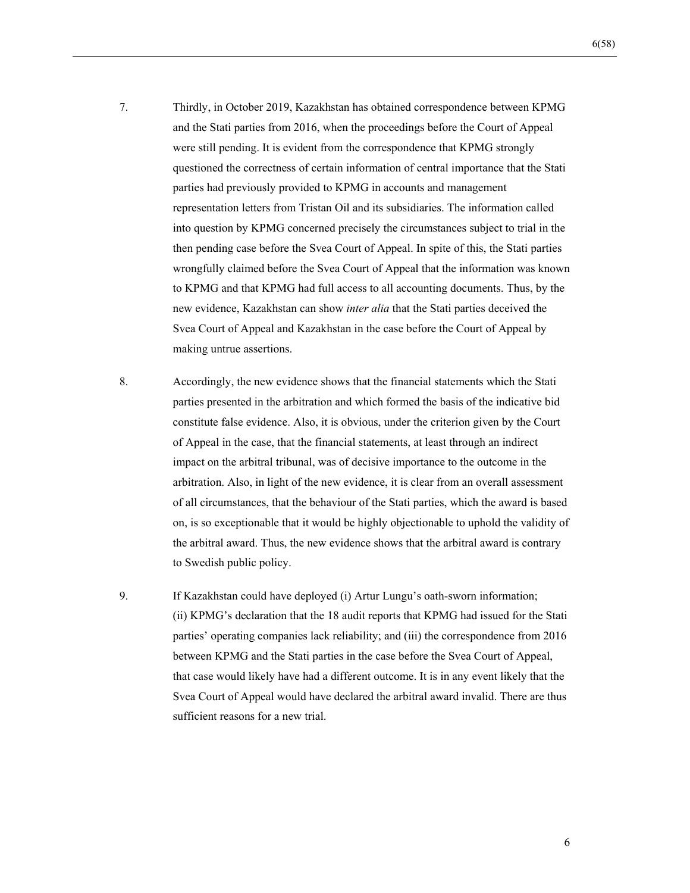7. Thirdly, in October 2019, Kazakhstan has obtained correspondence between KPMG and the Stati parties from 2016, when the proceedings before the Court of Appeal were still pending. It is evident from the correspondence that KPMG strongly questioned the correctness of certain information of central importance that the Stati parties had previously provided to KPMG in accounts and management representation letters from Tristan Oil and its subsidiaries. The information called into question by KPMG concerned precisely the circumstances subject to trial in the then pending case before the Svea Court of Appeal. In spite of this, the Stati parties wrongfully claimed before the Svea Court of Appeal that the information was known to KPMG and that KPMG had full access to all accounting documents. Thus, by the new evidence, Kazakhstan can show *inter alia* that the Stati parties deceived the Svea Court of Appeal and Kazakhstan in the case before the Court of Appeal by making untrue assertions.

8. Accordingly, the new evidence shows that the financial statements which the Stati parties presented in the arbitration and which formed the basis of the indicative bid constitute false evidence. Also, it is obvious, under the criterion given by the Court of Appeal in the case, that the financial statements, at least through an indirect impact on the arbitral tribunal, was of decisive importance to the outcome in the arbitration. Also, in light of the new evidence, it is clear from an overall assessment of all circumstances, that the behaviour of the Stati parties, which the award is based on, is so exceptionable that it would be highly objectionable to uphold the validity of the arbitral award. Thus, the new evidence shows that the arbitral award is contrary to Swedish public policy.

9. If Kazakhstan could have deployed (i) Artur Lungu's oath-sworn information; (ii) KPMG's declaration that the 18 audit reports that KPMG had issued for the Stati parties' operating companies lack reliability; and (iii) the correspondence from 2016 between KPMG and the Stati parties in the case before the Svea Court of Appeal, that case would likely have had a different outcome. It is in any event likely that the Svea Court of Appeal would have declared the arbitral award invalid. There are thus sufficient reasons for a new trial.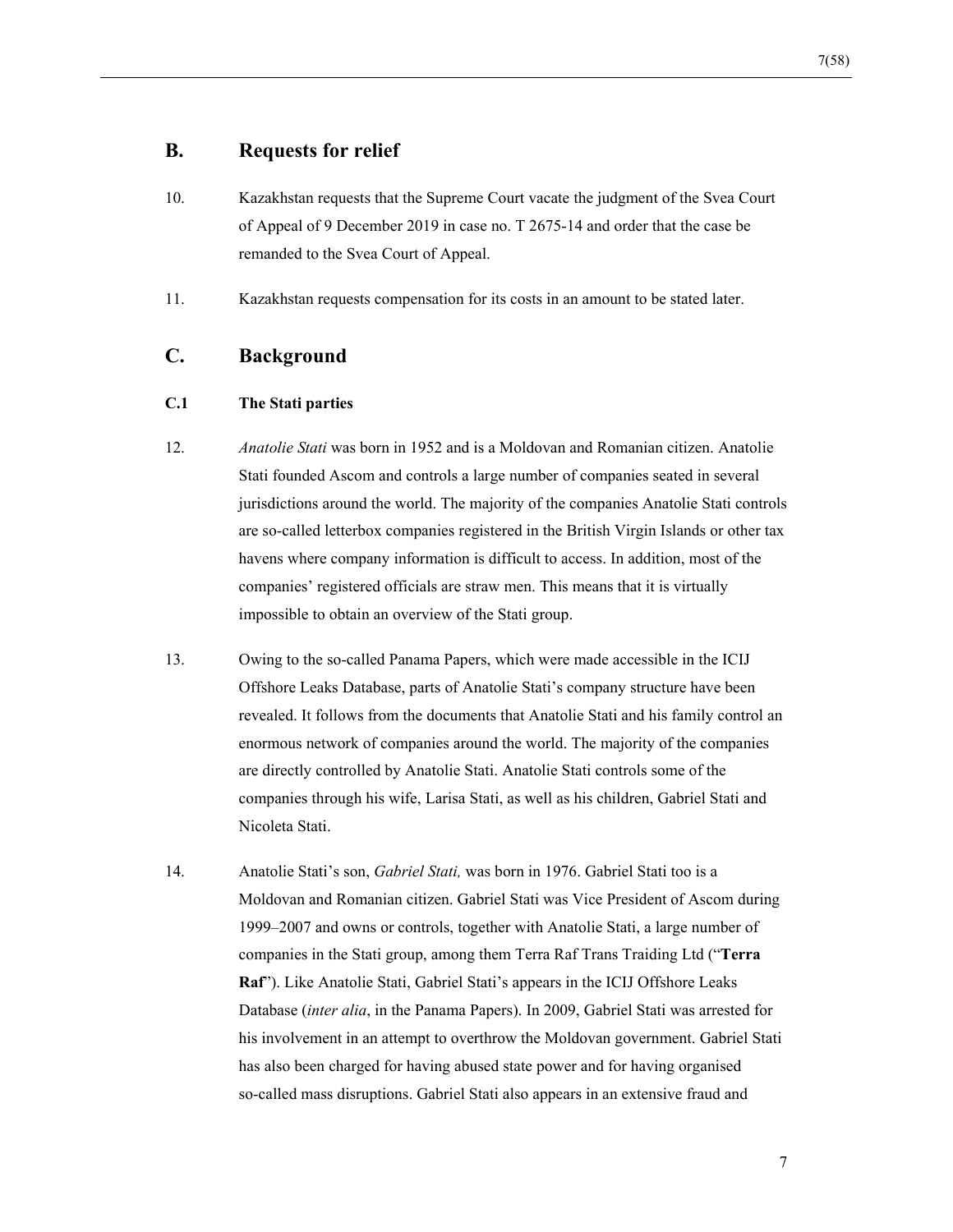## B. Requests for relief

10. Kazakhstan requests that the Supreme Court vacate the judgment of the Svea Court of Appeal of 9 December 2019 in case no. T 2675-14 and order that the case be remanded to the Svea Court of Appeal.

11. Kazakhstan requests compensation for its costs in an amount to be stated later.

## C. Background

### C.1 The Stati parties

12. *Anatolie Stati* was born in 1952 and is a Moldovan and Romanian citizen. Anatolie Stati founded Ascom and controls a large number of companies seated in several jurisdictions around the world. The majority of the companies Anatolie Stati controls are so-called letterbox companies registered in the British Virgin Islands or other tax havens where company information is difficult to access. In addition, most of the companies' registered officials are straw men. This means that it is virtually impossible to obtain an overview of the Stati group.

13. Owing to the so-called Panama Papers, which were made accessible in the ICIJ Offshore Leaks Database, parts of Anatolie Stati's company structure have been revealed. It follows from the documents that Anatolie Stati and his family control an enormous network of companies around the world. The majority of the companies are directly controlled by Anatolie Stati. Anatolie Stati controls some of the companies through his wife, Larisa Stati, as well as his children, Gabriel Stati and Nicoleta Stati.

14. Anatolie Stati's son, *Gabriel Stati,* was born in 1976. Gabriel Stati too is a Moldovan and Romanian citizen. Gabriel Stati was Vice President of Ascom during 1999–2007 and owns or controls, together with Anatolie Stati, a large number of companies in the Stati group, among them Terra Raf Trans Traiding Ltd ("**Terra Raf**"). Like Anatolie Stati, Gabriel Stati's appears in the ICIJ Offshore Leaks Database (*inter alia*, in the Panama Papers). In 2009, Gabriel Stati was arrested for his involvement in an attempt to overthrow the Moldovan government. Gabriel Stati has also been charged for having abused state power and for having organised so-called mass disruptions. Gabriel Stati also appears in an extensive fraud and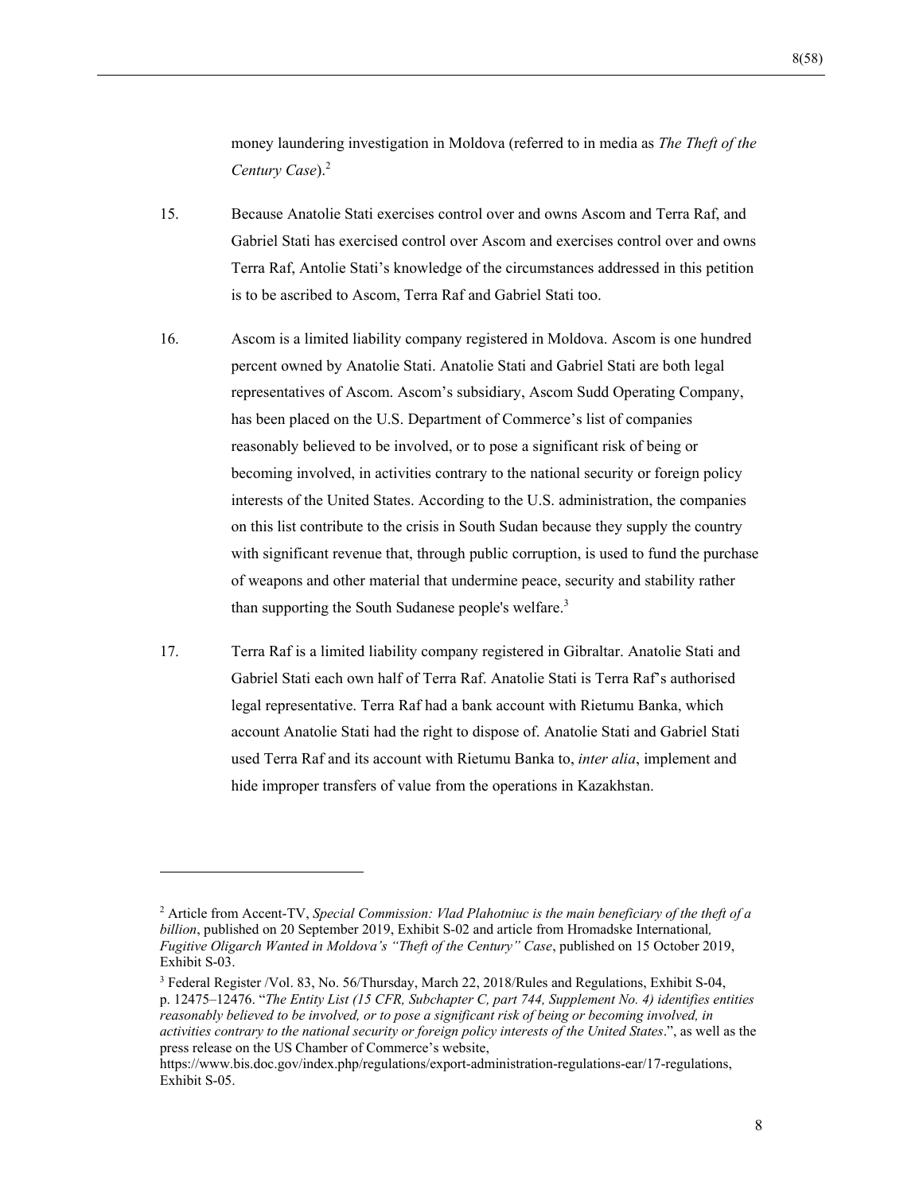money laundering investigation in Moldova (referred to in media as *The Theft of the Century Case*).[2]

15. Because Anatolie Stati exercises control over and owns Ascom and Terra Raf, and Gabriel Stati has exercised control over Ascom and exercises control over and owns Terra Raf, Antolie Stati's knowledge of the circumstances addressed in this petition is to be ascribed to Ascom, Terra Raf and Gabriel Stati too.

16. Ascom is a limited liability company registered in Moldova. Ascom is one hundred percent owned by Anatolie Stati. Anatolie Stati and Gabriel Stati are both legal representatives of Ascom. Ascom's subsidiary, Ascom Sudd Operating Company, has been placed on the U.S. Department of Commerce's list of companies reasonably believed to be involved, or to pose a significant risk of being or becoming involved, in activities contrary to the national security or foreign policy interests of the United States. According to the U.S. administration, the companies on this list contribute to the crisis in South Sudan because they supply the country with significant revenue that, through public corruption, is used to fund the purchase of weapons and other material that undermine peace, security and stability rather than supporting the South Sudanese people's welfare.[3]

17. Terra Raf is a limited liability company registered in Gibraltar. Anatolie Stati and Gabriel Stati each own half of Terra Raf. Anatolie Stati is Terra Raf's authorised legal representative. Terra Raf had a bank account with Rietumu Banka, which account Anatolie Stati had the right to dispose of. Anatolie Stati and Gabriel Stati used Terra Raf and its account with Rietumu Banka to, *inter alia*, implement and hide improper transfers of value from the operations in Kazakhstan.

---

[2] Article from Accent-TV, *Special Commission: Vlad Plahotniuc is the main beneficiary of the theft of a billion*, published on 20 September 2019, Exhibit S-02 and article from Hromadske International*, Fugitive Oligarch Wanted in Moldova's "Theft of the Century" Case*, published on 15 October 2019, Exhibit S-03.

[3] Federal Register /Vol. 83, No. 56/Thursday, March 22, 2018/Rules and Regulations, Exhibit S-04, p. 12475–12476. "*The Entity List (15 CFR, Subchapter C, part 744, Supplement No. 4) identifies entities reasonably believed to be involved, or to pose a significant risk of being or becoming involved, in activities contrary to the national security or foreign policy interests of the United States*.", as well as the press release on the US Chamber of Commerce's website, https://www.bis.doc.gov/index.php/regulations/export-administration-regulations-ear/17-regulations, Exhibit S-05.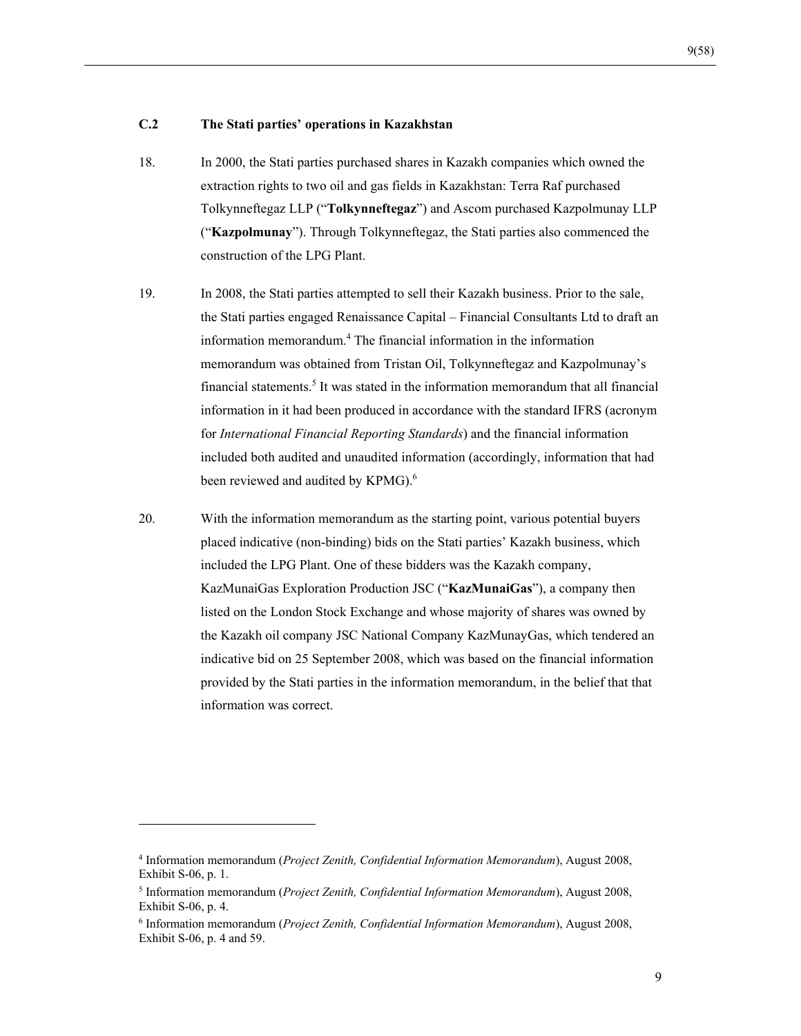### C.2 The Stati parties' operations in Kazakhstan

18. In 2000, the Stati parties purchased shares in Kazakh companies which owned the extraction rights to two oil and gas fields in Kazakhstan: Terra Raf purchased Tolkynneftegaz LLP ("**Tolkynneftegaz**") and Ascom purchased Kazpolmunay LLP ("**Kazpolmunay**"). Through Tolkynneftegaz, the Stati parties also commenced the construction of the LPG Plant.

19. In 2008, the Stati parties attempted to sell their Kazakh business. Prior to the sale, the Stati parties engaged Renaissance Capital – Financial Consultants Ltd to draft an information memorandum.[4] The financial information in the information memorandum was obtained from Tristan Oil, Tolkynneftegaz and Kazpolmunay's financial statements.[5] It was stated in the information memorandum that all financial information in it had been produced in accordance with the standard IFRS (acronym for *International Financial Reporting Standards*) and the financial information included both audited and unaudited information (accordingly, information that had been reviewed and audited by KPMG).[6]

20. With the information memorandum as the starting point, various potential buyers placed indicative (non-binding) bids on the Stati parties' Kazakh business, which included the LPG Plant. One of these bidders was the Kazakh company, KazMunaiGas Exploration Production JSC ("**KazMunaiGas**"), a company then listed on the London Stock Exchange and whose majority of shares was owned by the Kazakh oil company JSC National Company KazMunayGas, which tendered an indicative bid on 25 September 2008, which was based on the financial information provided by the Stati parties in the information memorandum, in the belief that that information was correct.

---

[4] Information memorandum (*Project Zenith, Confidential Information Memorandum*), August 2008, Exhibit S-06, p. 1.

[5] Information memorandum (*Project Zenith, Confidential Information Memorandum*), August 2008, Exhibit S-06, p. 4.

[6] Information memorandum (*Project Zenith, Confidential Information Memorandum*), August 2008, Exhibit S-06, p. 4 and 59.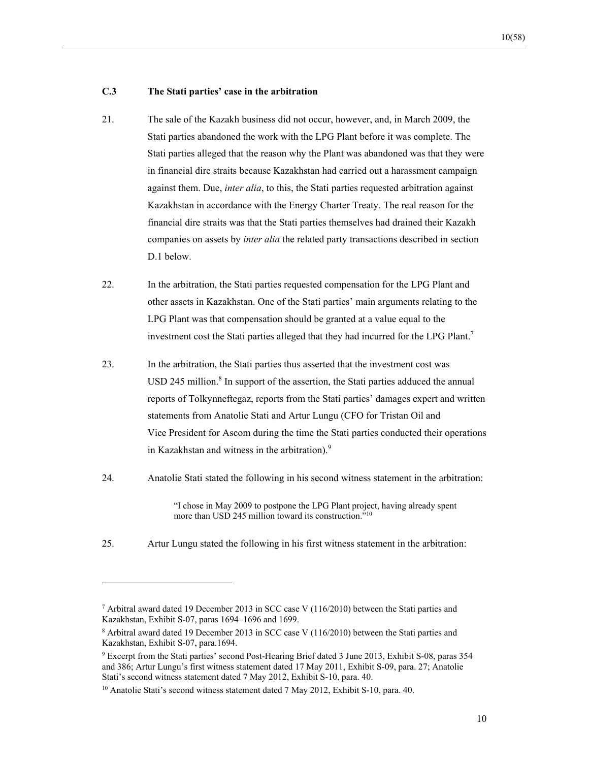### C.3 The Stati parties' case in the arbitration

21. The sale of the Kazakh business did not occur, however, and, in March 2009, the Stati parties abandoned the work with the LPG Plant before it was complete. The Stati parties alleged that the reason why the Plant was abandoned was that they were in financial dire straits because Kazakhstan had carried out a harassment campaign against them. Due, *inter alia*, to this, the Stati parties requested arbitration against Kazakhstan in accordance with the Energy Charter Treaty. The real reason for the financial dire straits was that the Stati parties themselves had drained their Kazakh companies on assets by *inter alia* the related party transactions described in section D.1 below.

22. In the arbitration, the Stati parties requested compensation for the LPG Plant and other assets in Kazakhstan. One of the Stati parties' main arguments relating to the LPG Plant was that compensation should be granted at a value equal to the investment cost the Stati parties alleged that they had incurred for the LPG Plant.[7]

23. In the arbitration, the Stati parties thus asserted that the investment cost was USD 245 million.[8] In support of the assertion, the Stati parties adduced the annual reports of Tolkynneftegaz, reports from the Stati parties' damages expert and written statements from Anatolie Stati and Artur Lungu (CFO for Tristan Oil and Vice President for Ascom during the time the Stati parties conducted their operations in Kazakhstan and witness in the arbitration).[9]

24. Anatolie Stati stated the following in his second witness statement in the arbitration:

> "I chose in May 2009 to postpone the LPG Plant project, having already spent more than USD 245 million toward its construction."[10]

25. Artur Lungu stated the following in his first witness statement in the arbitration:

---

[7] Arbitral award dated 19 December 2013 in SCC case V (116/2010) between the Stati parties and Kazakhstan, Exhibit S-07, paras 1694–1696 and 1699.

[8] Arbitral award dated 19 December 2013 in SCC case V (116/2010) between the Stati parties and Kazakhstan, Exhibit S-07, para.1694.

[9] Excerpt from the Stati parties' second Post-Hearing Brief dated 3 June 2013, Exhibit S-08, paras 354 and 386; Artur Lungu's first witness statement dated 17 May 2011, Exhibit S-09, para. 27; Anatolie Stati's second witness statement dated 7 May 2012, Exhibit S-10, para. 40.

[10] Anatolie Stati's second witness statement dated 7 May 2012, Exhibit S-10, para. 40.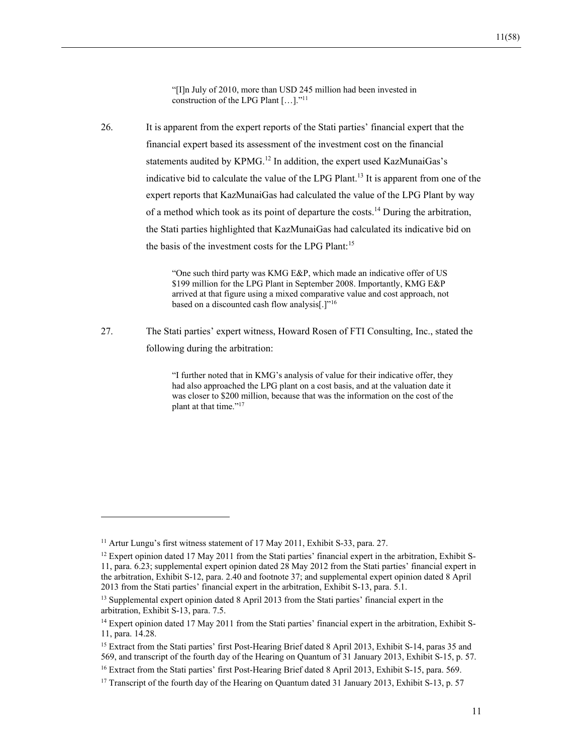> "[I]n July of 2010, more than USD 245 million had been invested in construction of the LPG Plant […]."[11]

26. It is apparent from the expert reports of the Stati parties' financial expert that the financial expert based its assessment of the investment cost on the financial statements audited by KPMG.[12] In addition, the expert used KazMunaiGas's indicative bid to calculate the value of the LPG Plant.[13] It is apparent from one of the expert reports that KazMunaiGas had calculated the value of the LPG Plant by way of a method which took as its point of departure the costs.[14] During the arbitration, the Stati parties highlighted that KazMunaiGas had calculated its indicative bid on the basis of the investment costs for the LPG Plant:[15]

> "One such third party was KMG E&P, which made an indicative offer of US $199 million for the LPG Plant in September 2008. Importantly, KMG E&P arrived at that figure using a mixed comparative value and cost approach, not based on a discounted cash flow analysis[.]"[16]

27. The Stati parties' expert witness, Howard Rosen of FTI Consulting, Inc., stated the following during the arbitration:

> "I further noted that in KMG's analysis of value for their indicative offer, they had also approached the LPG plant on a cost basis, and at the valuation date it was closer to $200 million, because that was the information on the cost of the plant at that time."[17]

---

[11] Artur Lungu's first witness statement of 17 May 2011, Exhibit S-33, para. 27.

[12] Expert opinion dated 17 May 2011 from the Stati parties' financial expert in the arbitration, Exhibit S-11, para. 6.23; supplemental expert opinion dated 28 May 2012 from the Stati parties' financial expert in the arbitration, Exhibit S-12, para. 2.40 and footnote 37; and supplemental expert opinion dated 8 April 2013 from the Stati parties' financial expert in the arbitration, Exhibit S-13, para. 5.1.

[13] Supplemental expert opinion dated 8 April 2013 from the Stati parties' financial expert in the arbitration, Exhibit S-13, para. 7.5.

[14] Expert opinion dated 17 May 2011 from the Stati parties' financial expert in the arbitration, Exhibit S-11, para. 14.28.

[15] Extract from the Stati parties' first Post-Hearing Brief dated 8 April 2013, Exhibit S-14, paras 35 and 569, and transcript of the fourth day of the Hearing on Quantum of 31 January 2013, Exhibit S-15, p. 57.

[16] Extract from the Stati parties' first Post-Hearing Brief dated 8 April 2013, Exhibit S-15, para. 569.

[17] Transcript of the fourth day of the Hearing on Quantum dated 31 January 2013, Exhibit S-13, p. 57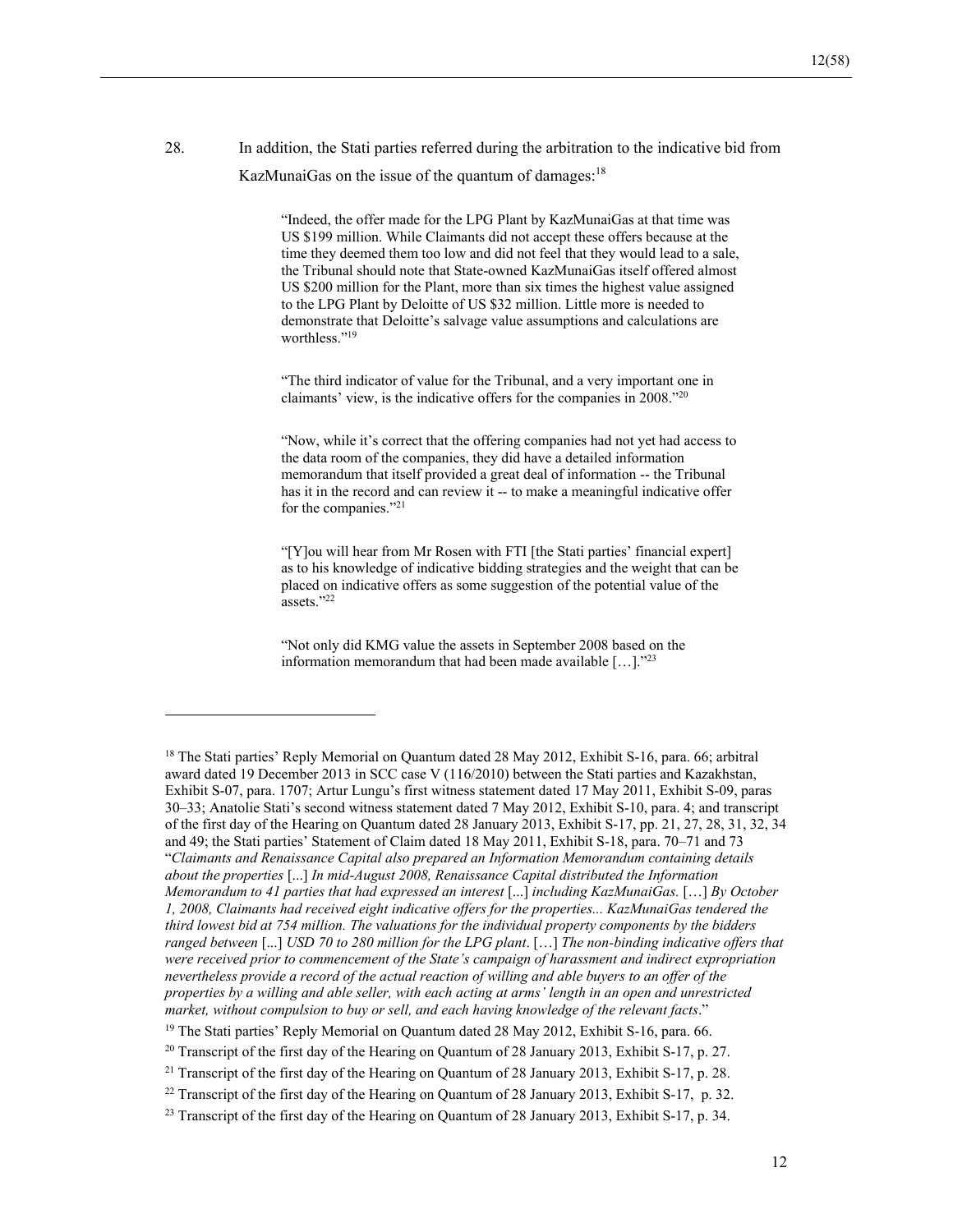28. In addition, the Stati parties referred during the arbitration to the indicative bid from KazMunaiGas on the issue of the quantum of damages:[18]

> "Indeed, the offer made for the LPG Plant by KazMunaiGas at that time was US $199 million. While Claimants did not accept these offers because at the time they deemed them too low and did not feel that they would lead to a sale, the Tribunal should note that State-owned KazMunaiGas itself offered almost US $200 million for the Plant, more than six times the highest value assigned to the LPG Plant by Deloitte of US $32 million. Little more is needed to demonstrate that Deloitte's salvage value assumptions and calculations are worthless."[19]

> "The third indicator of value for the Tribunal, and a very important one in claimants' view, is the indicative offers for the companies in 2008."[20]

> "Now, while it's correct that the offering companies had not yet had access to the data room of the companies, they did have a detailed information memorandum that itself provided a great deal of information -- the Tribunal has it in the record and can review it -- to make a meaningful indicative offer for the companies."[21]

> "[Y]ou will hear from Mr Rosen with FTI [the Stati parties' financial expert] as to his knowledge of indicative bidding strategies and the weight that can be placed on indicative offers as some suggestion of the potential value of the assets."[22]

> "Not only did KMG value the assets in September 2008 based on the information memorandum that had been made available […]."[23]

---

[18] The Stati parties' Reply Memorial on Quantum dated 28 May 2012, Exhibit S-16, para. 66; arbitral award dated 19 December 2013 in SCC case V (116/2010) between the Stati parties and Kazakhstan, Exhibit S-07, para. 1707; Artur Lungu's first witness statement dated 17 May 2011, Exhibit S-09, paras 30–33; Anatolie Stati's second witness statement dated 7 May 2012, Exhibit S-10, para. 4; and transcript of the first day of the Hearing on Quantum dated 28 January 2013, Exhibit S-17, pp. 21, 27, 28, 31, 32, 34 and 49; the Stati parties' Statement of Claim dated 18 May 2011, Exhibit S-18, para. 70–71 and 73 "*Claimants and Renaissance Capital also prepared an Information Memorandum containing details about the properties* [...] *In mid-August 2008, Renaissance Capital distributed the Information Memorandum to 41 parties that had expressed an interest* [...] *including KazMunaiGas.* […] *By October 1, 2008, Claimants had received eight indicative offers for the properties... KazMunaiGas tendered the third lowest bid at 754 million. The valuations for the individual property components by the bidders ranged between* [...] *USD 70 to 280 million for the LPG plant*. […] *The non-binding indicative offers that were received prior to commencement of the State's campaign of harassment and indirect expropriation nevertheless provide a record of the actual reaction of willing and able buyers to an offer of the properties by a willing and able seller, with each acting at arms' length in an open and unrestricted market, without compulsion to buy or sell, and each having knowledge of the relevant facts*."

[19] The Stati parties' Reply Memorial on Quantum dated 28 May 2012, Exhibit S-16, para. 66.

[20] Transcript of the first day of the Hearing on Quantum of 28 January 2013, Exhibit S-17, p. 27.

[21] Transcript of the first day of the Hearing on Quantum of 28 January 2013, Exhibit S-17, p. 28.

[22] Transcript of the first day of the Hearing on Quantum of 28 January 2013, Exhibit S-17, p. 32.

[23] Transcript of the first day of the Hearing on Quantum of 28 January 2013, Exhibit S-17, p. 34.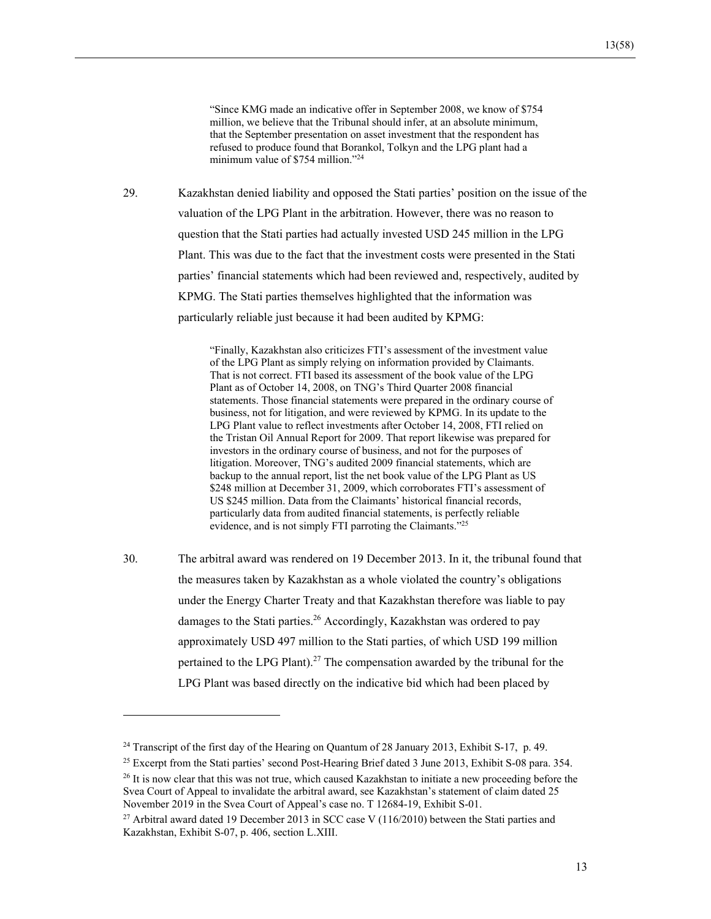> "Since KMG made an indicative offer in September 2008, we know of $754 million, we believe that the Tribunal should infer, at an absolute minimum, that the September presentation on asset investment that the respondent has refused to produce found that Borankol, Tolkyn and the LPG plant had a minimum value of $754 million."[24]

29. Kazakhstan denied liability and opposed the Stati parties' position on the issue of the valuation of the LPG Plant in the arbitration. However, there was no reason to question that the Stati parties had actually invested USD 245 million in the LPG Plant. This was due to the fact that the investment costs were presented in the Stati parties' financial statements which had been reviewed and, respectively, audited by KPMG. The Stati parties themselves highlighted that the information was particularly reliable just because it had been audited by KPMG:

> "Finally, Kazakhstan also criticizes FTI's assessment of the investment value of the LPG Plant as simply relying on information provided by Claimants. That is not correct. FTI based its assessment of the book value of the LPG Plant as of October 14, 2008, on TNG's Third Quarter 2008 financial statements. Those financial statements were prepared in the ordinary course of business, not for litigation, and were reviewed by KPMG. In its update to the LPG Plant value to reflect investments after October 14, 2008, FTI relied on the Tristan Oil Annual Report for 2009. That report likewise was prepared for investors in the ordinary course of business, and not for the purposes of litigation. Moreover, TNG's audited 2009 financial statements, which are backup to the annual report, list the net book value of the LPG Plant as US $248 million at December 31, 2009, which corroborates FTI's assessment of US $245 million. Data from the Claimants' historical financial records, particularly data from audited financial statements, is perfectly reliable evidence, and is not simply FTI parroting the Claimants."[25]

30. The arbitral award was rendered on 19 December 2013. In it, the tribunal found that the measures taken by Kazakhstan as a whole violated the country's obligations under the Energy Charter Treaty and that Kazakhstan therefore was liable to pay damages to the Stati parties.[26] Accordingly, Kazakhstan was ordered to pay approximately USD 497 million to the Stati parties, of which USD 199 million pertained to the LPG Plant).[27] The compensation awarded by the tribunal for the LPG Plant was based directly on the indicative bid which had been placed by

---

[24] Transcript of the first day of the Hearing on Quantum of 28 January 2013, Exhibit S-17, p. 49.

[25] Excerpt from the Stati parties' second Post-Hearing Brief dated 3 June 2013, Exhibit S-08 para. 354.

[26] It is now clear that this was not true, which caused Kazakhstan to initiate a new proceeding before the Svea Court of Appeal to invalidate the arbitral award, see Kazakhstan's statement of claim dated 25 November 2019 in the Svea Court of Appeal's case no. T 12684-19, Exhibit S-01.

[27] Arbitral award dated 19 December 2013 in SCC case V (116/2010) between the Stati parties and Kazakhstan, Exhibit S-07, p. 406, section L.XIII.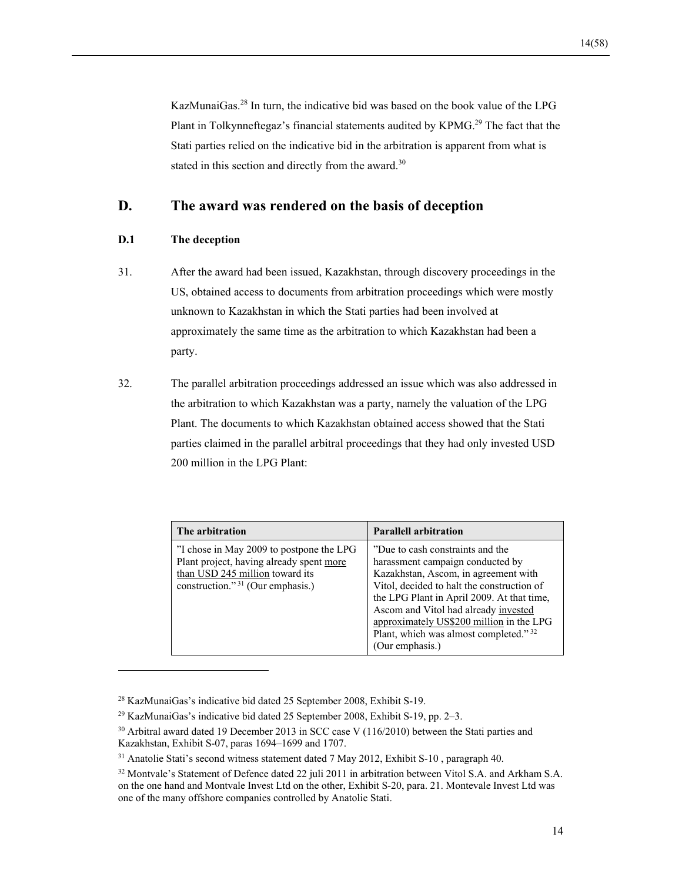KazMunaiGas.[28] In turn, the indicative bid was based on the book value of the LPG Plant in Tolkynneftegaz's financial statements audited by KPMG.[29] The fact that the Stati parties relied on the indicative bid in the arbitration is apparent from what is stated in this section and directly from the award.[30]

## D. The award was rendered on the basis of deception

### D.1 The deception

31. After the award had been issued, Kazakhstan, through discovery proceedings in the US, obtained access to documents from arbitration proceedings which were mostly unknown to Kazakhstan in which the Stati parties had been involved at approximately the same time as the arbitration to which Kazakhstan had been a party.

32. The parallel arbitration proceedings addressed an issue which was also addressed in the arbitration to which Kazakhstan was a party, namely the valuation of the LPG Plant. The documents to which Kazakhstan obtained access showed that the Stati parties claimed in the parallel arbitral proceedings that they had only invested USD 200 million in the LPG Plant:

| The arbitration | Parallell arbitration |
|---|---|
| "I chose in May 2009 to postpone the LPG Plant project, having already spent <u>more than USD 245 million</u> toward its construction."[31] (Our emphasis.) | "Due to cash constraints and the harassment campaign conducted by Kazakhstan, Ascom, in agreement with Vitol, decided to halt the construction of the LPG Plant in April 2009. At that time, Ascom and Vitol had already <u>invested approximately US$200 million</u> in the LPG Plant, which was almost completed."[32] (Our emphasis.) |

---

[28] KazMunaiGas's indicative bid dated 25 September 2008, Exhibit S-19.

[29] KazMunaiGas's indicative bid dated 25 September 2008, Exhibit S-19, pp. 2–3.

[30] Arbitral award dated 19 December 2013 in SCC case V (116/2010) between the Stati parties and Kazakhstan, Exhibit S-07, paras 1694–1699 and 1707.

[31] Anatolie Stati's second witness statement dated 7 May 2012, Exhibit S-10 , paragraph 40.

[32] Montvale's Statement of Defence dated 22 juli 2011 in arbitration between Vitol S.A. and Arkham S.A. on the one hand and Montvale Invest Ltd on the other, Exhibit S-20, para. 21. Montevale Invest Ltd was one of the many offshore companies controlled by Anatolie Stati.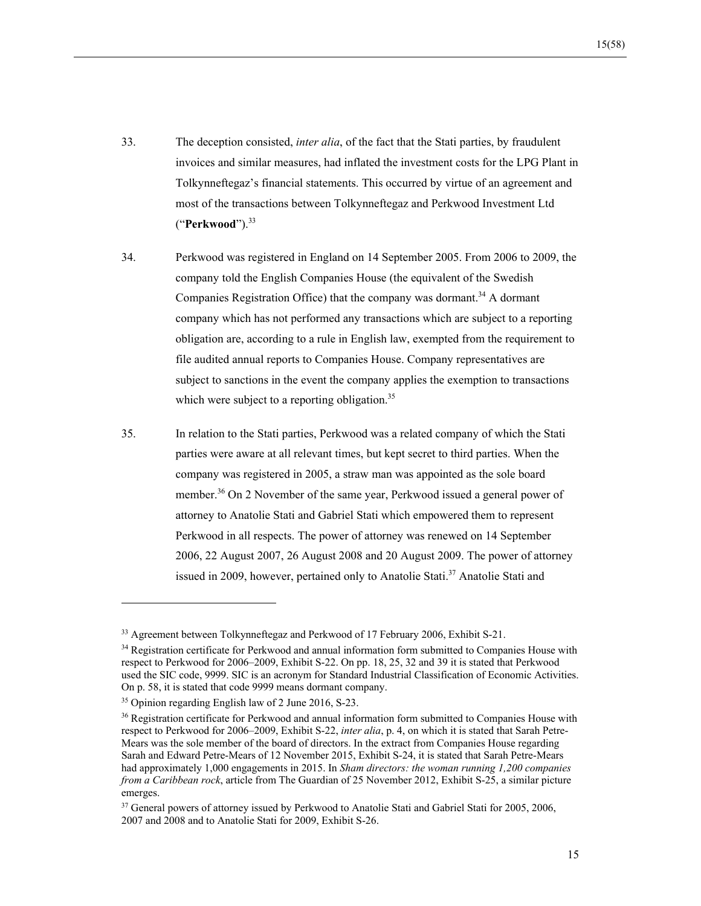33. The deception consisted, *inter alia*, of the fact that the Stati parties, by fraudulent invoices and similar measures, had inflated the investment costs for the LPG Plant in Tolkynneftegaz's financial statements. This occurred by virtue of an agreement and most of the transactions between Tolkynneftegaz and Perkwood Investment Ltd ("**Perkwood**").[33]

34. Perkwood was registered in England on 14 September 2005. From 2006 to 2009, the company told the English Companies House (the equivalent of the Swedish Companies Registration Office) that the company was dormant.[34] A dormant company which has not performed any transactions which are subject to a reporting obligation are, according to a rule in English law, exempted from the requirement to file audited annual reports to Companies House. Company representatives are subject to sanctions in the event the company applies the exemption to transactions which were subject to a reporting obligation.[35]

35. In relation to the Stati parties, Perkwood was a related company of which the Stati parties were aware at all relevant times, but kept secret to third parties. When the company was registered in 2005, a straw man was appointed as the sole board member.[36] On 2 November of the same year, Perkwood issued a general power of attorney to Anatolie Stati and Gabriel Stati which empowered them to represent Perkwood in all respects. The power of attorney was renewed on 14 September 2006, 22 August 2007, 26 August 2008 and 20 August 2009. The power of attorney issued in 2009, however, pertained only to Anatolie Stati.[37] Anatolie Stati and

---

[33] Agreement between Tolkynneftegaz and Perkwood of 17 February 2006, Exhibit S-21.

[34] Registration certificate for Perkwood and annual information form submitted to Companies House with respect to Perkwood for 2006–2009, Exhibit S-22. On pp. 18, 25, 32 and 39 it is stated that Perkwood used the SIC code, 9999. SIC is an acronym for Standard Industrial Classification of Economic Activities. On p. 58, it is stated that code 9999 means dormant company.

[35] Opinion regarding English law of 2 June 2016, S-23.

[36] Registration certificate for Perkwood and annual information form submitted to Companies House with respect to Perkwood for 2006–2009, Exhibit S-22, *inter alia*, p. 4, on which it is stated that Sarah Petre-Mears was the sole member of the board of directors. In the extract from Companies House regarding Sarah and Edward Petre-Mears of 12 November 2015, Exhibit S-24, it is stated that Sarah Petre-Mears had approximately 1,000 engagements in 2015. In *Sham directors: the woman running 1,200 companies from a Caribbean rock*, article from The Guardian of 25 November 2012, Exhibit S-25, a similar picture emerges.

[37] General powers of attorney issued by Perkwood to Anatolie Stati and Gabriel Stati for 2005, 2006, 2007 and 2008 and to Anatolie Stati for 2009, Exhibit S-26.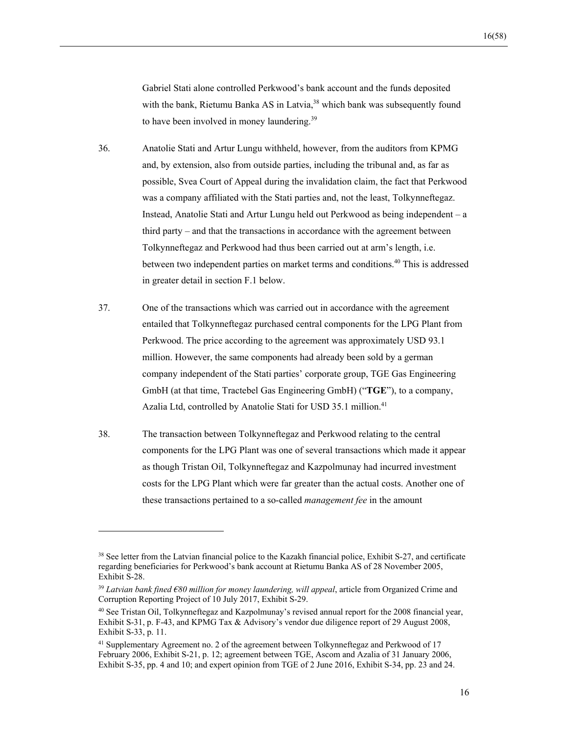Gabriel Stati alone controlled Perkwood's bank account and the funds deposited with the bank, Rietumu Banka AS in Latvia,[38] which bank was subsequently found to have been involved in money laundering.[39]

36. Anatolie Stati and Artur Lungu withheld, however, from the auditors from KPMG and, by extension, also from outside parties, including the tribunal and, as far as possible, Svea Court of Appeal during the invalidation claim, the fact that Perkwood was a company affiliated with the Stati parties and, not the least, Tolkynneftegaz. Instead, Anatolie Stati and Artur Lungu held out Perkwood as being independent – a third party – and that the transactions in accordance with the agreement between Tolkynneftegaz and Perkwood had thus been carried out at arm's length, i.e. between two independent parties on market terms and conditions.[40] This is addressed in greater detail in section F.1 below.

37. One of the transactions which was carried out in accordance with the agreement entailed that Tolkynneftegaz purchased central components for the LPG Plant from Perkwood. The price according to the agreement was approximately USD 93.1 million. However, the same components had already been sold by a german company independent of the Stati parties' corporate group, TGE Gas Engineering GmbH (at that time, Tractebel Gas Engineering GmbH) ("**TGE**"), to a company, Azalia Ltd, controlled by Anatolie Stati for USD 35.1 million.[41]

38. The transaction between Tolkynneftegaz and Perkwood relating to the central components for the LPG Plant was one of several transactions which made it appear as though Tristan Oil, Tolkynneftegaz and Kazpolmunay had incurred investment costs for the LPG Plant which were far greater than the actual costs. Another one of these transactions pertained to a so-called *management fee* in the amount

---

[38] See letter from the Latvian financial police to the Kazakh financial police, Exhibit S-27, and certificate regarding beneficiaries for Perkwood's bank account at Rietumu Banka AS of 28 November 2005, Exhibit S-28.

[39] *Latvian bank fined €80 million for money laundering, will appeal*, article from Organized Crime and Corruption Reporting Project of 10 July 2017, Exhibit S-29.

[40] See Tristan Oil, Tolkynneftegaz and Kazpolmunay's revised annual report for the 2008 financial year, Exhibit S-31, p. F-43, and KPMG Tax & Advisory's vendor due diligence report of 29 August 2008, Exhibit S-33, p. 11.

[41] Supplementary Agreement no. 2 of the agreement between Tolkynneftegaz and Perkwood of 17 February 2006, Exhibit S-21, p. 12; agreement between TGE, Ascom and Azalia of 31 January 2006, Exhibit S-35, pp. 4 and 10; and expert opinion from TGE of 2 June 2016, Exhibit S-34, pp. 23 and 24.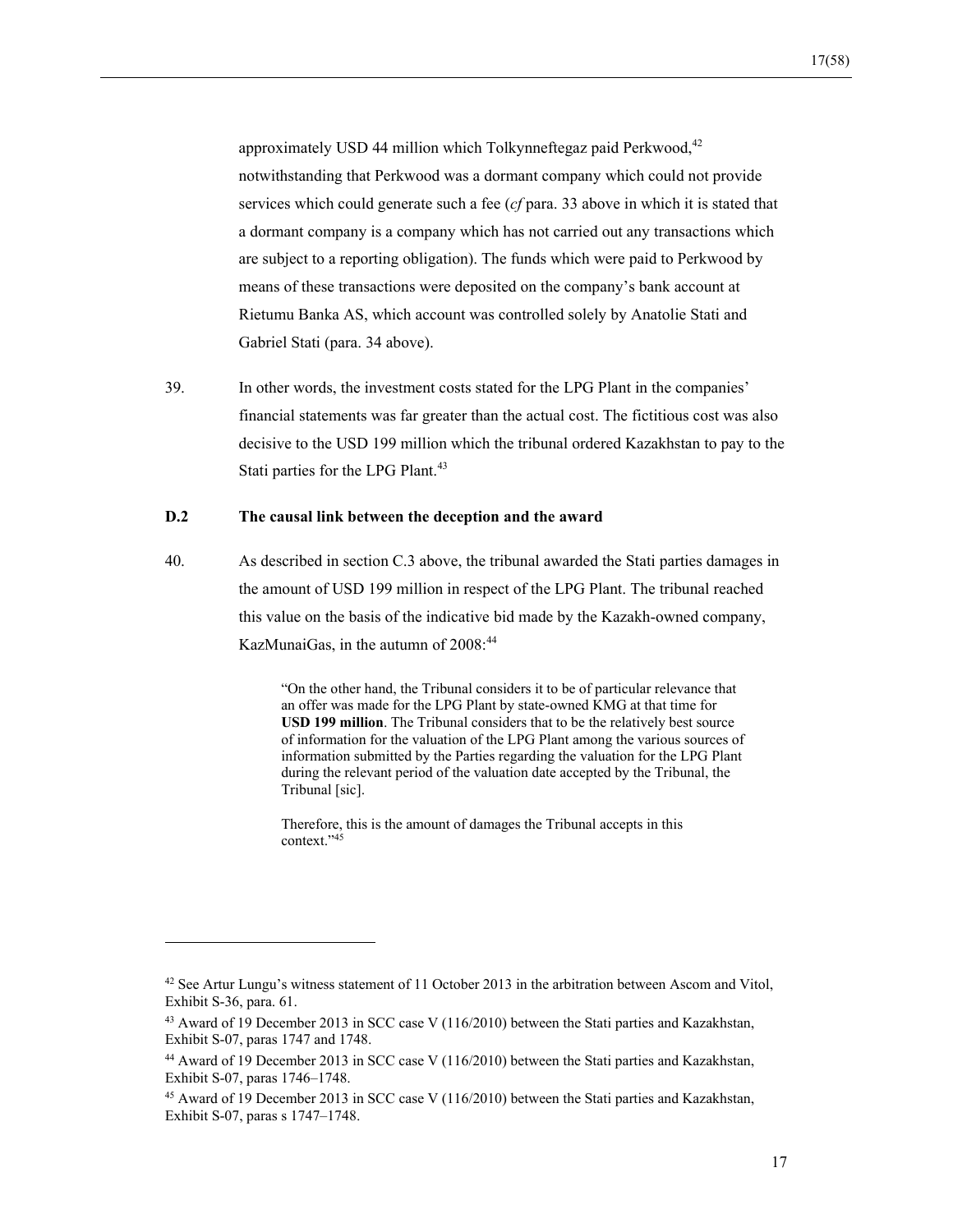approximately USD 44 million which Tolkynneftegaz paid Perkwood,[42] notwithstanding that Perkwood was a dormant company which could not provide services which could generate such a fee (*cf* para. 33 above in which it is stated that a dormant company is a company which has not carried out any transactions which are subject to a reporting obligation). The funds which were paid to Perkwood by means of these transactions were deposited on the company's bank account at Rietumu Banka AS, which account was controlled solely by Anatolie Stati and Gabriel Stati (para. 34 above).

39. In other words, the investment costs stated for the LPG Plant in the companies' financial statements was far greater than the actual cost. The fictitious cost was also decisive to the USD 199 million which the tribunal ordered Kazakhstan to pay to the Stati parties for the LPG Plant.[43]

### D.2 The causal link between the deception and the award

40. As described in section C.3 above, the tribunal awarded the Stati parties damages in the amount of USD 199 million in respect of the LPG Plant. The tribunal reached this value on the basis of the indicative bid made by the Kazakh-owned company, KazMunaiGas, in the autumn of 2008:[44]

> "On the other hand, the Tribunal considers it to be of particular relevance that an offer was made for the LPG Plant by state-owned KMG at that time for **USD 199 million**. The Tribunal considers that to be the relatively best source of information for the valuation of the LPG Plant among the various sources of information submitted by the Parties regarding the valuation for the LPG Plant during the relevant period of the valuation date accepted by the Tribunal, the Tribunal [sic].
>
> Therefore, this is the amount of damages the Tribunal accepts in this context."[45]

---

[42] See Artur Lungu's witness statement of 11 October 2013 in the arbitration between Ascom and Vitol, Exhibit S-36, para. 61.

[43] Award of 19 December 2013 in SCC case V (116/2010) between the Stati parties and Kazakhstan, Exhibit S-07, paras 1747 and 1748.

[44] Award of 19 December 2013 in SCC case V (116/2010) between the Stati parties and Kazakhstan, Exhibit S-07, paras 1746–1748.

[45] Award of 19 December 2013 in SCC case V (116/2010) between the Stati parties and Kazakhstan, Exhibit S-07, paras s 1747–1748.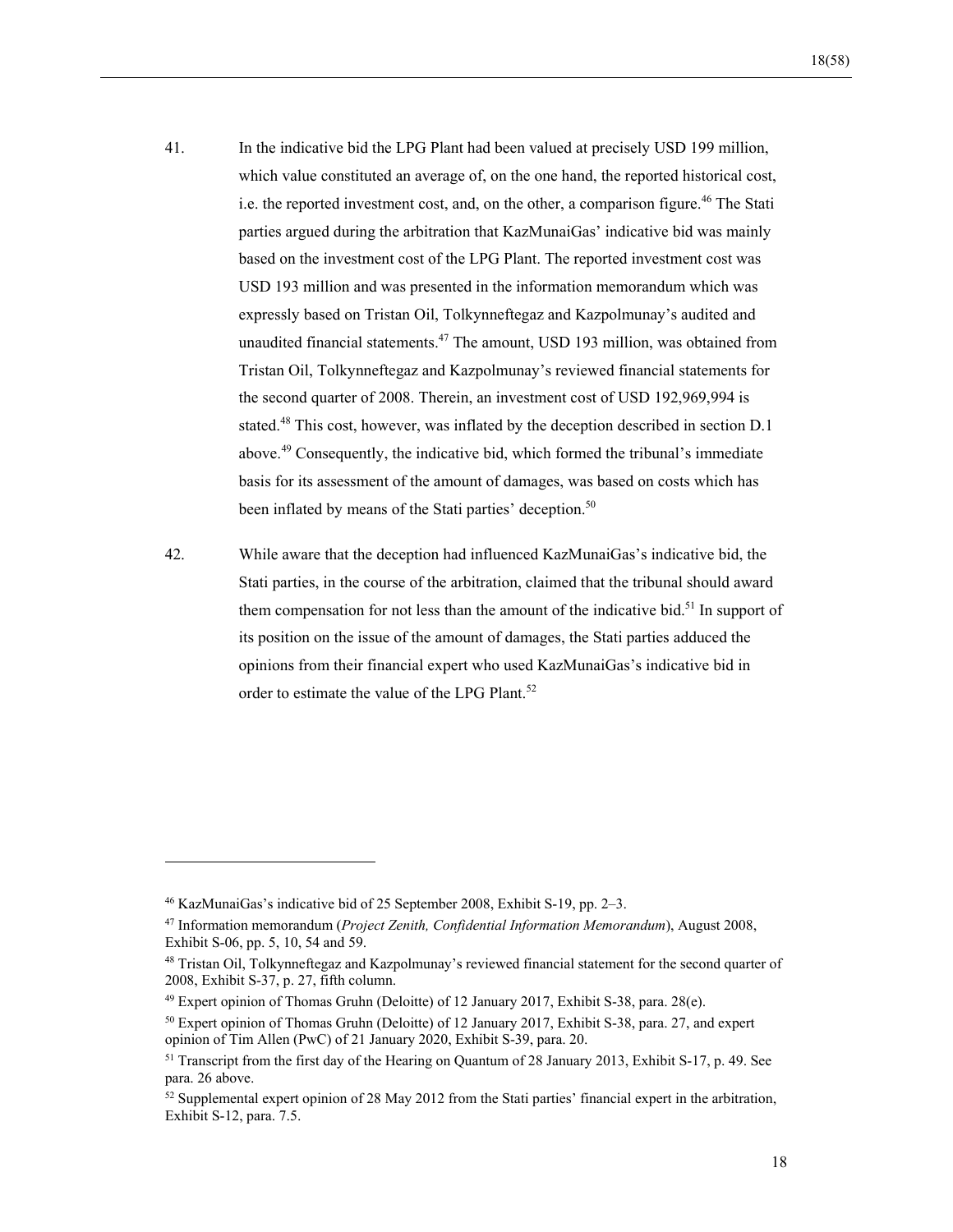41. In the indicative bid the LPG Plant had been valued at precisely USD 199 million, which value constituted an average of, on the one hand, the reported historical cost, i.e. the reported investment cost, and, on the other, a comparison figure.[46] The Stati parties argued during the arbitration that KazMunaiGas' indicative bid was mainly based on the investment cost of the LPG Plant. The reported investment cost was USD 193 million and was presented in the information memorandum which was expressly based on Tristan Oil, Tolkynneftegaz and Kazpolmunay's audited and unaudited financial statements.[47] The amount, USD 193 million, was obtained from Tristan Oil, Tolkynneftegaz and Kazpolmunay's reviewed financial statements for the second quarter of 2008. Therein, an investment cost of USD 192,969,994 is stated.[48] This cost, however, was inflated by the deception described in section D.1 above.[49] Consequently, the indicative bid, which formed the tribunal's immediate basis for its assessment of the amount of damages, was based on costs which has been inflated by means of the Stati parties' deception.[50]

42. While aware that the deception had influenced KazMunaiGas's indicative bid, the Stati parties, in the course of the arbitration, claimed that the tribunal should award them compensation for not less than the amount of the indicative bid.[51] In support of its position on the issue of the amount of damages, the Stati parties adduced the opinions from their financial expert who used KazMunaiGas's indicative bid in order to estimate the value of the LPG Plant.[52]

---

[46] KazMunaiGas's indicative bid of 25 September 2008, Exhibit S-19, pp. 2–3.

[47] Information memorandum (*Project Zenith, Confidential Information Memorandum*), August 2008, Exhibit S-06, pp. 5, 10, 54 and 59.

[48] Tristan Oil, Tolkynneftegaz and Kazpolmunay's reviewed financial statement for the second quarter of 2008, Exhibit S-37, p. 27, fifth column.

[49] Expert opinion of Thomas Gruhn (Deloitte) of 12 January 2017, Exhibit S-38, para. 28(e).

[50] Expert opinion of Thomas Gruhn (Deloitte) of 12 January 2017, Exhibit S-38, para. 27, and expert opinion of Tim Allen (PwC) of 21 January 2020, Exhibit S-39, para. 20.

[51] Transcript from the first day of the Hearing on Quantum of 28 January 2013, Exhibit S-17, p. 49. See para. 26 above.

[52] Supplemental expert opinion of 28 May 2012 from the Stati parties' financial expert in the arbitration, Exhibit S-12, para. 7.5.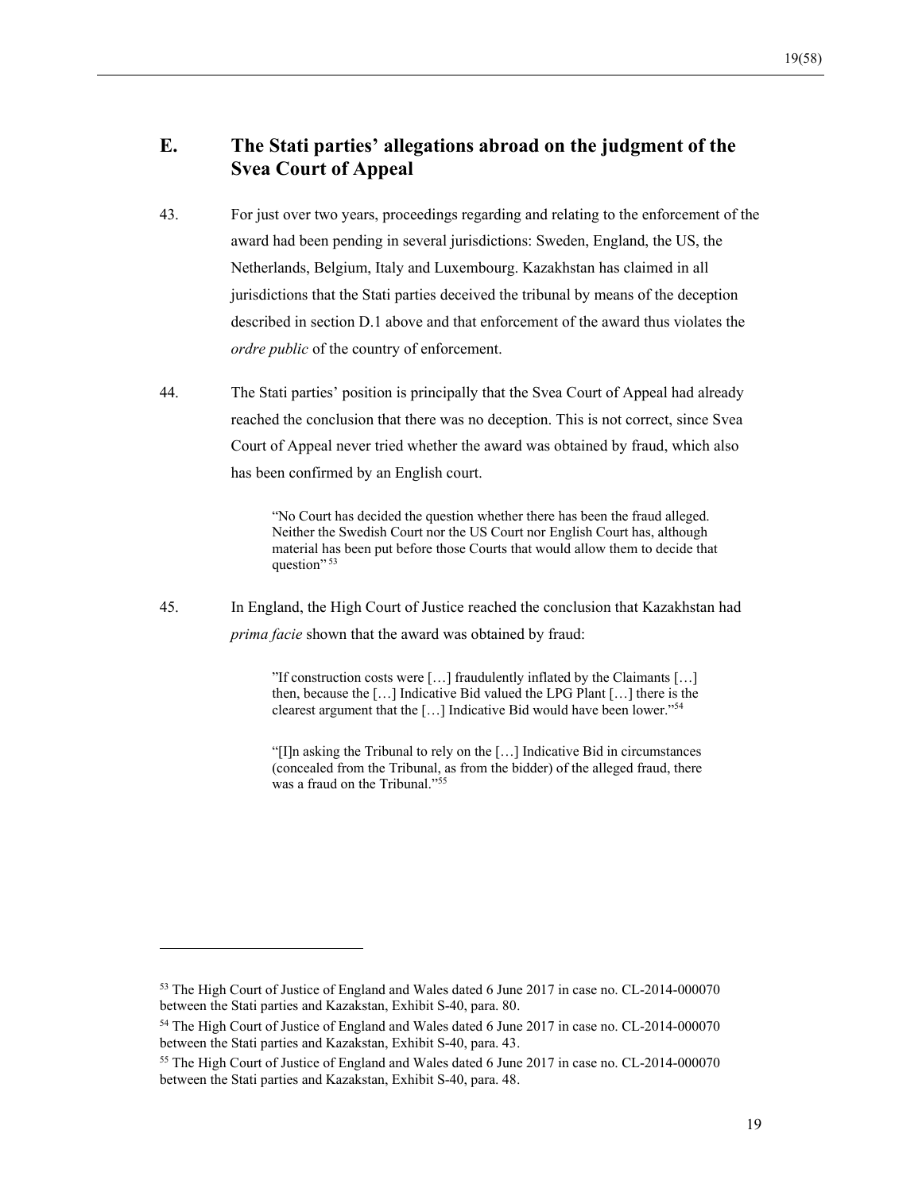## E. The Stati parties' allegations abroad on the judgment of the Svea Court of Appeal

43. For just over two years, proceedings regarding and relating to the enforcement of the award had been pending in several jurisdictions: Sweden, England, the US, the Netherlands, Belgium, Italy and Luxembourg. Kazakhstan has claimed in all jurisdictions that the Stati parties deceived the tribunal by means of the deception described in section D.1 above and that enforcement of the award thus violates the *ordre public* of the country of enforcement.

44. The Stati parties' position is principally that the Svea Court of Appeal had already reached the conclusion that there was no deception. This is not correct, since Svea Court of Appeal never tried whether the award was obtained by fraud, which also has been confirmed by an English court.

> "No Court has decided the question whether there has been the fraud alleged. Neither the Swedish Court nor the US Court nor English Court has, although material has been put before those Courts that would allow them to decide that question" [53]

45. In England, the High Court of Justice reached the conclusion that Kazakhstan had *prima facie* shown that the award was obtained by fraud:

> "If construction costs were […] fraudulently inflated by the Claimants […] then, because the […] Indicative Bid valued the LPG Plant […] there is the clearest argument that the […] Indicative Bid would have been lower."[54]

> "[I]n asking the Tribunal to rely on the […] Indicative Bid in circumstances (concealed from the Tribunal, as from the bidder) of the alleged fraud, there was a fraud on the Tribunal."[55]

---

[53] The High Court of Justice of England and Wales dated 6 June 2017 in case no. CL-2014-000070 between the Stati parties and Kazakstan, Exhibit S-40, para. 80.

[54] The High Court of Justice of England and Wales dated 6 June 2017 in case no. CL-2014-000070 between the Stati parties and Kazakstan, Exhibit S-40, para. 43.

[55] The High Court of Justice of England and Wales dated 6 June 2017 in case no. CL-2014-000070 between the Stati parties and Kazakstan, Exhibit S-40, para. 48.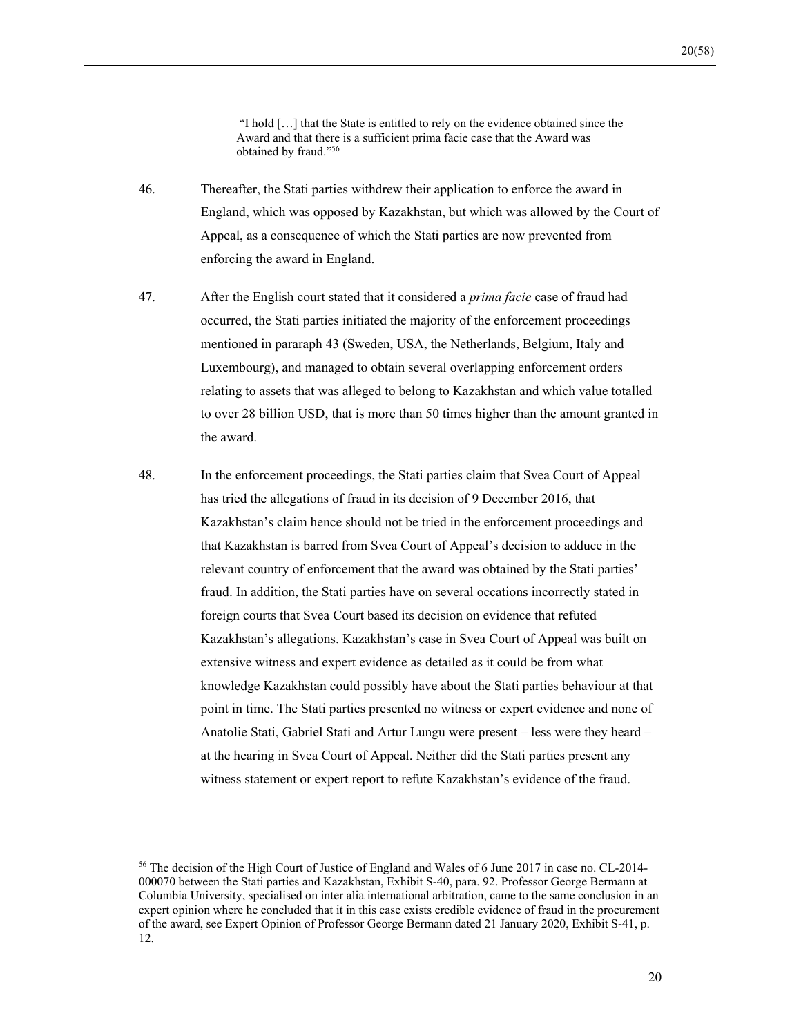> "I hold […] that the State is entitled to rely on the evidence obtained since the Award and that there is a sufficient prima facie case that the Award was obtained by fraud."[56]

46. Thereafter, the Stati parties withdrew their application to enforce the award in England, which was opposed by Kazakhstan, but which was allowed by the Court of Appeal, as a consequence of which the Stati parties are now prevented from enforcing the award in England.

47. After the English court stated that it considered a *prima facie* case of fraud had occurred, the Stati parties initiated the majority of the enforcement proceedings mentioned in pararaph 43 (Sweden, USA, the Netherlands, Belgium, Italy and Luxembourg), and managed to obtain several overlapping enforcement orders relating to assets that was alleged to belong to Kazakhstan and which value totalled to over 28 billion USD, that is more than 50 times higher than the amount granted in the award.

48. In the enforcement proceedings, the Stati parties claim that Svea Court of Appeal has tried the allegations of fraud in its decision of 9 December 2016, that Kazakhstan's claim hence should not be tried in the enforcement proceedings and that Kazakhstan is barred from Svea Court of Appeal's decision to adduce in the relevant country of enforcement that the award was obtained by the Stati parties' fraud. In addition, the Stati parties have on several occasions incorrectly stated in foreign courts that Svea Court based its decision on evidence that refuted Kazakhstan's allegations. Kazakhstan's case in Svea Court of Appeal was built on extensive witness and expert evidence as detailed as it could be from what knowledge Kazakhstan could possibly have about the Stati parties behaviour at that point in time. The Stati parties presented no witness or expert evidence and none of Anatolie Stati, Gabriel Stati and Artur Lungu were present – less were they heard – at the hearing in Svea Court of Appeal. Neither did the Stati parties present any witness statement or expert report to refute Kazakhstan's evidence of the fraud.

---

[56] The decision of the High Court of Justice of England and Wales of 6 June 2017 in case no. CL-2014-000070 between the Stati parties and Kazakhstan, Exhibit S-40, para. 92. Professor George Bermann at Columbia University, specialised on inter alia international arbitration, came to the same conclusion in an expert opinion where he concluded that it in this case exists credible evidence of fraud in the procurement of the award, see Expert Opinion of Professor George Bermann dated 21 January 2020, Exhibit S-41, p. 12.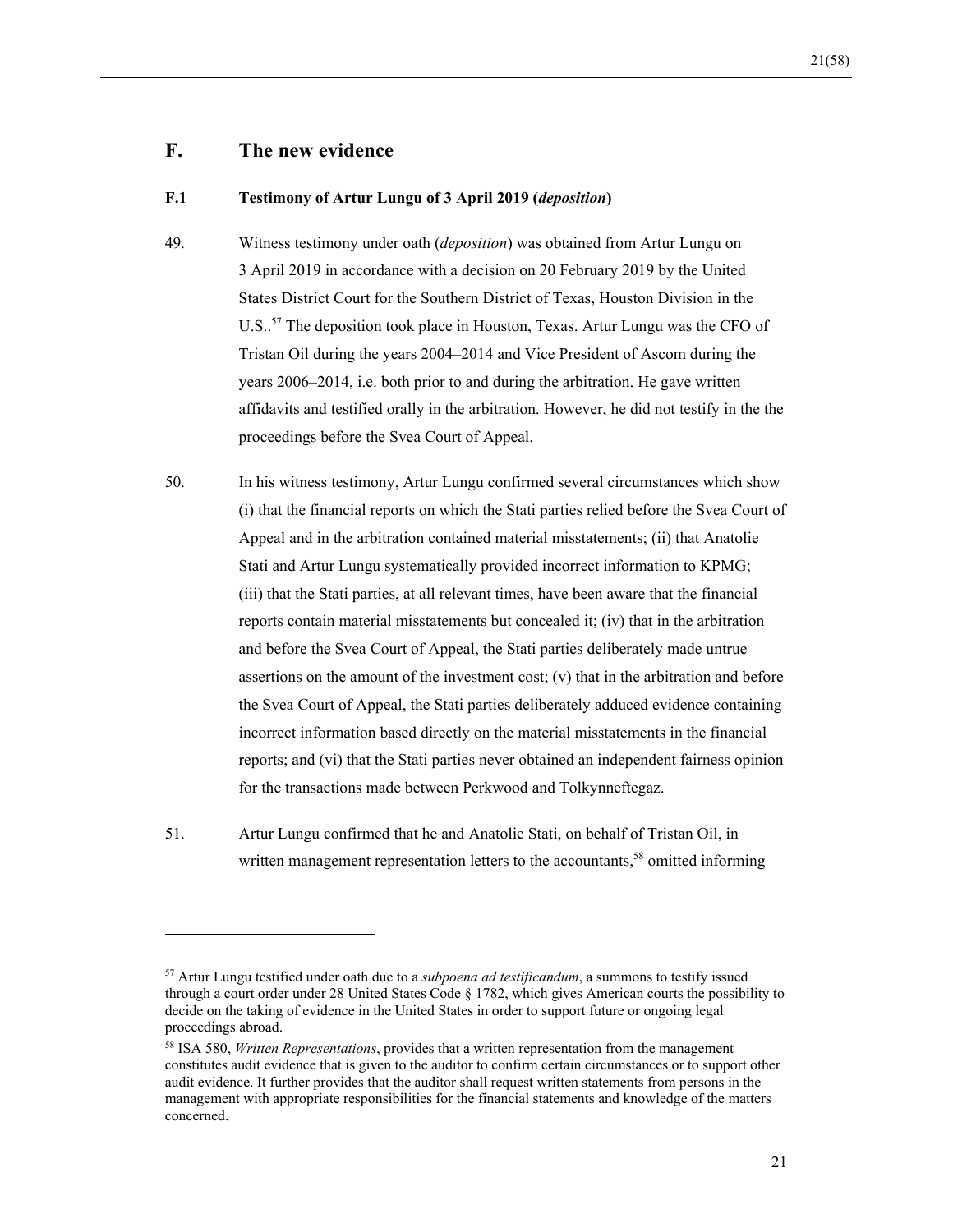## F. The new evidence

### F.1 Testimony of Artur Lungu of 3 April 2019 (*deposition*)

49. Witness testimony under oath (*deposition*) was obtained from Artur Lungu on 3 April 2019 in accordance with a decision on 20 February 2019 by the United States District Court for the Southern District of Texas, Houston Division in the U.S..[57] The deposition took place in Houston, Texas. Artur Lungu was the CFO of Tristan Oil during the years 2004–2014 and Vice President of Ascom during the years 2006–2014, i.e. both prior to and during the arbitration. He gave written affidavits and testified orally in the arbitration. However, he did not testify in the the proceedings before the Svea Court of Appeal.

50. In his witness testimony, Artur Lungu confirmed several circumstances which show (i) that the financial reports on which the Stati parties relied before the Svea Court of Appeal and in the arbitration contained material misstatements; (ii) that Anatolie Stati and Artur Lungu systematically provided incorrect information to KPMG; (iii) that the Stati parties, at all relevant times, have been aware that the financial reports contain material misstatements but concealed it; (iv) that in the arbitration and before the Svea Court of Appeal, the Stati parties deliberately made untrue assertions on the amount of the investment cost; (v) that in the arbitration and before the Svea Court of Appeal, the Stati parties deliberately adduced evidence containing incorrect information based directly on the material misstatements in the financial reports; and (vi) that the Stati parties never obtained an independent fairness opinion for the transactions made between Perkwood and Tolkynneftegaz.

51. Artur Lungu confirmed that he and Anatolie Stati, on behalf of Tristan Oil, in written management representation letters to the accountants,[58] omitted informing

---

[57] Artur Lungu testified under oath due to a *subpoena ad testificandum*, a summons to testify issued through a court order under 28 United States Code § 1782, which gives American courts the possibility to decide on the taking of evidence in the United States in order to support future or ongoing legal proceedings abroad.

[58] ISA 580, *Written Representations*, provides that a written representation from the management constitutes audit evidence that is given to the auditor to confirm certain circumstances or to support other audit evidence. It further provides that the auditor shall request written statements from persons in the management with appropriate responsibilities for the financial statements and knowledge of the matters concerned.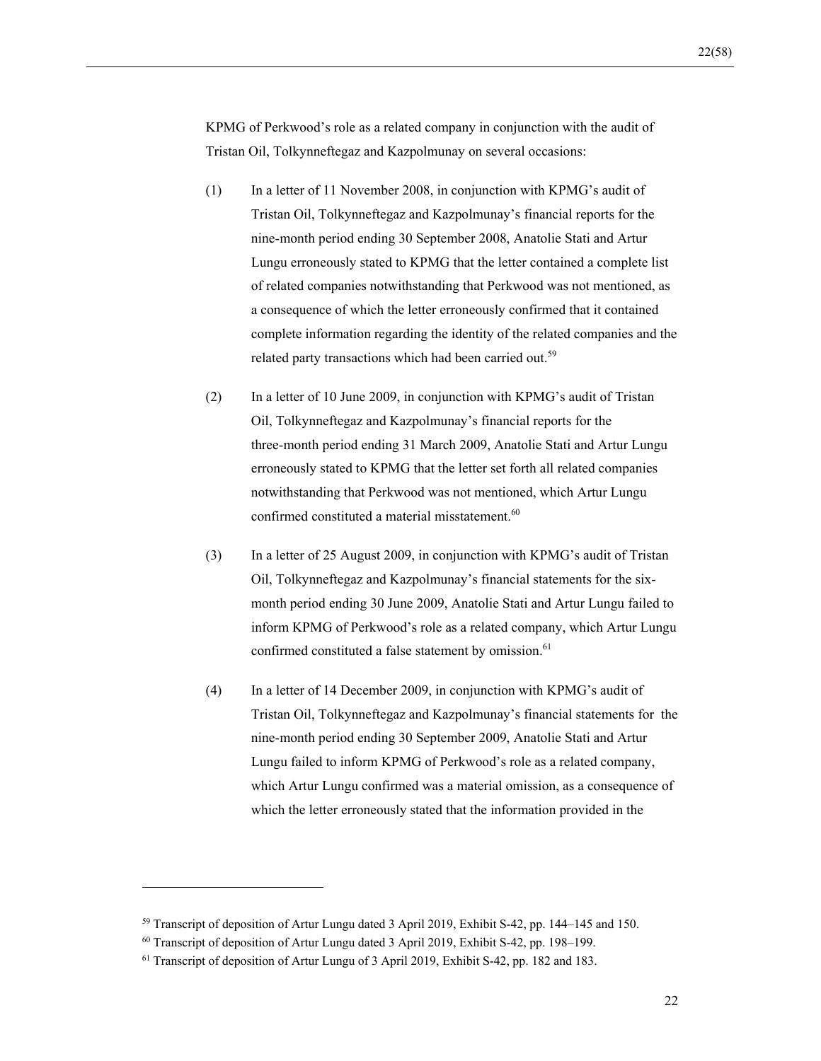KPMG of Perkwood's role as a related company in conjunction with the audit of Tristan Oil, Tolkynneftegaz and Kazpolmunay on several occasions:

(1) In a letter of 11 November 2008, in conjunction with KPMG's audit of Tristan Oil, Tolkynneftegaz and Kazpolmunay's financial reports for the nine-month period ending 30 September 2008, Anatolie Stati and Artur Lungu erroneously stated to KPMG that the letter contained a complete list of related companies notwithstanding that Perkwood was not mentioned, as a consequence of which the letter erroneously confirmed that it contained complete information regarding the identity of the related companies and the related party transactions which had been carried out.[59]

(2) In a letter of 10 June 2009, in conjunction with KPMG's audit of Tristan Oil, Tolkynneftegaz and Kazpolmunay's financial reports for the three-month period ending 31 March 2009, Anatolie Stati and Artur Lungu erroneously stated to KPMG that the letter set forth all related companies notwithstanding that Perkwood was not mentioned, which Artur Lungu confirmed constituted a material misstatement.[60]

(3) In a letter of 25 August 2009, in conjunction with KPMG's audit of Tristan Oil, Tolkynneftegaz and Kazpolmunay's financial statements for the six-month period ending 30 June 2009, Anatolie Stati and Artur Lungu failed to inform KPMG of Perkwood's role as a related company, which Artur Lungu confirmed constituted a false statement by omission.[61]

(4) In a letter of 14 December 2009, in conjunction with KPMG's audit of Tristan Oil, Tolkynneftegaz and Kazpolmunay's financial statements for the nine-month period ending 30 September 2009, Anatolie Stati and Artur Lungu failed to inform KPMG of Perkwood's role as a related company, which Artur Lungu confirmed was a material omission, as a consequence of which the letter erroneously stated that the information provided in the

---

[59] Transcript of deposition of Artur Lungu dated 3 April 2019, Exhibit S-42, pp. 144–145 and 150.

[60] Transcript of deposition of Artur Lungu dated 3 April 2019, Exhibit S-42, pp. 198–199.

[61] Transcript of deposition of Artur Lungu of 3 April 2019, Exhibit S-42, pp. 182 and 183.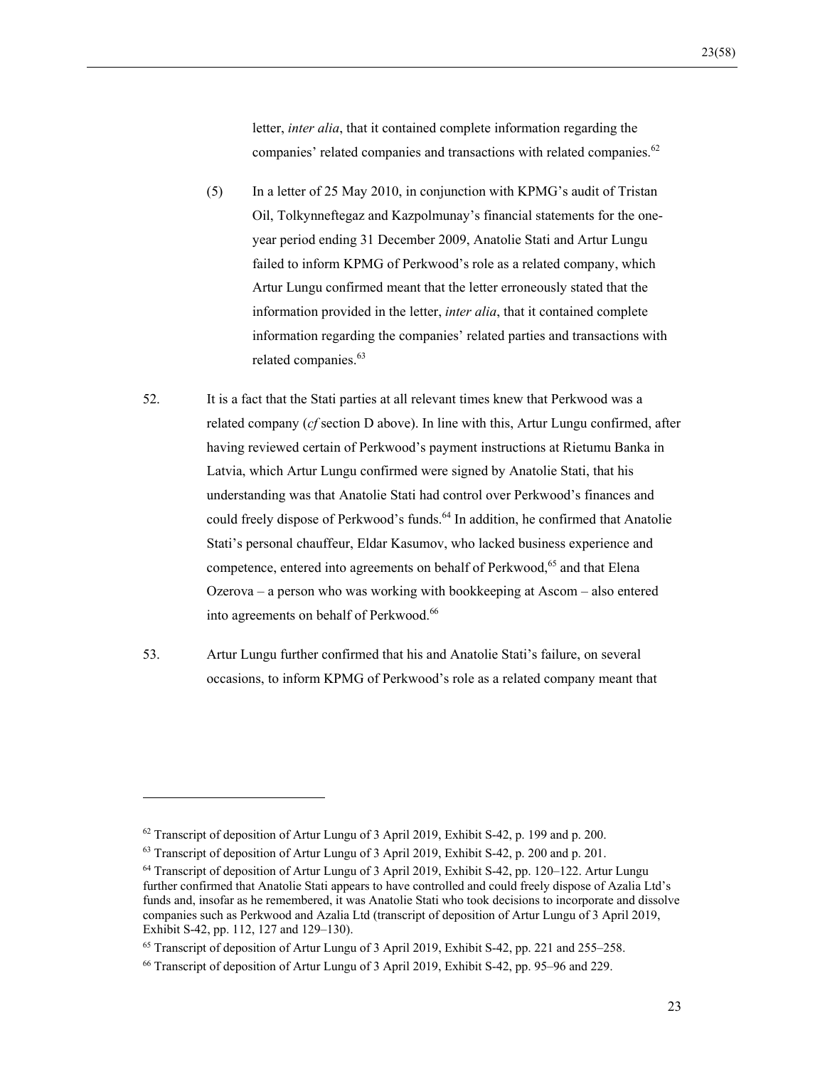letter, *inter alia*, that it contained complete information regarding the companies' related companies and transactions with related companies.[62]

(5) In a letter of 25 May 2010, in conjunction with KPMG's audit of Tristan Oil, Tolkynneftegaz and Kazpolmunay's financial statements for the one-year period ending 31 December 2009, Anatolie Stati and Artur Lungu failed to inform KPMG of Perkwood's role as a related company, which Artur Lungu confirmed meant that the letter erroneously stated that the information provided in the letter, *inter alia*, that it contained complete information regarding the companies' related parties and transactions with related companies.[63]

52. It is a fact that the Stati parties at all relevant times knew that Perkwood was a related company (*cf* section D above). In line with this, Artur Lungu confirmed, after having reviewed certain of Perkwood's payment instructions at Rietumu Banka in Latvia, which Artur Lungu confirmed were signed by Anatolie Stati, that his understanding was that Anatolie Stati had control over Perkwood's finances and could freely dispose of Perkwood's funds.[64] In addition, he confirmed that Anatolie Stati's personal chauffeur, Eldar Kasumov, who lacked business experience and competence, entered into agreements on behalf of Perkwood,[65] and that Elena Ozerova – a person who was working with bookkeeping at Ascom – also entered into agreements on behalf of Perkwood.[66]

53. Artur Lungu further confirmed that his and Anatolie Stati's failure, on several occasions, to inform KPMG of Perkwood's role as a related company meant that

---

[62] Transcript of deposition of Artur Lungu of 3 April 2019, Exhibit S-42, p. 199 and p. 200.

[63] Transcript of deposition of Artur Lungu of 3 April 2019, Exhibit S-42, p. 200 and p. 201.

[64] Transcript of deposition of Artur Lungu of 3 April 2019, Exhibit S-42, pp. 120–122. Artur Lungu further confirmed that Anatolie Stati appears to have controlled and could freely dispose of Azalia Ltd's funds and, insofar as he remembered, it was Anatolie Stati who took decisions to incorporate and dissolve companies such as Perkwood and Azalia Ltd (transcript of deposition of Artur Lungu of 3 April 2019, Exhibit S-42, pp. 112, 127 and 129–130).

[65] Transcript of deposition of Artur Lungu of 3 April 2019, Exhibit S-42, pp. 221 and 255–258.

[66] Transcript of deposition of Artur Lungu of 3 April 2019, Exhibit S-42, pp. 95–96 and 229.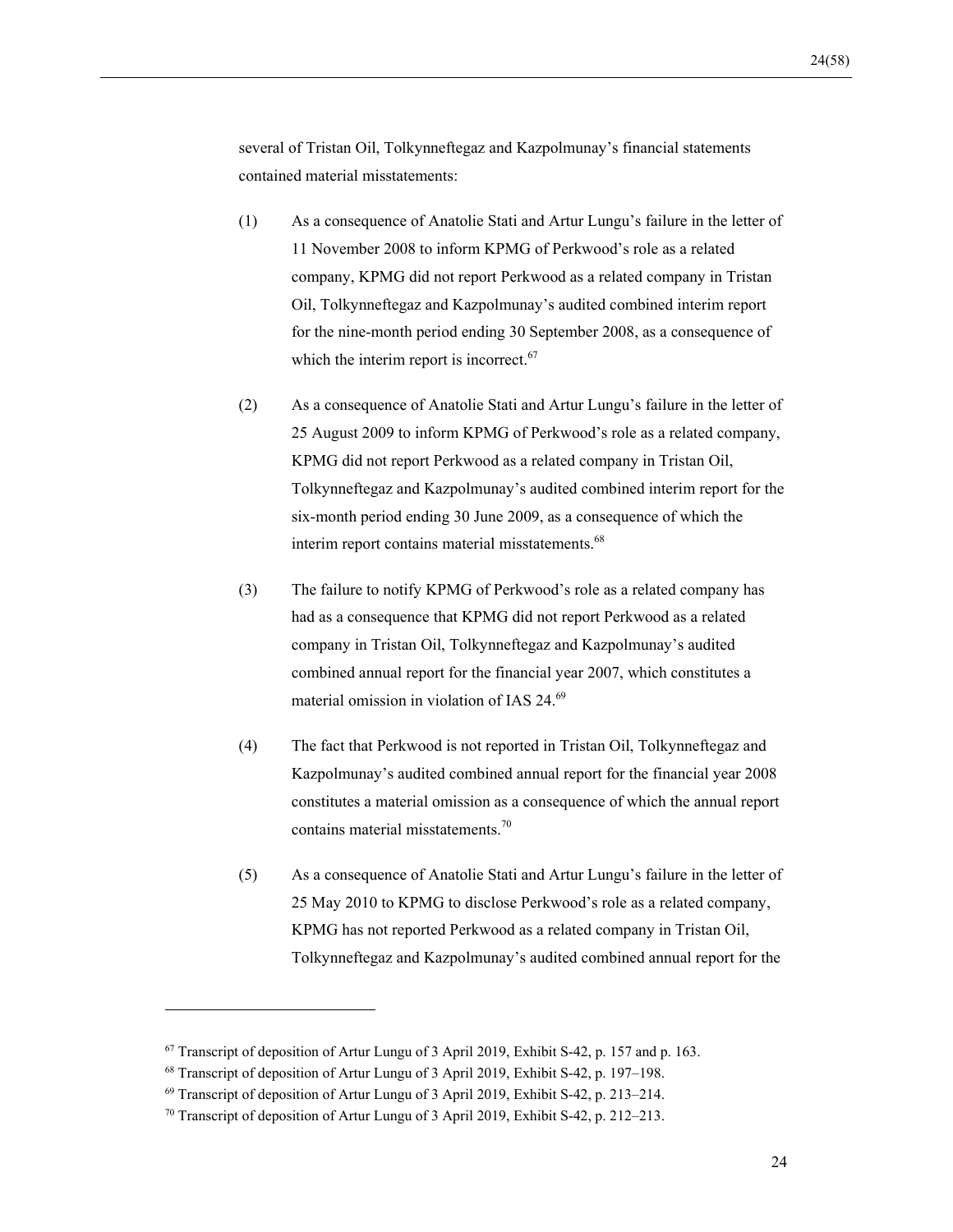several of Tristan Oil, Tolkynneftegaz and Kazpolmunay's financial statements contained material misstatements:

(1) As a consequence of Anatolie Stati and Artur Lungu's failure in the letter of 11 November 2008 to inform KPMG of Perkwood's role as a related company, KPMG did not report Perkwood as a related company in Tristan Oil, Tolkynneftegaz and Kazpolmunay's audited combined interim report for the nine-month period ending 30 September 2008, as a consequence of which the interim report is incorrect.[67]

(2) As a consequence of Anatolie Stati and Artur Lungu's failure in the letter of 25 August 2009 to inform KPMG of Perkwood's role as a related company, KPMG did not report Perkwood as a related company in Tristan Oil, Tolkynneftegaz and Kazpolmunay's audited combined interim report for the six-month period ending 30 June 2009, as a consequence of which the interim report contains material misstatements.[68]

(3) The failure to notify KPMG of Perkwood's role as a related company has had as a consequence that KPMG did not report Perkwood as a related company in Tristan Oil, Tolkynneftegaz and Kazpolmunay's audited combined annual report for the financial year 2007, which constitutes a material omission in violation of IAS 24.[69]

(4) The fact that Perkwood is not reported in Tristan Oil, Tolkynneftegaz and Kazpolmunay's audited combined annual report for the financial year 2008 constitutes a material omission as a consequence of which the annual report contains material misstatements.[70]

(5) As a consequence of Anatolie Stati and Artur Lungu's failure in the letter of 25 May 2010 to KPMG to disclose Perkwood's role as a related company, KPMG has not reported Perkwood as a related company in Tristan Oil, Tolkynneftegaz and Kazpolmunay's audited combined annual report for the

---

[67] Transcript of deposition of Artur Lungu of 3 April 2019, Exhibit S-42, p. 157 and p. 163.

[68] Transcript of deposition of Artur Lungu of 3 April 2019, Exhibit S-42, p. 197–198.

[69] Transcript of deposition of Artur Lungu of 3 April 2019, Exhibit S-42, p. 213–214.

[70] Transcript of deposition of Artur Lungu of 3 April 2019, Exhibit S-42, p. 212–213.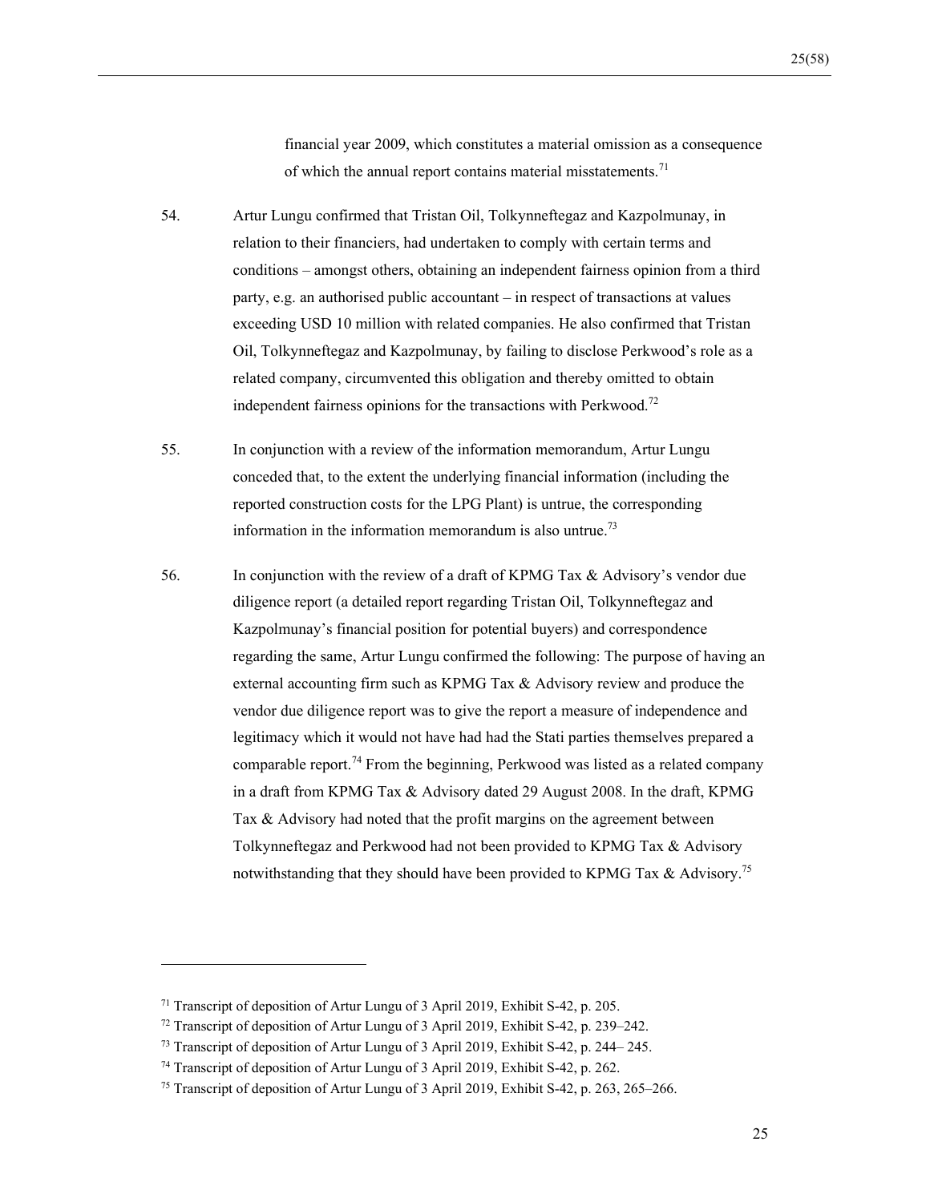financial year 2009, which constitutes a material omission as a consequence of which the annual report contains material misstatements.[71]

54. Artur Lungu confirmed that Tristan Oil, Tolkynneftegaz and Kazpolmunay, in relation to their financiers, had undertaken to comply with certain terms and conditions – amongst others, obtaining an independent fairness opinion from a third party, e.g. an authorised public accountant – in respect of transactions at values exceeding USD 10 million with related companies. He also confirmed that Tristan Oil, Tolkynneftegaz and Kazpolmunay, by failing to disclose Perkwood's role as a related company, circumvented this obligation and thereby omitted to obtain independent fairness opinions for the transactions with Perkwood.[72]

55. In conjunction with a review of the information memorandum, Artur Lungu conceded that, to the extent the underlying financial information (including the reported construction costs for the LPG Plant) is untrue, the corresponding information in the information memorandum is also untrue.[73]

56. In conjunction with the review of a draft of KPMG Tax & Advisory's vendor due diligence report (a detailed report regarding Tristan Oil, Tolkynneftegaz and Kazpolmunay's financial position for potential buyers) and correspondence regarding the same, Artur Lungu confirmed the following: The purpose of having an external accounting firm such as KPMG Tax & Advisory review and produce the vendor due diligence report was to give the report a measure of independence and legitimacy which it would not have had had the Stati parties themselves prepared a comparable report.[74] From the beginning, Perkwood was listed as a related company in a draft from KPMG Tax & Advisory dated 29 August 2008. In the draft, KPMG Tax & Advisory had noted that the profit margins on the agreement between Tolkynneftegaz and Perkwood had not been provided to KPMG Tax & Advisory notwithstanding that they should have been provided to KPMG Tax & Advisory.[75]

---

[71] Transcript of deposition of Artur Lungu of 3 April 2019, Exhibit S-42, p. 205.

[72] Transcript of deposition of Artur Lungu of 3 April 2019, Exhibit S-42, p. 239–242.

[73] Transcript of deposition of Artur Lungu of 3 April 2019, Exhibit S-42, p. 244– 245.

[74] Transcript of deposition of Artur Lungu of 3 April 2019, Exhibit S-42, p. 262.

[75] Transcript of deposition of Artur Lungu of 3 April 2019, Exhibit S-42, p. 263, 265–266.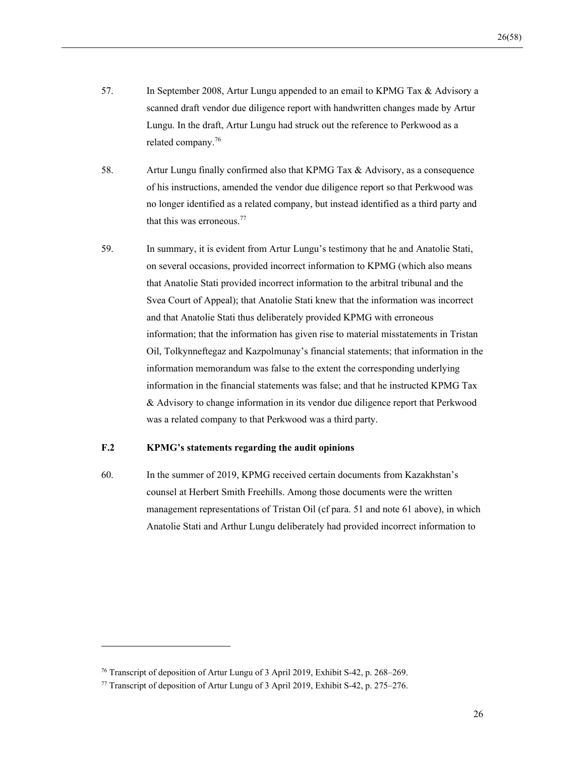57. In September 2008, Artur Lungu appended to an email to KPMG Tax & Advisory a scanned draft vendor due diligence report with handwritten changes made by Artur Lungu. In the draft, Artur Lungu had struck out the reference to Perkwood as a related company.[76]

58. Artur Lungu finally confirmed also that KPMG Tax & Advisory, as a consequence of his instructions, amended the vendor due diligence report so that Perkwood was no longer identified as a related company, but instead identified as a third party and that this was erroneous.[77]

59. In summary, it is evident from Artur Lungu's testimony that he and Anatolie Stati, on several occasions, provided incorrect information to KPMG (which also means that Anatolie Stati provided incorrect information to the arbitral tribunal and the Svea Court of Appeal); that Anatolie Stati knew that the information was incorrect and that Anatolie Stati thus deliberately provided KPMG with erroneous information; that the information has given rise to material misstatements in Tristan Oil, Tolkynneftegaz and Kazpolmunay's financial statements; that information in the information memorandum was false to the extent the corresponding underlying information in the financial statements was false; and that he instructed KPMG Tax & Advisory to change information in its vendor due diligence report that Perkwood was a related company to that Perkwood was a third party.

### F.2 KPMG's statements regarding the audit opinions

60. In the summer of 2019, KPMG received certain documents from Kazakhstan's counsel at Herbert Smith Freehills. Among those documents were the written management representations of Tristan Oil (cf para. 51 and note 61 above), in which Anatolie Stati and Arthur Lungu deliberately had provided incorrect information to

---

[76] Transcript of deposition of Artur Lungu of 3 April 2019, Exhibit S-42, p. 268–269.

[77] Transcript of deposition of Artur Lungu of 3 April 2019, Exhibit S-42, p. 275–276.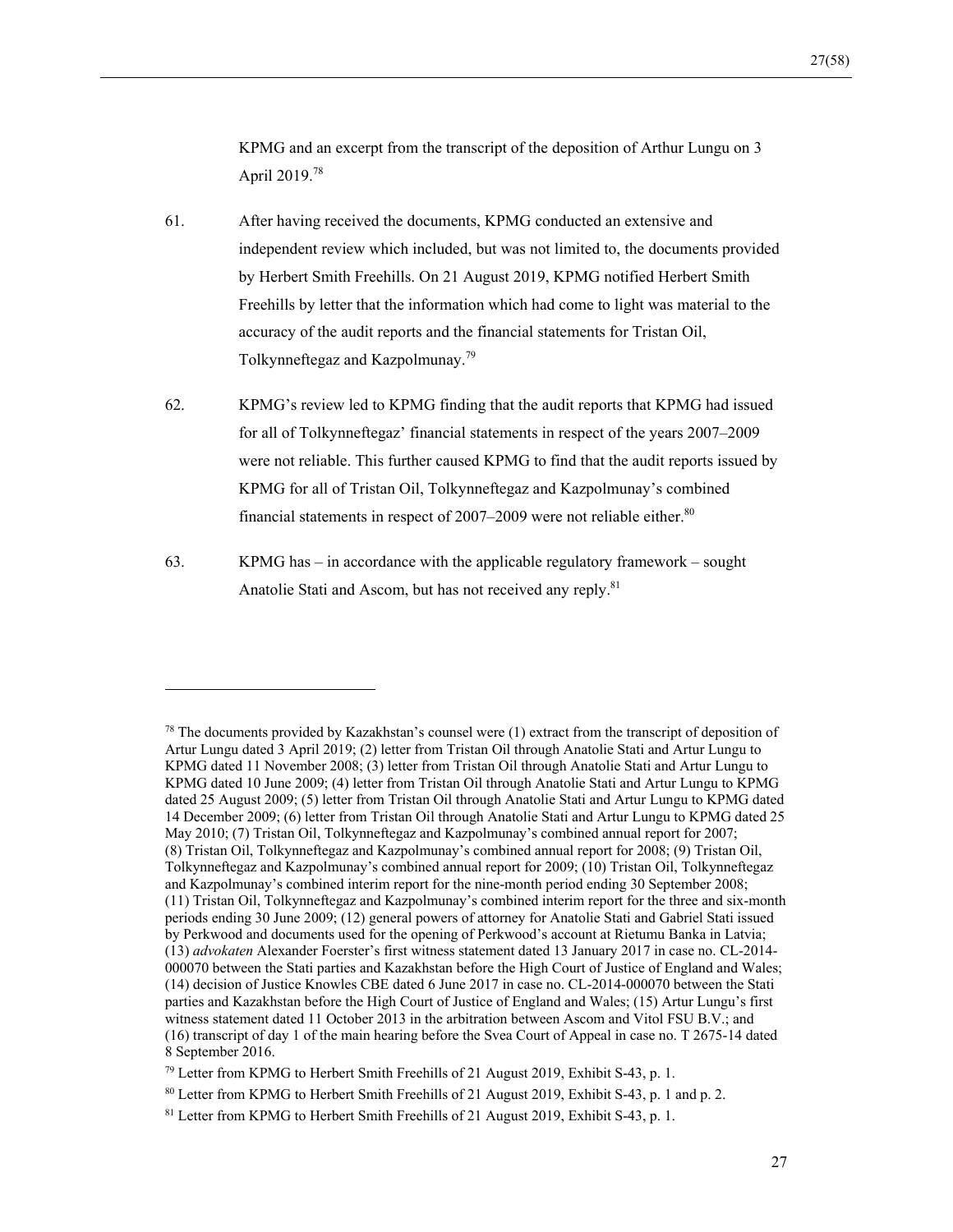KPMG and an excerpt from the transcript of the deposition of Arthur Lungu on 3 April 2019.[78]

61. After having received the documents, KPMG conducted an extensive and independent review which included, but was not limited to, the documents provided by Herbert Smith Freehills. On 21 August 2019, KPMG notified Herbert Smith Freehills by letter that the information which had come to light was material to the accuracy of the audit reports and the financial statements for Tristan Oil, Tolkynneftegaz and Kazpolmunay.[79]

62. KPMG's review led to KPMG finding that the audit reports that KPMG had issued for all of Tolkynneftegaz' financial statements in respect of the years 2007–2009 were not reliable. This further caused KPMG to find that the audit reports issued by KPMG for all of Tristan Oil, Tolkynneftegaz and Kazpolmunay's combined financial statements in respect of 2007–2009 were not reliable either.[80]

63. KPMG has – in accordance with the applicable regulatory framework – sought Anatolie Stati and Ascom, but has not received any reply.[81]

---

[78] The documents provided by Kazakhstan's counsel were (1) extract from the transcript of deposition of Artur Lungu dated 3 April 2019; (2) letter from Tristan Oil through Anatolie Stati and Artur Lungu to KPMG dated 11 November 2008; (3) letter from Tristan Oil through Anatolie Stati and Artur Lungu to KPMG dated 10 June 2009; (4) letter from Tristan Oil through Anatolie Stati and Artur Lungu to KPMG dated 25 August 2009; (5) letter from Tristan Oil through Anatolie Stati and Artur Lungu to KPMG dated 14 December 2009; (6) letter from Tristan Oil through Anatolie Stati and Artur Lungu to KPMG dated 25 May 2010; (7) Tristan Oil, Tolkynneftegaz and Kazpolmunay's combined annual report for 2007; (8) Tristan Oil, Tolkynneftegaz and Kazpolmunay's combined annual report for 2008; (9) Tristan Oil, Tolkynneftegaz and Kazpolmunay's combined annual report for 2009; (10) Tristan Oil, Tolkynneftegaz and Kazpolmunay's combined interim report for the nine-month period ending 30 September 2008; (11) Tristan Oil, Tolkynneftegaz and Kazpolmunay's combined interim report for the three and six-month periods ending 30 June 2009; (12) general powers of attorney for Anatolie Stati and Gabriel Stati issued by Perkwood and documents used for the opening of Perkwood's account at Rietumu Banka in Latvia; (13) *advokaten* Alexander Foerster's first witness statement dated 13 January 2017 in case no. CL-2014-000070 between the Stati parties and Kazakhstan before the High Court of Justice of England and Wales; (14) decision of Justice Knowles CBE dated 6 June 2017 in case no. CL-2014-000070 between the Stati parties and Kazakhstan before the High Court of Justice of England and Wales; (15) Artur Lungu's first witness statement dated 11 October 2013 in the arbitration between Ascom and Vitol FSU B.V.; and (16) transcript of day 1 of the main hearing before the Svea Court of Appeal in case no. T 2675-14 dated 8 September 2016.

[79] Letter from KPMG to Herbert Smith Freehills of 21 August 2019, Exhibit S-43, p. 1.

[80] Letter from KPMG to Herbert Smith Freehills of 21 August 2019, Exhibit S-43, p. 1 and p. 2.

[81] Letter from KPMG to Herbert Smith Freehills of 21 August 2019, Exhibit S-43, p. 1.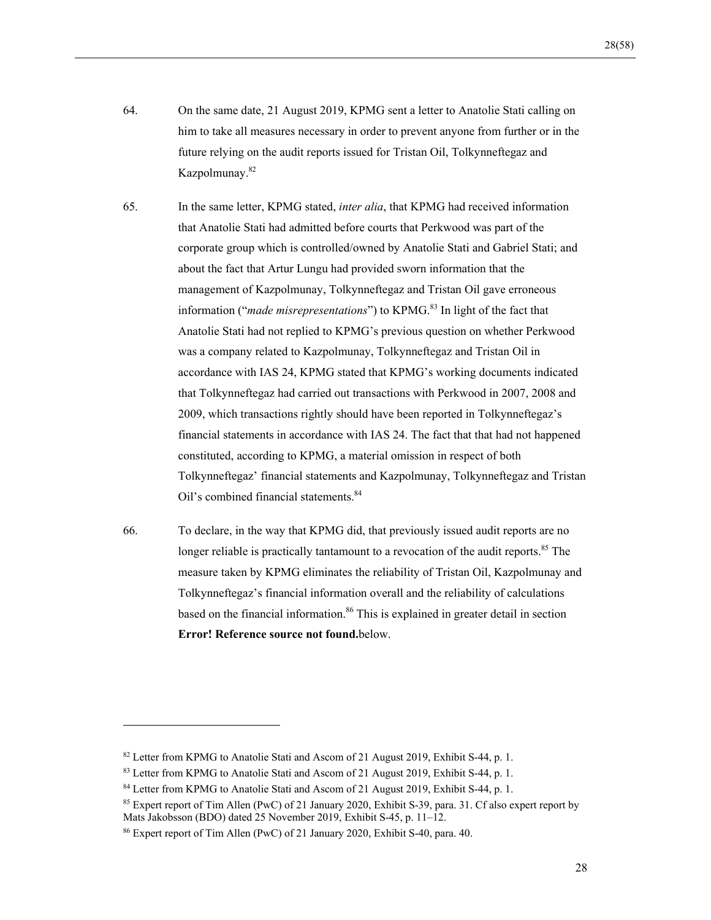64. On the same date, 21 August 2019, KPMG sent a letter to Anatolie Stati calling on him to take all measures necessary in order to prevent anyone from further or in the future relying on the audit reports issued for Tristan Oil, Tolkynneftegaz and Kazpolmunay.[82]

65. In the same letter, KPMG stated, *inter alia*, that KPMG had received information that Anatolie Stati had admitted before courts that Perkwood was part of the corporate group which is controlled/owned by Anatolie Stati and Gabriel Stati; and about the fact that Artur Lungu had provided sworn information that the management of Kazpolmunay, Tolkynneftegaz and Tristan Oil gave erroneous information ("*made misrepresentations*") to KPMG.[83] In light of the fact that Anatolie Stati had not replied to KPMG's previous question on whether Perkwood was a company related to Kazpolmunay, Tolkynneftegaz and Tristan Oil in accordance with IAS 24, KPMG stated that KPMG's working documents indicated that Tolkynneftegaz had carried out transactions with Perkwood in 2007, 2008 and 2009, which transactions rightly should have been reported in Tolkynneftegaz's financial statements in accordance with IAS 24. The fact that that had not happened constituted, according to KPMG, a material omission in respect of both Tolkynneftegaz' financial statements and Kazpolmunay, Tolkynneftegaz and Tristan Oil's combined financial statements.[84]

66. To declare, in the way that KPMG did, that previously issued audit reports are no longer reliable is practically tantamount to a revocation of the audit reports.[85] The measure taken by KPMG eliminates the reliability of Tristan Oil, Kazpolmunay and Tolkynneftegaz's financial information overall and the reliability of calculations based on the financial information.[86] This is explained in greater detail in section **Error! Reference source not found.**below.

---

[82] Letter from KPMG to Anatolie Stati and Ascom of 21 August 2019, Exhibit S-44, p. 1.

[83] Letter from KPMG to Anatolie Stati and Ascom of 21 August 2019, Exhibit S-44, p. 1.

[84] Letter from KPMG to Anatolie Stati and Ascom of 21 August 2019, Exhibit S-44, p. 1.

[85] Expert report of Tim Allen (PwC) of 21 January 2020, Exhibit S-39, para. 31. Cf also expert report by Mats Jakobsson (BDO) dated 25 November 2019, Exhibit S-45, p. 11–12.

[86] Expert report of Tim Allen (PwC) of 21 January 2020, Exhibit S-40, para. 40.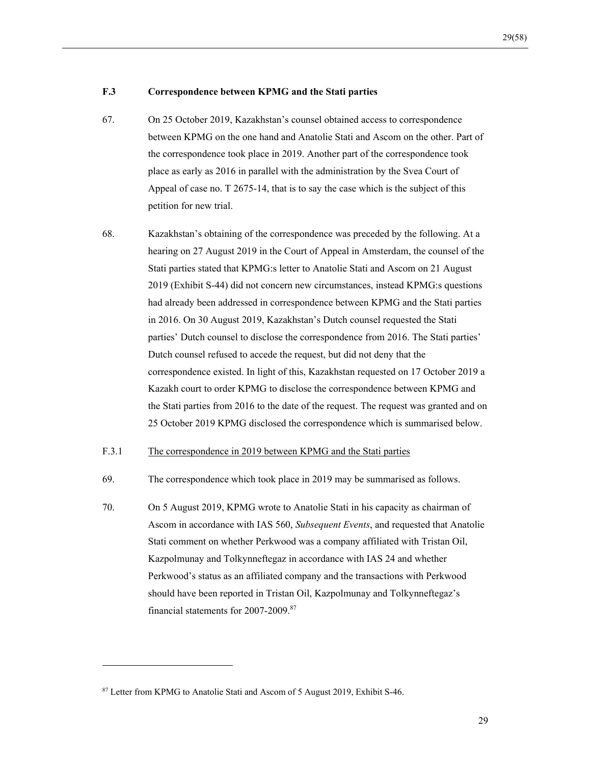### F.3 Correspondence between KPMG and the Stati parties

67. On 25 October 2019, Kazakhstan's counsel obtained access to correspondence between KPMG on the one hand and Anatolie Stati and Ascom on the other. Part of the correspondence took place in 2019. Another part of the correspondence took place as early as 2016 in parallel with the administration by the Svea Court of Appeal of case no. T 2675-14, that is to say the case which is the subject of this petition for new trial.

68. Kazakhstan's obtaining of the correspondence was preceded by the following. At a hearing on 27 August 2019 in the Court of Appeal in Amsterdam, the counsel of the Stati parties stated that KPMG:s letter to Anatolie Stati and Ascom on 21 August 2019 (Exhibit S-44) did not concern new circumstances, instead KPMG:s questions had already been addressed in correspondence between KPMG and the Stati parties in 2016. On 30 August 2019, Kazakhstan's Dutch counsel requested the Stati parties' Dutch counsel to disclose the correspondence from 2016. The Stati parties' Dutch counsel refused to accede the request, but did not deny that the correspondence existed. In light of this, Kazakhstan requested on 17 October 2019 a Kazakh court to order KPMG to disclose the correspondence between KPMG and the Stati parties from 2016 to the date of the request. The request was granted and on 25 October 2019 KPMG disclosed the correspondence which is summarised below.

F.3.1 <u>The correspondence in 2019 between KPMG and the Stati parties</u>

69. The correspondence which took place in 2019 may be summarised as follows.

70. On 5 August 2019, KPMG wrote to Anatolie Stati in his capacity as chairman of Ascom in accordance with IAS 560, *Subsequent Events*, and requested that Anatolie Stati comment on whether Perkwood was a company affiliated with Tristan Oil, Kazpolmunay and Tolkynneftegaz in accordance with IAS 24 and whether Perkwood's status as an affiliated company and the transactions with Perkwood should have been reported in Tristan Oil, Kazpolmunay and Tolkynneftegaz's financial statements for 2007-2009.[87]

---

[87] Letter from KPMG to Anatolie Stati and Ascom of 5 August 2019, Exhibit S-46.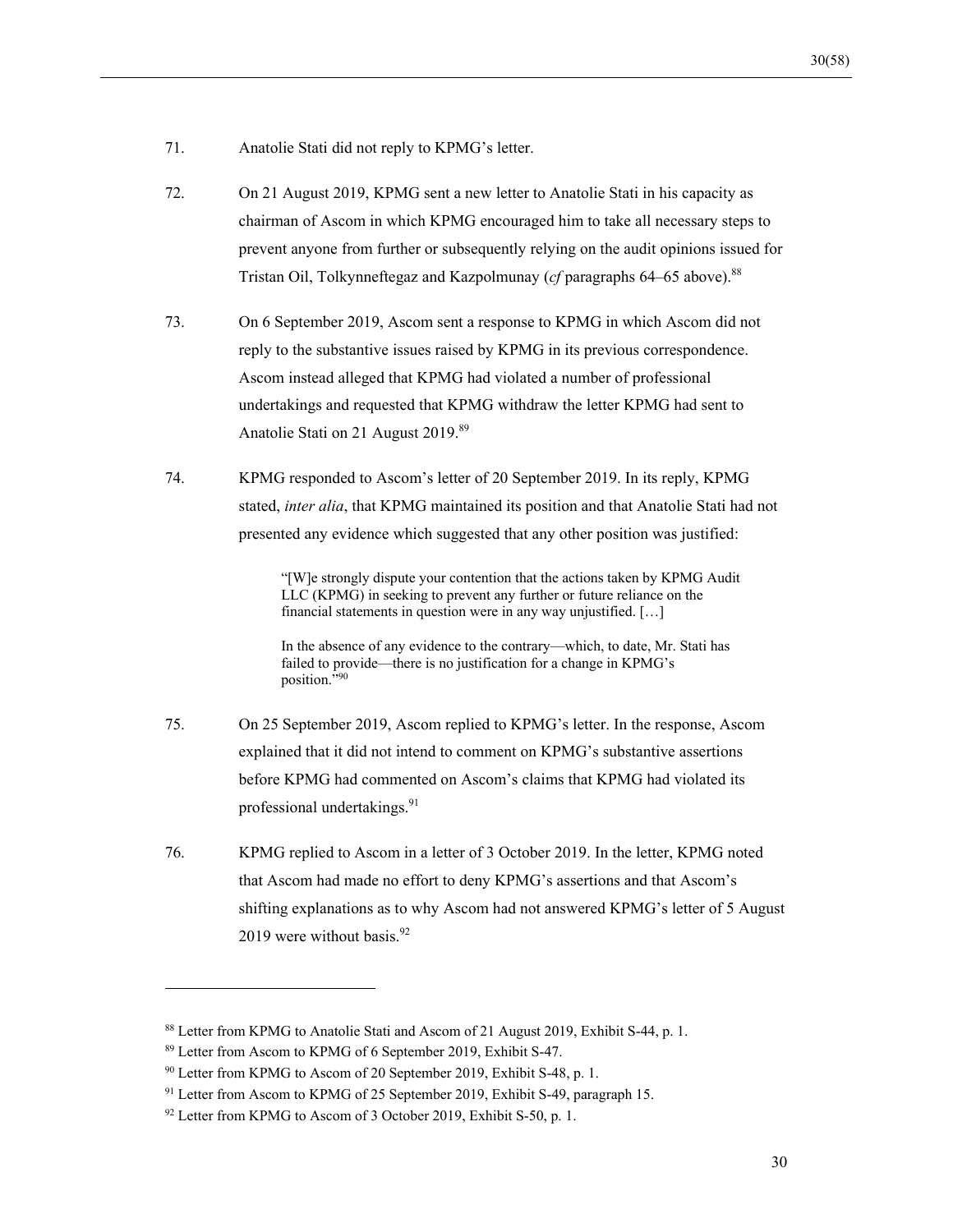71. Anatolie Stati did not reply to KPMG's letter.

72. On 21 August 2019, KPMG sent a new letter to Anatolie Stati in his capacity as chairman of Ascom in which KPMG encouraged him to take all necessary steps to prevent anyone from further or subsequently relying on the audit opinions issued for Tristan Oil, Tolkynneftegaz and Kazpolmunay (*cf* paragraphs 64–65 above).[88]

73. On 6 September 2019, Ascom sent a response to KPMG in which Ascom did not reply to the substantive issues raised by KPMG in its previous correspondence. Ascom instead alleged that KPMG had violated a number of professional undertakings and requested that KPMG withdraw the letter KPMG had sent to Anatolie Stati on 21 August 2019.[89]

74. KPMG responded to Ascom's letter of 20 September 2019. In its reply, KPMG stated, *inter alia*, that KPMG maintained its position and that Anatolie Stati had not presented any evidence which suggested that any other position was justified:

> "[W]e strongly dispute your contention that the actions taken by KPMG Audit LLC (KPMG) in seeking to prevent any further or future reliance on the financial statements in question were in any way unjustified. […]
>
> In the absence of any evidence to the contrary—which, to date, Mr. Stati has failed to provide—there is no justification for a change in KPMG's position."[90]

75. On 25 September 2019, Ascom replied to KPMG's letter. In the response, Ascom explained that it did not intend to comment on KPMG's substantive assertions before KPMG had commented on Ascom's claims that KPMG had violated its professional undertakings.[91]

76. KPMG replied to Ascom in a letter of 3 October 2019. In the letter, KPMG noted that Ascom had made no effort to deny KPMG's assertions and that Ascom's shifting explanations as to why Ascom had not answered KPMG's letter of 5 August 2019 were without basis.[92]

---

[88] Letter from KPMG to Anatolie Stati and Ascom of 21 August 2019, Exhibit S-44, p. 1.

[89] Letter from Ascom to KPMG of 6 September 2019, Exhibit S-47.

[90] Letter from KPMG to Ascom of 20 September 2019, Exhibit S-48, p. 1.

[91] Letter from Ascom to KPMG of 25 September 2019, Exhibit S-49, paragraph 15.

[92] Letter from KPMG to Ascom of 3 October 2019, Exhibit S-50, p. 1.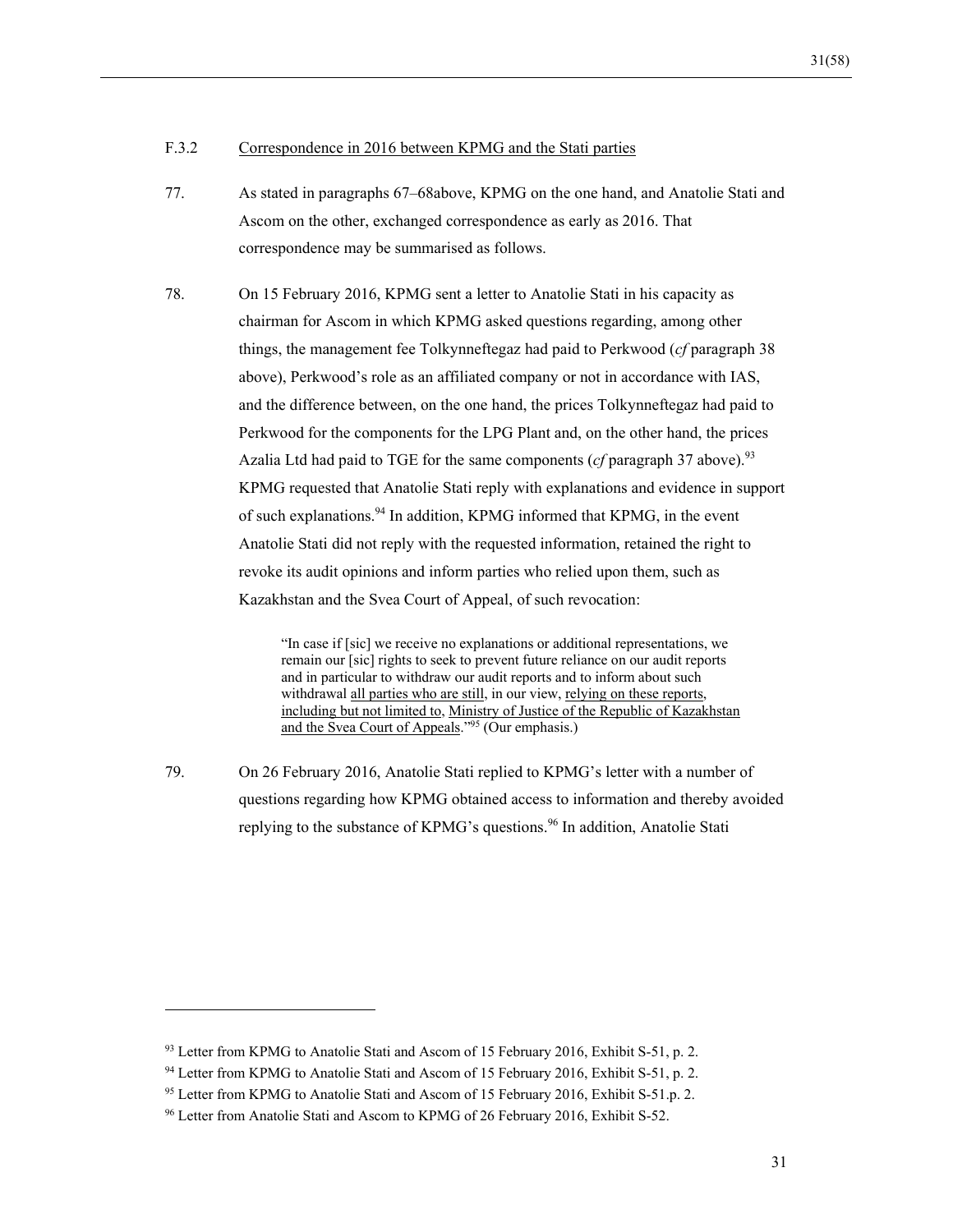F.3.2 Correspondence in 2016 between KPMG and the Stati parties

77. As stated in paragraphs 67–68above, KPMG on the one hand, and Anatolie Stati and Ascom on the other, exchanged correspondence as early as 2016. That correspondence may be summarised as follows.

78. On 15 February 2016, KPMG sent a letter to Anatolie Stati in his capacity as chairman for Ascom in which KPMG asked questions regarding, among other things, the management fee Tolkynneftegaz had paid to Perkwood (*cf* paragraph 38 above), Perkwood's role as an affiliated company or not in accordance with IAS, and the difference between, on the one hand, the prices Tolkynneftegaz had paid to Perkwood for the components for the LPG Plant and, on the other hand, the prices Azalia Ltd had paid to TGE for the same components (*cf* paragraph 37 above).[93] KPMG requested that Anatolie Stati reply with explanations and evidence in support of such explanations.[94] In addition, KPMG informed that KPMG, in the event Anatolie Stati did not reply with the requested information, retained the right to revoke its audit opinions and inform parties who relied upon them, such as Kazakhstan and the Svea Court of Appeal, of such revocation:

> "In case if [sic] we receive no explanations or additional representations, we remain our [sic] rights to seek to prevent future reliance on our audit reports and in particular to withdraw our audit reports and to inform about such withdrawal <u>all parties who are still</u>, in our view, <u>relying on these reports, including but not limited to, Ministry of Justice of the Republic of Kazakhstan and the Svea Court of Appeals</u>."[95] (Our emphasis.)

79. On 26 February 2016, Anatolie Stati replied to KPMG's letter with a number of questions regarding how KPMG obtained access to information and thereby avoided replying to the substance of KPMG's questions.[96] In addition, Anatolie Stati

---

[93] Letter from KPMG to Anatolie Stati and Ascom of 15 February 2016, Exhibit S-51, p. 2.

[94] Letter from KPMG to Anatolie Stati and Ascom of 15 February 2016, Exhibit S-51, p. 2.

[95] Letter from KPMG to Anatolie Stati and Ascom of 15 February 2016, Exhibit S-51.p. 2.

[96] Letter from Anatolie Stati and Ascom to KPMG of 26 February 2016, Exhibit S-52.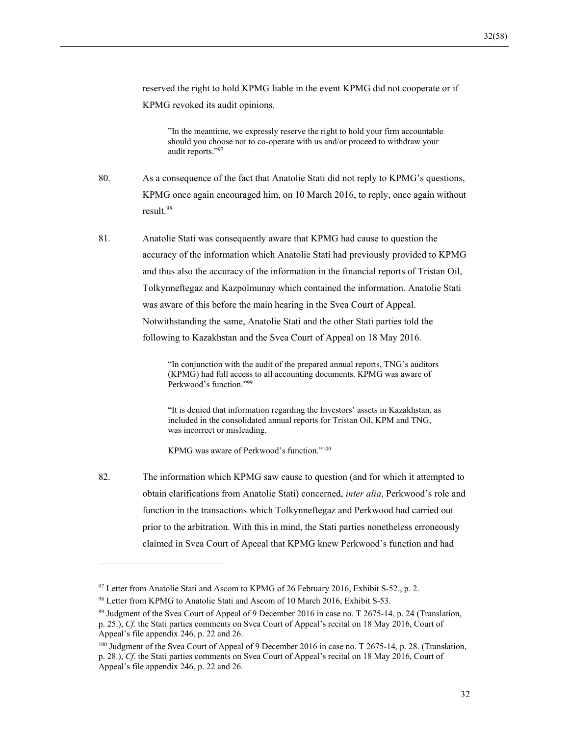reserved the right to hold KPMG liable in the event KPMG did not cooperate or if KPMG revoked its audit opinions.

> ”In the meantime, we expressly reserve the right to hold your firm accountable should you choose not to co-operate with us and/or proceed to withdraw your audit reports.”[97]

80. As a consequence of the fact that Anatolie Stati did not reply to KPMG’s questions, KPMG once again encouraged him, on 10 March 2016, to reply, once again without result.[98]

81. Anatolie Stati was consequently aware that KPMG had cause to question the accuracy of the information which Anatolie Stati had previously provided to KPMG and thus also the accuracy of the information in the financial reports of Tristan Oil, Tolkynneftegaz and Kazpolmunay which contained the information. Anatolie Stati was aware of this before the main hearing in the Svea Court of Appeal. Notwithstanding the same, Anatolie Stati and the other Stati parties told the following to Kazakhstan and the Svea Court of Appeal on 18 May 2016.

> “In conjunction with the audit of the prepared annual reports, TNG’s auditors (KPMG) had full access to all accounting documents. KPMG was aware of Perkwood’s function.”[99]

> “It is denied that information regarding the Investors’ assets in Kazakhstan, as included in the consolidated annual reports for Tristan Oil, KPM and TNG, was incorrect or misleading.
>
> KPMG was aware of Perkwood’s function.”[100]

82. The information which KPMG saw cause to question (and for which it attempted to obtain clarifications from Anatolie Stati) concerned, *inter alia*, Perkwood’s role and function in the transactions which Tolkynneftegaz and Perkwood had carried out prior to the arbitration. With this in mind, the Stati parties nonetheless erroneously claimed in Svea Court of Apeeal that KPMG knew Perkwood’s function and had

---

[97] Letter from Anatolie Stati and Ascom to KPMG of 26 February 2016, Exhibit S-52., p. 2.

[98] Letter from KPMG to Anatolie Stati and Ascom of 10 March 2016, Exhibit S-53.

[99] Judgment of the Svea Court of Appeal of 9 December 2016 in case no. T 2675-14, p. 24 (Translation, p. 25.), *Cf.* the Stati parties comments on Svea Court of Appeal’s recital on 18 May 2016, Court of Appeal’s file appendix 246, p. 22 and 26.

[100] Judgment of the Svea Court of Appeal of 9 December 2016 in case no. T 2675-14, p. 28. (Translation, p. 28.), *Cf.* the Stati parties comments on Svea Court of Appeal’s recital on 18 May 2016, Court of Appeal’s file appendix 246, p. 22 and 26.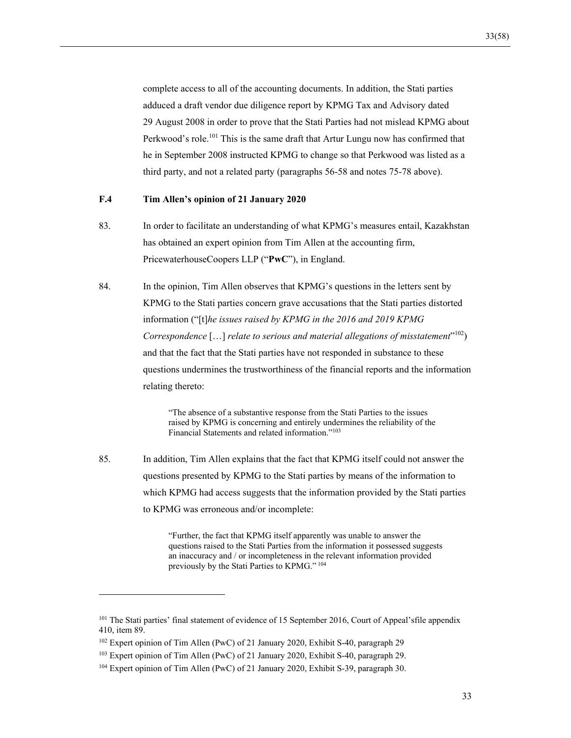complete access to all of the accounting documents. In addition, the Stati parties adduced a draft vendor due diligence report by KPMG Tax and Advisory dated 29 August 2008 in order to prove that the Stati Parties had not mislead KPMG about Perkwood's role.[101] This is the same draft that Artur Lungu now has confirmed that he in September 2008 instructed KPMG to change so that Perkwood was listed as a third party, and not a related party (paragraphs 56-58 and notes 75-78 above).

### F.4 Tim Allen's opinion of 21 January 2020

83. In order to facilitate an understanding of what KPMG's measures entail, Kazakhstan has obtained an expert opinion from Tim Allen at the accounting firm, PricewaterhouseCoopers LLP ("**PwC**"), in England.

84. In the opinion, Tim Allen observes that KPMG's questions in the letters sent by KPMG to the Stati parties concern grave accusations that the Stati parties distorted information ("[t]*he issues raised by KPMG in the 2016 and 2019 KPMG Correspondence* […] *relate to serious and material allegations of misstatement*"[102]) and that the fact that the Stati parties have not responded in substance to these questions undermines the trustworthiness of the financial reports and the information relating thereto:

> "The absence of a substantive response from the Stati Parties to the issues raised by KPMG is concerning and entirely undermines the reliability of the Financial Statements and related information."[103]

85. In addition, Tim Allen explains that the fact that KPMG itself could not answer the questions presented by KPMG to the Stati parties by means of the information to which KPMG had access suggests that the information provided by the Stati parties to KPMG was erroneous and/or incomplete:

> "Further, the fact that KPMG itself apparently was unable to answer the questions raised to the Stati Parties from the information it possessed suggests an inaccuracy and / or incompleteness in the relevant information provided previously by the Stati Parties to KPMG." [104]

---

[101] The Stati parties' final statement of evidence of 15 September 2016, Court of Appeal'sfile appendix 410, item 89.

[102] Expert opinion of Tim Allen (PwC) of 21 January 2020, Exhibit S-40, paragraph 29

[103] Expert opinion of Tim Allen (PwC) of 21 January 2020, Exhibit S-40, paragraph 29.

[104] Expert opinion of Tim Allen (PwC) of 21 January 2020, Exhibit S-39, paragraph 30.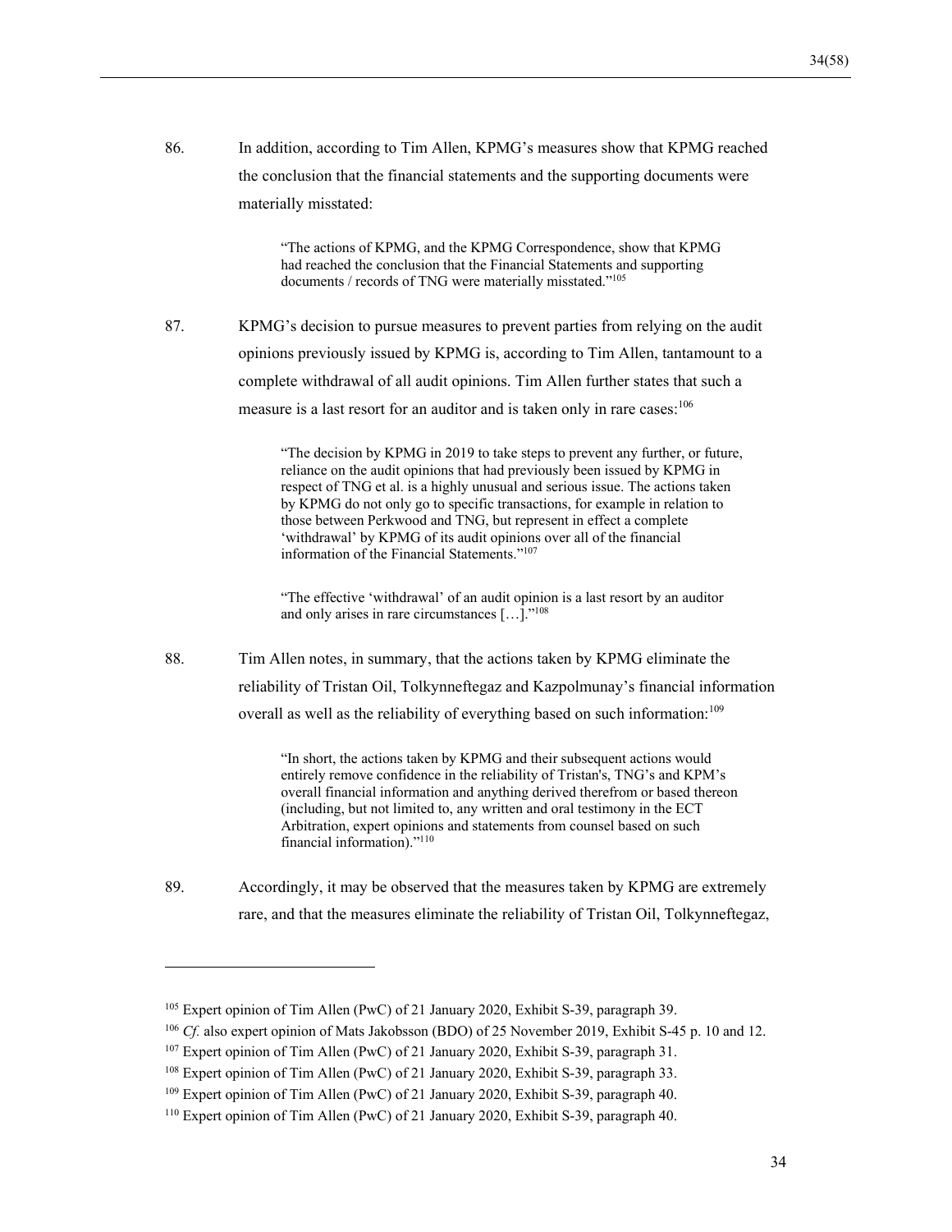86. In addition, according to Tim Allen, KPMG's measures show that KPMG reached the conclusion that the financial statements and the supporting documents were materially misstated:

> "The actions of KPMG, and the KPMG Correspondence, show that KPMG had reached the conclusion that the Financial Statements and supporting documents / records of TNG were materially misstated."[105]

87. KPMG's decision to pursue measures to prevent parties from relying on the audit opinions previously issued by KPMG is, according to Tim Allen, tantamount to a complete withdrawal of all audit opinions. Tim Allen further states that such a measure is a last resort for an auditor and is taken only in rare cases:[106]

> "The decision by KPMG in 2019 to take steps to prevent any further, or future, reliance on the audit opinions that had previously been issued by KPMG in respect of TNG et al. is a highly unusual and serious issue. The actions taken by KPMG do not only go to specific transactions, for example in relation to those between Perkwood and TNG, but represent in effect a complete 'withdrawal' by KPMG of its audit opinions over all of the financial information of the Financial Statements."[107]

> "The effective 'withdrawal' of an audit opinion is a last resort by an auditor and only arises in rare circumstances […]."[108]

88. Tim Allen notes, in summary, that the actions taken by KPMG eliminate the reliability of Tristan Oil, Tolkynneftegaz and Kazpolmunay's financial information overall as well as the reliability of everything based on such information:[109]

> "In short, the actions taken by KPMG and their subsequent actions would entirely remove confidence in the reliability of Tristan's, TNG's and KPM's overall financial information and anything derived therefrom or based thereon (including, but not limited to, any written and oral testimony in the ECT Arbitration, expert opinions and statements from counsel based on such financial information)."[110]

89. Accordingly, it may be observed that the measures taken by KPMG are extremely rare, and that the measures eliminate the reliability of Tristan Oil, Tolkynneftegaz,

---

[105] Expert opinion of Tim Allen (PwC) of 21 January 2020, Exhibit S-39, paragraph 39.

[106] *Cf.* also expert opinion of Mats Jakobsson (BDO) of 25 November 2019, Exhibit S-45 p. 10 and 12.

[107] Expert opinion of Tim Allen (PwC) of 21 January 2020, Exhibit S-39, paragraph 31.

[108] Expert opinion of Tim Allen (PwC) of 21 January 2020, Exhibit S-39, paragraph 33.

[109] Expert opinion of Tim Allen (PwC) of 21 January 2020, Exhibit S-39, paragraph 40.

[110] Expert opinion of Tim Allen (PwC) of 21 January 2020, Exhibit S-39, paragraph 40.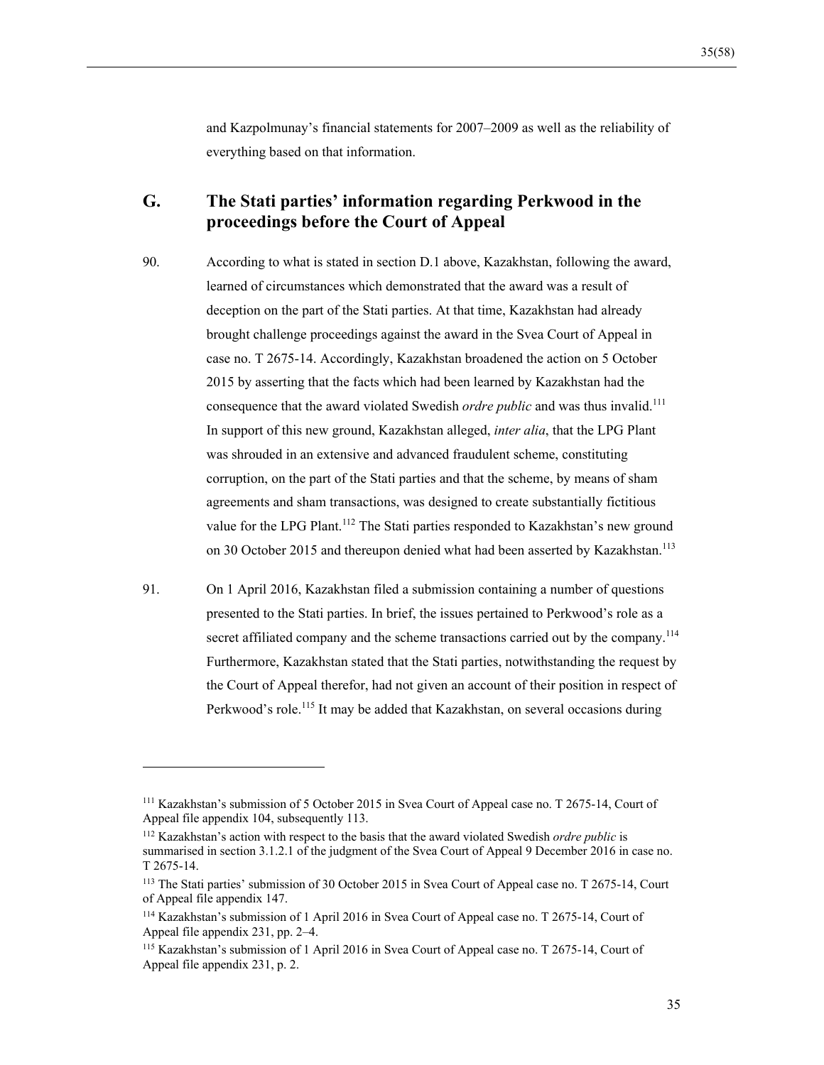and Kazpolmunay's financial statements for 2007–2009 as well as the reliability of everything based on that information.

## G. The Stati parties' information regarding Perkwood in the proceedings before the Court of Appeal

90. According to what is stated in section D.1 above, Kazakhstan, following the award, learned of circumstances which demonstrated that the award was a result of deception on the part of the Stati parties. At that time, Kazakhstan had already brought challenge proceedings against the award in the Svea Court of Appeal in case no. T 2675-14. Accordingly, Kazakhstan broadened the action on 5 October 2015 by asserting that the facts which had been learned by Kazakhstan had the consequence that the award violated Swedish *ordre public* and was thus invalid.[111] In support of this new ground, Kazakhstan alleged, *inter alia*, that the LPG Plant was shrouded in an extensive and advanced fraudulent scheme, constituting corruption, on the part of the Stati parties and that the scheme, by means of sham agreements and sham transactions, was designed to create substantially fictitious value for the LPG Plant.[112] The Stati parties responded to Kazakhstan's new ground on 30 October 2015 and thereupon denied what had been asserted by Kazakhstan.[113]

91. On 1 April 2016, Kazakhstan filed a submission containing a number of questions presented to the Stati parties. In brief, the issues pertained to Perkwood's role as a secret affiliated company and the scheme transactions carried out by the company.[114] Furthermore, Kazakhstan stated that the Stati parties, notwithstanding the request by the Court of Appeal therefor, had not given an account of their position in respect of Perkwood's role.[115] It may be added that Kazakhstan, on several occasions during

---

[111] Kazakhstan's submission of 5 October 2015 in Svea Court of Appeal case no. T 2675-14, Court of Appeal file appendix 104, subsequently 113.

[112] Kazakhstan's action with respect to the basis that the award violated Swedish *ordre public* is summarised in section 3.1.2.1 of the judgment of the Svea Court of Appeal 9 December 2016 in case no. T 2675-14.

[113] The Stati parties' submission of 30 October 2015 in Svea Court of Appeal case no. T 2675-14, Court of Appeal file appendix 147.

[114] Kazakhstan's submission of 1 April 2016 in Svea Court of Appeal case no. T 2675-14, Court of Appeal file appendix 231, pp. 2–4.

[115] Kazakhstan's submission of 1 April 2016 in Svea Court of Appeal case no. T 2675-14, Court of Appeal file appendix 231, p. 2.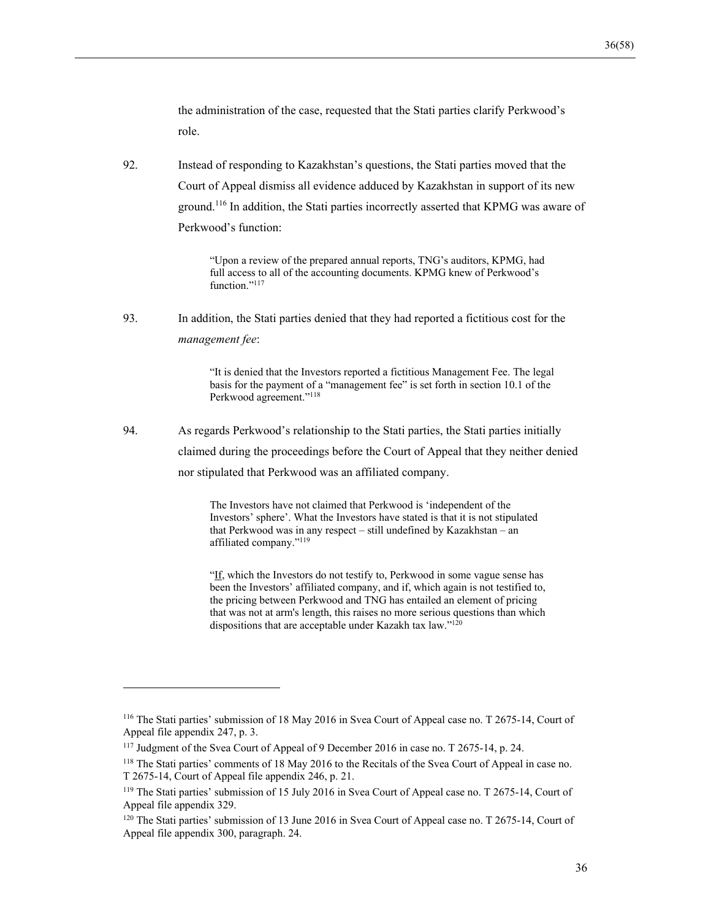the administration of the case, requested that the Stati parties clarify Perkwood's role.

92. Instead of responding to Kazakhstan's questions, the Stati parties moved that the Court of Appeal dismiss all evidence adduced by Kazakhstan in support of its new ground.[116] In addition, the Stati parties incorrectly asserted that KPMG was aware of Perkwood's function:

> "Upon a review of the prepared annual reports, TNG's auditors, KPMG, had full access to all of the accounting documents. KPMG knew of Perkwood's function."[117]

93. In addition, the Stati parties denied that they had reported a fictitious cost for the *management fee*:

> "It is denied that the Investors reported a fictitious Management Fee. The legal basis for the payment of a "management fee" is set forth in section 10.1 of the Perkwood agreement."[118]

94. As regards Perkwood's relationship to the Stati parties, the Stati parties initially claimed during the proceedings before the Court of Appeal that they neither denied nor stipulated that Perkwood was an affiliated company.

> The Investors have not claimed that Perkwood is 'independent of the Investors' sphere'. What the Investors have stated is that it is not stipulated that Perkwood was in any respect – still undefined by Kazakhstan – an affiliated company."[119]

> "If, which the Investors do not testify to, Perkwood in some vague sense has been the Investors' affiliated company, and if, which again is not testified to, the pricing between Perkwood and TNG has entailed an element of pricing that was not at arm's length, this raises no more serious questions than which dispositions that are acceptable under Kazakh tax law."[120]

---

[116] The Stati parties' submission of 18 May 2016 in Svea Court of Appeal case no. T 2675-14, Court of Appeal file appendix 247, p. 3.

[117] Judgment of the Svea Court of Appeal of 9 December 2016 in case no. T 2675-14, p. 24.

[118] The Stati parties' comments of 18 May 2016 to the Recitals of the Svea Court of Appeal in case no. T 2675-14, Court of Appeal file appendix 246, p. 21.

[119] The Stati parties' submission of 15 July 2016 in Svea Court of Appeal case no. T 2675-14, Court of Appeal file appendix 329.

[120] The Stati parties' submission of 13 June 2016 in Svea Court of Appeal case no. T 2675-14, Court of Appeal file appendix 300, paragraph. 24.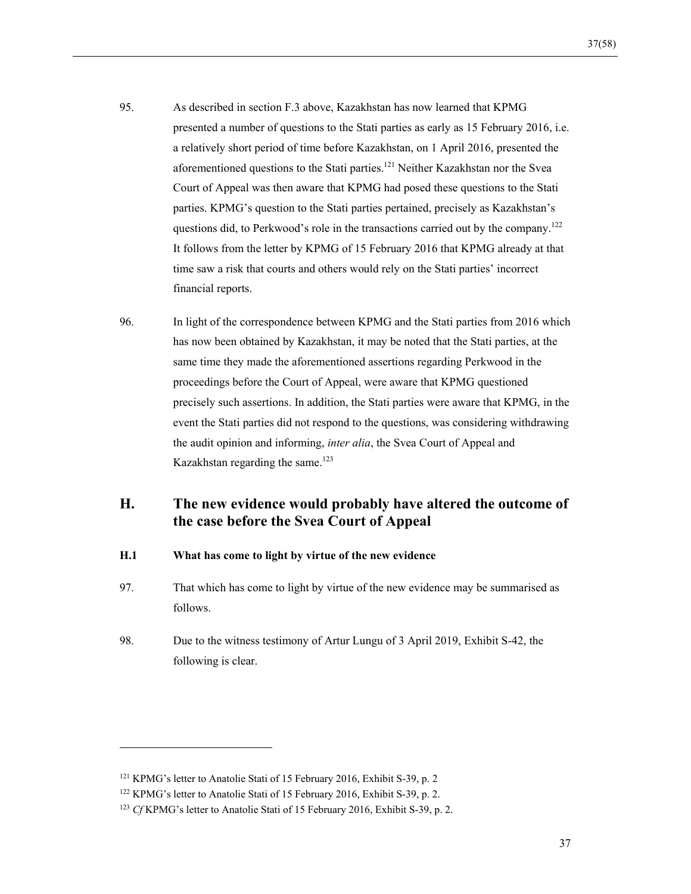95. As described in section F.3 above, Kazakhstan has now learned that KPMG presented a number of questions to the Stati parties as early as 15 February 2016, i.e. a relatively short period of time before Kazakhstan, on 1 April 2016, presented the aforementioned questions to the Stati parties.[121] Neither Kazakhstan nor the Svea Court of Appeal was then aware that KPMG had posed these questions to the Stati parties. KPMG's question to the Stati parties pertained, precisely as Kazakhstan's questions did, to Perkwood's role in the transactions carried out by the company.[122] It follows from the letter by KPMG of 15 February 2016 that KPMG already at that time saw a risk that courts and others would rely on the Stati parties' incorrect financial reports.

96. In light of the correspondence between KPMG and the Stati parties from 2016 which has now been obtained by Kazakhstan, it may be noted that the Stati parties, at the same time they made the aforementioned assertions regarding Perkwood in the proceedings before the Court of Appeal, were aware that KPMG questioned precisely such assertions. In addition, the Stati parties were aware that KPMG, in the event the Stati parties did not respond to the questions, was considering withdrawing the audit opinion and informing, *inter alia*, the Svea Court of Appeal and Kazakhstan regarding the same.[123]

## H. The new evidence would probably have altered the outcome of the case before the Svea Court of Appeal

### H.1 What has come to light by virtue of the new evidence

97. That which has come to light by virtue of the new evidence may be summarised as follows.

98. Due to the witness testimony of Artur Lungu of 3 April 2019, Exhibit S-42, the following is clear.

---

[121] KPMG's letter to Anatolie Stati of 15 February 2016, Exhibit S-39, p. 2

[122] KPMG's letter to Anatolie Stati of 15 February 2016, Exhibit S-39, p. 2.

[123] *Cf* KPMG's letter to Anatolie Stati of 15 February 2016, Exhibit S-39, p. 2.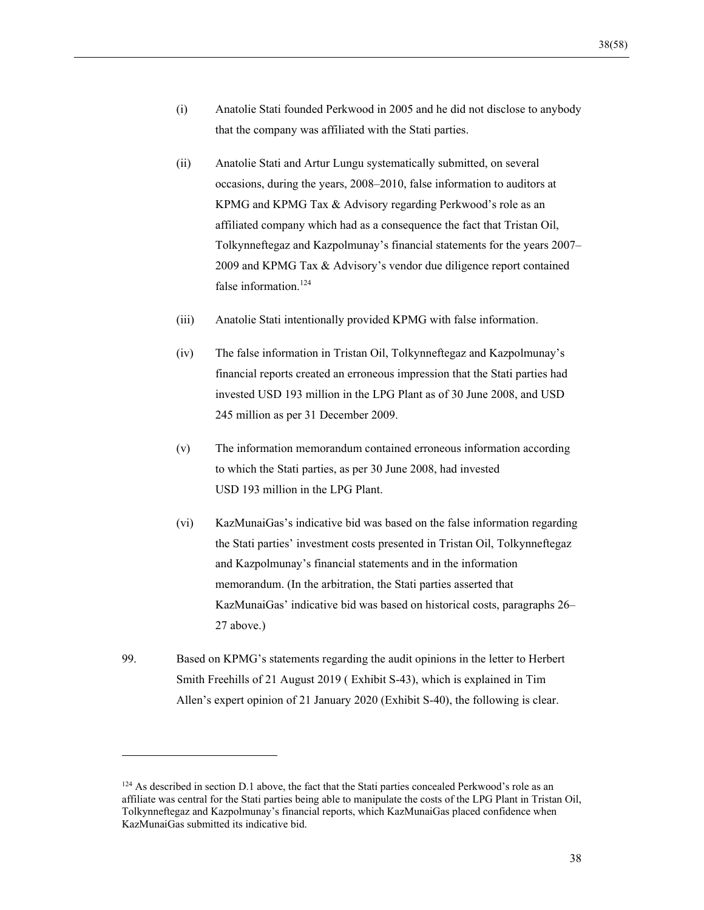(i) Anatolie Stati founded Perkwood in 2005 and he did not disclose to anybody that the company was affiliated with the Stati parties.

(ii) Anatolie Stati and Artur Lungu systematically submitted, on several occasions, during the years, 2008–2010, false information to auditors at KPMG and KPMG Tax & Advisory regarding Perkwood's role as an affiliated company which had as a consequence the fact that Tristan Oil, Tolkynneftegaz and Kazpolmunay's financial statements for the years 2007–2009 and KPMG Tax & Advisory's vendor due diligence report contained false information.[124]

(iii) Anatolie Stati intentionally provided KPMG with false information.

(iv) The false information in Tristan Oil, Tolkynneftegaz and Kazpolmunay's financial reports created an erroneous impression that the Stati parties had invested USD 193 million in the LPG Plant as of 30 June 2008, and USD 245 million as per 31 December 2009.

(v) The information memorandum contained erroneous information according to which the Stati parties, as per 30 June 2008, had invested USD 193 million in the LPG Plant.

(vi) KazMunaiGas's indicative bid was based on the false information regarding the Stati parties' investment costs presented in Tristan Oil, Tolkynneftegaz and Kazpolmunay's financial statements and in the information memorandum. (In the arbitration, the Stati parties asserted that KazMunaiGas' indicative bid was based on historical costs, paragraphs 26–27 above.)

99. Based on KPMG's statements regarding the audit opinions in the letter to Herbert Smith Freehills of 21 August 2019 ( Exhibit S-43), which is explained in Tim Allen's expert opinion of 21 January 2020 (Exhibit S-40), the following is clear.

---

[124] As described in section D.1 above, the fact that the Stati parties concealed Perkwood's role as an affiliate was central for the Stati parties being able to manipulate the costs of the LPG Plant in Tristan Oil, Tolkynneftegaz and Kazpolmunay's financial reports, which KazMunaiGas placed confidence when KazMunaiGas submitted its indicative bid.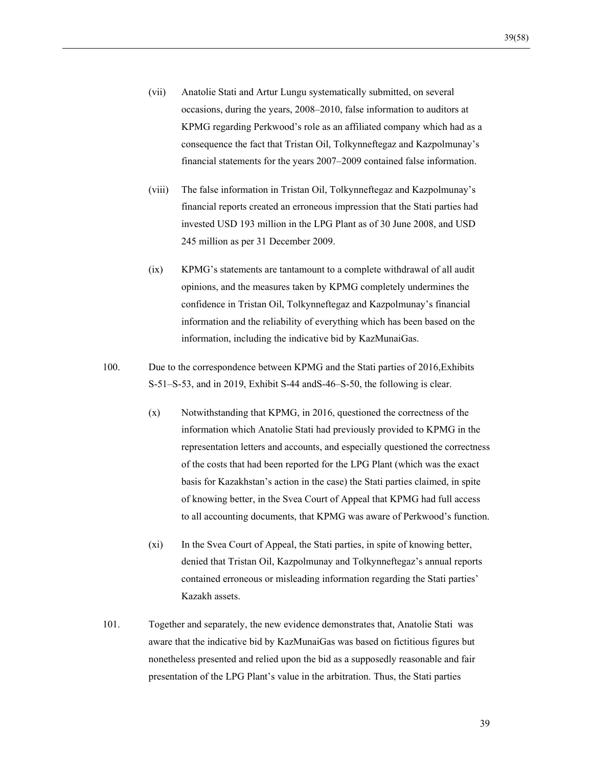(vii) Anatolie Stati and Artur Lungu systematically submitted, on several occasions, during the years, 2008–2010, false information to auditors at KPMG regarding Perkwood's role as an affiliated company which had as a consequence the fact that Tristan Oil, Tolkynneftegaz and Kazpolmunay's financial statements for the years 2007–2009 contained false information.

(viii) The false information in Tristan Oil, Tolkynneftegaz and Kazpolmunay's financial reports created an erroneous impression that the Stati parties had invested USD 193 million in the LPG Plant as of 30 June 2008, and USD 245 million as per 31 December 2009.

(ix) KPMG's statements are tantamount to a complete withdrawal of all audit opinions, and the measures taken by KPMG completely undermines the confidence in Tristan Oil, Tolkynneftegaz and Kazpolmunay's financial information and the reliability of everything which has been based on the information, including the indicative bid by KazMunaiGas.

100. Due to the correspondence between KPMG and the Stati parties of 2016,Exhibits S-51–S-53, and in 2019, Exhibit S-44 andS-46–S-50, the following is clear.

(x) Notwithstanding that KPMG, in 2016, questioned the correctness of the information which Anatolie Stati had previously provided to KPMG in the representation letters and accounts, and especially questioned the correctness of the costs that had been reported for the LPG Plant (which was the exact basis for Kazakhstan's action in the case) the Stati parties claimed, in spite of knowing better, in the Svea Court of Appeal that KPMG had full access to all accounting documents, that KPMG was aware of Perkwood's function.

(xi) In the Svea Court of Appeal, the Stati parties, in spite of knowing better, denied that Tristan Oil, Kazpolmunay and Tolkynneftegaz's annual reports contained erroneous or misleading information regarding the Stati parties' Kazakh assets.

101. Together and separately, the new evidence demonstrates that, Anatolie Stati was aware that the indicative bid by KazMunaiGas was based on fictitious figures but nonetheless presented and relied upon the bid as a supposedly reasonable and fair presentation of the LPG Plant's value in the arbitration. Thus, the Stati parties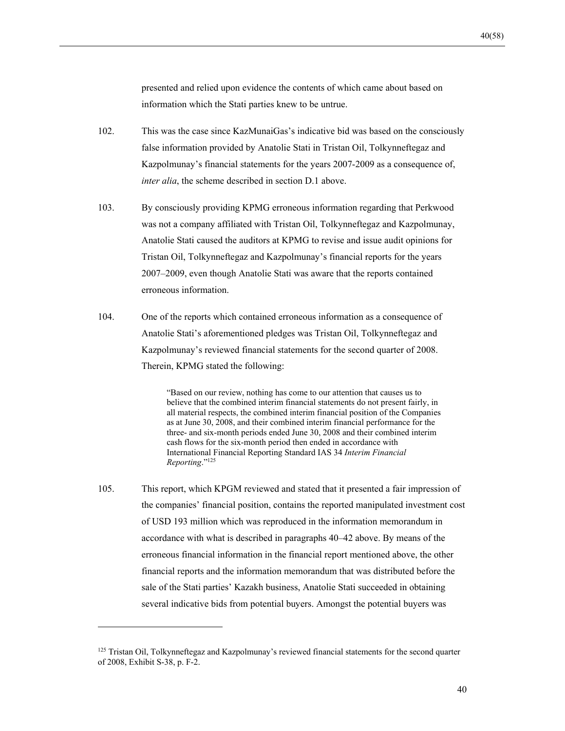presented and relied upon evidence the contents of which came about based on information which the Stati parties knew to be untrue.

102. This was the case since KazMunaiGas's indicative bid was based on the consciously false information provided by Anatolie Stati in Tristan Oil, Tolkynneftegaz and Kazpolmunay's financial statements for the years 2007-2009 as a consequence of, *inter alia*, the scheme described in section D.1 above.

103. By consciously providing KPMG erroneous information regarding that Perkwood was not a company affiliated with Tristan Oil, Tolkynneftegaz and Kazpolmunay, Anatolie Stati caused the auditors at KPMG to revise and issue audit opinions for Tristan Oil, Tolkynneftegaz and Kazpolmunay's financial reports for the years 2007–2009, even though Anatolie Stati was aware that the reports contained erroneous information.

104. One of the reports which contained erroneous information as a consequence of Anatolie Stati's aforementioned pledges was Tristan Oil, Tolkynneftegaz and Kazpolmunay's reviewed financial statements for the second quarter of 2008. Therein, KPMG stated the following:

> "Based on our review, nothing has come to our attention that causes us to believe that the combined interim financial statements do not present fairly, in all material respects, the combined interim financial position of the Companies as at June 30, 2008, and their combined interim financial performance for the three- and six-month periods ended June 30, 2008 and their combined interim cash flows for the six-month period then ended in accordance with International Financial Reporting Standard IAS 34 *Interim Financial Reporting*."[125]

105. This report, which KPGM reviewed and stated that it presented a fair impression of the companies' financial position, contains the reported manipulated investment cost of USD 193 million which was reproduced in the information memorandum in accordance with what is described in paragraphs 40–42 above. By means of the erroneous financial information in the financial report mentioned above, the other financial reports and the information memorandum that was distributed before the sale of the Stati parties' Kazakh business, Anatolie Stati succeeded in obtaining several indicative bids from potential buyers. Amongst the potential buyers was

---

[125] Tristan Oil, Tolkynneftegaz and Kazpolmunay's reviewed financial statements for the second quarter of 2008, Exhibit S-38, p. F-2.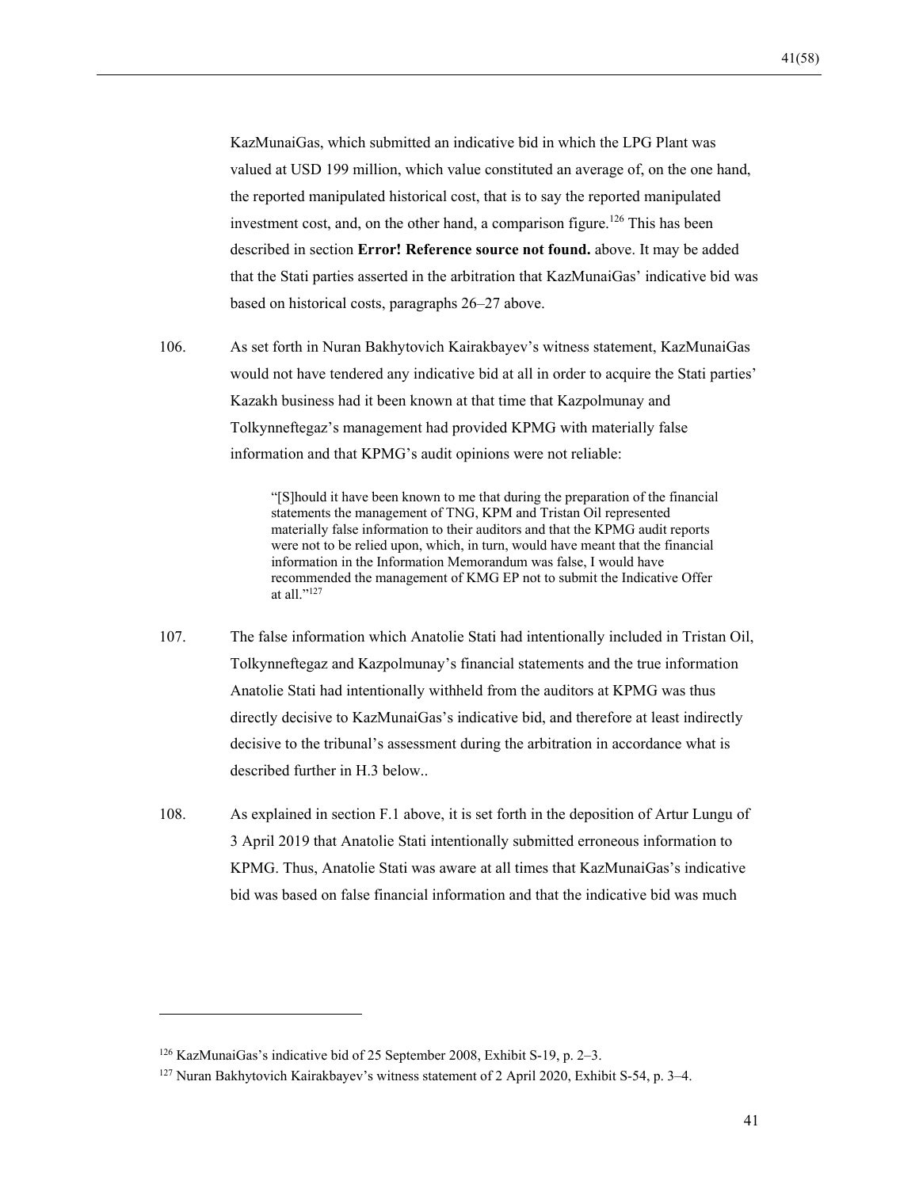KazMunaiGas, which submitted an indicative bid in which the LPG Plant was valued at USD 199 million, which value constituted an average of, on the one hand, the reported manipulated historical cost, that is to say the reported manipulated investment cost, and, on the other hand, a comparison figure.[126] This has been described in section **Error! Reference source not found.** above. It may be added that the Stati parties asserted in the arbitration that KazMunaiGas' indicative bid was based on historical costs, paragraphs 26–27 above.

106. As set forth in Nuran Bakhytovich Kairakbayev's witness statement, KazMunaiGas would not have tendered any indicative bid at all in order to acquire the Stati parties' Kazakh business had it been known at that time that Kazpolmunay and Tolkynneftegaz's management had provided KPMG with materially false information and that KPMG's audit opinions were not reliable:

> "[S]hould it have been known to me that during the preparation of the financial statements the management of TNG, KPM and Tristan Oil represented materially false information to their auditors and that the KPMG audit reports were not to be relied upon, which, in turn, would have meant that the financial information in the Information Memorandum was false, I would have recommended the management of KMG EP not to submit the Indicative Offer at all."[127]

107. The false information which Anatolie Stati had intentionally included in Tristan Oil, Tolkynneftegaz and Kazpolmunay's financial statements and the true information Anatolie Stati had intentionally withheld from the auditors at KPMG was thus directly decisive to KazMunaiGas's indicative bid, and therefore at least indirectly decisive to the tribunal's assessment during the arbitration in accordance what is described further in H.3 below..

108. As explained in section F.1 above, it is set forth in the deposition of Artur Lungu of 3 April 2019 that Anatolie Stati intentionally submitted erroneous information to KPMG. Thus, Anatolie Stati was aware at all times that KazMunaiGas's indicative bid was based on false financial information and that the indicative bid was much

---

[126] KazMunaiGas's indicative bid of 25 September 2008, Exhibit S-19, p. 2–3.

[127] Nuran Bakhytovich Kairakbayev's witness statement of 2 April 2020, Exhibit S-54, p. 3–4.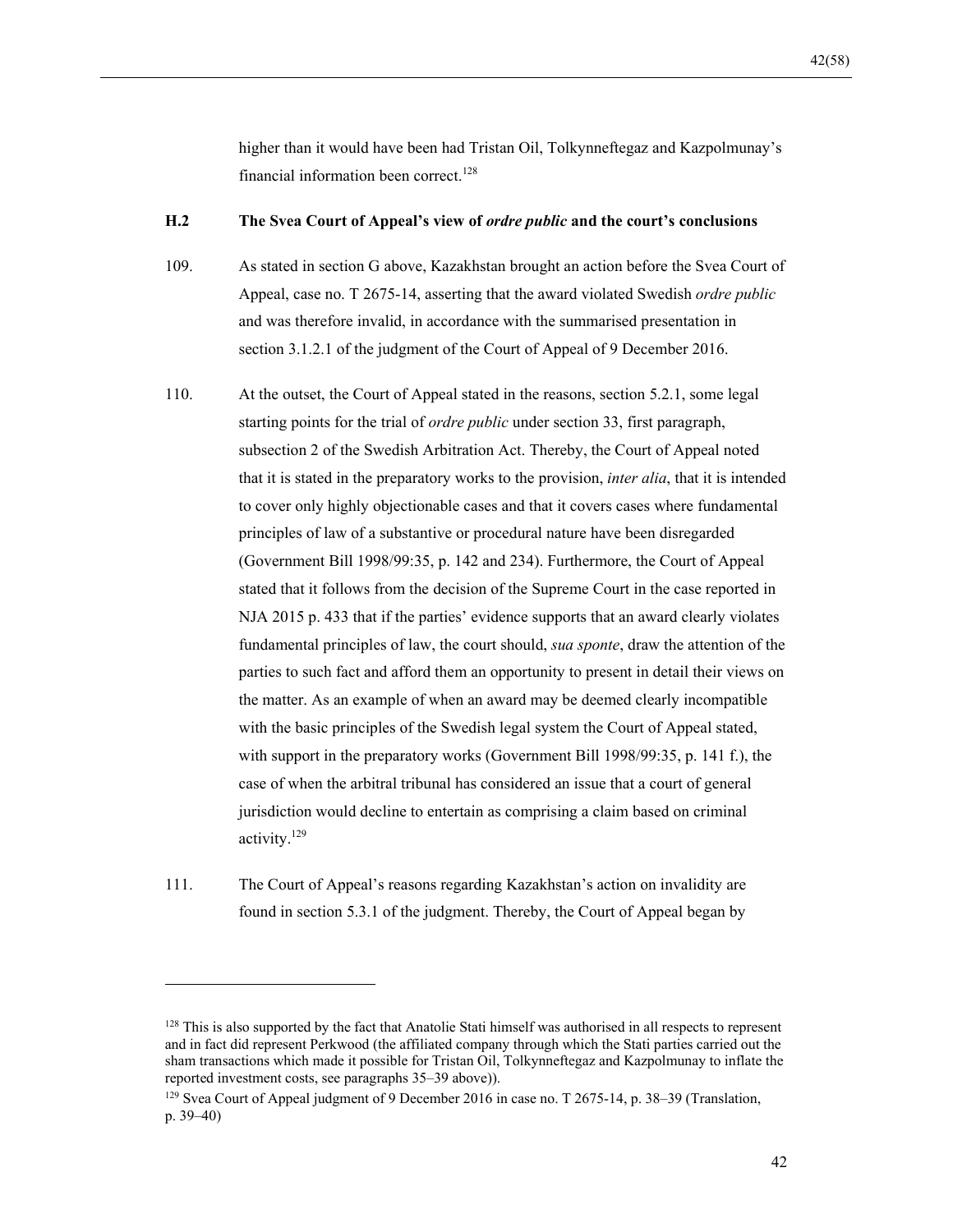higher than it would have been had Tristan Oil, Tolkynneftegaz and Kazpolmunay's financial information been correct.[128]

### H.2 The Svea Court of Appeal's view of *ordre public* and the court's conclusions

109. As stated in section G above, Kazakhstan brought an action before the Svea Court of Appeal, case no. T 2675-14, asserting that the award violated Swedish *ordre public* and was therefore invalid, in accordance with the summarised presentation in section 3.1.2.1 of the judgment of the Court of Appeal of 9 December 2016.

110. At the outset, the Court of Appeal stated in the reasons, section 5.2.1, some legal starting points for the trial of *ordre public* under section 33, first paragraph, subsection 2 of the Swedish Arbitration Act. Thereby, the Court of Appeal noted that it is stated in the preparatory works to the provision, *inter alia*, that it is intended to cover only highly objectionable cases and that it covers cases where fundamental principles of law of a substantive or procedural nature have been disregarded (Government Bill 1998/99:35, p. 142 and 234). Furthermore, the Court of Appeal stated that it follows from the decision of the Supreme Court in the case reported in NJA 2015 p. 433 that if the parties' evidence supports that an award clearly violates fundamental principles of law, the court should, *sua sponte*, draw the attention of the parties to such fact and afford them an opportunity to present in detail their views on the matter. As an example of when an award may be deemed clearly incompatible with the basic principles of the Swedish legal system the Court of Appeal stated, with support in the preparatory works (Government Bill 1998/99:35, p. 141 f.), the case of when the arbitral tribunal has considered an issue that a court of general jurisdiction would decline to entertain as comprising a claim based on criminal activity.[129]

111. The Court of Appeal's reasons regarding Kazakhstan's action on invalidity are found in section 5.3.1 of the judgment. Thereby, the Court of Appeal began by

---

[128] This is also supported by the fact that Anatolie Stati himself was authorised in all respects to represent and in fact did represent Perkwood (the affiliated company through which the Stati parties carried out the sham transactions which made it possible for Tristan Oil, Tolkynneftegaz and Kazpolmunay to inflate the reported investment costs, see paragraphs 35–39 above)).

[129] Svea Court of Appeal judgment of 9 December 2016 in case no. T 2675-14, p. 38–39 (Translation, p. 39–40)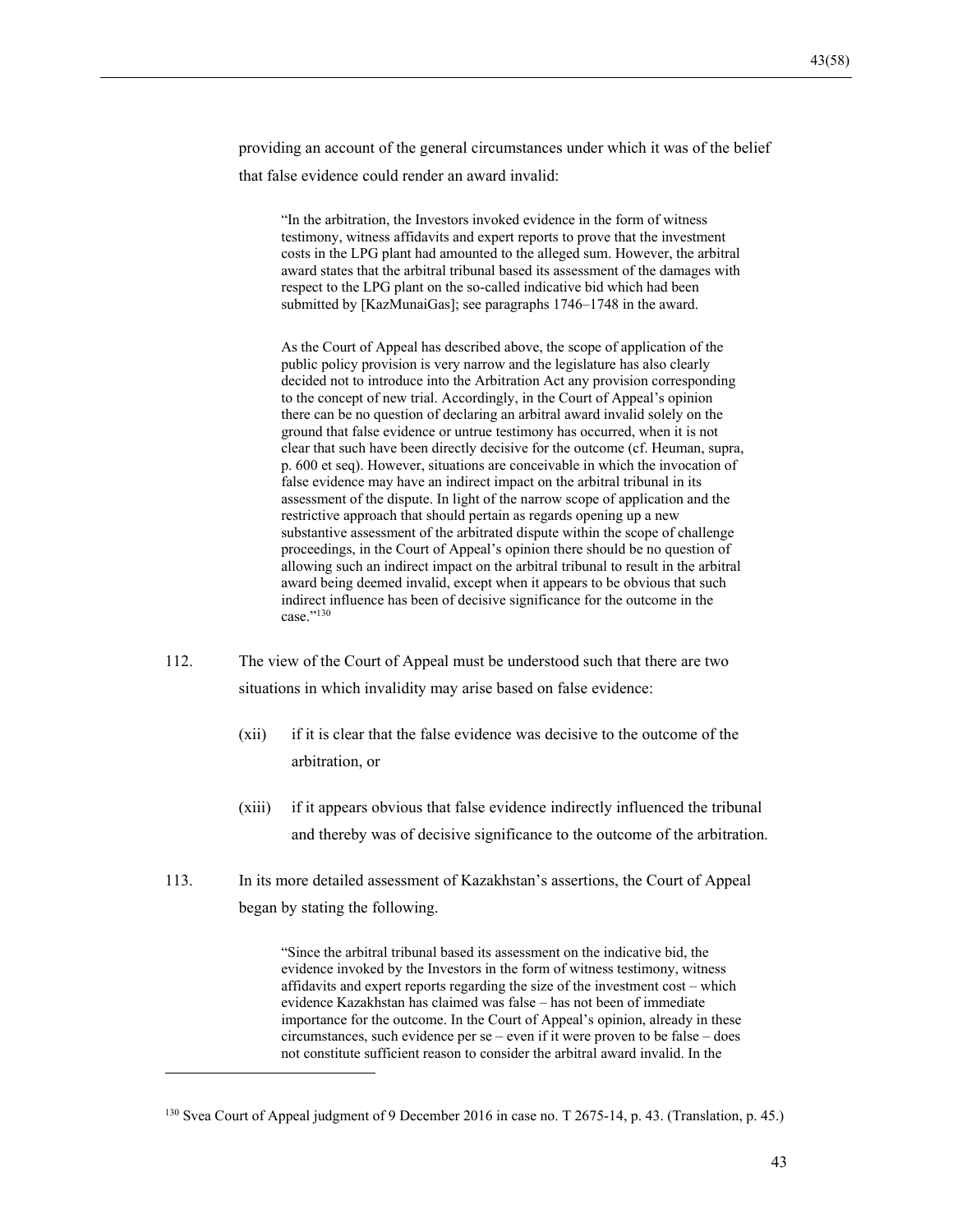providing an account of the general circumstances under which it was of the belief that false evidence could render an award invalid:

> "In the arbitration, the Investors invoked evidence in the form of witness testimony, witness affidavits and expert reports to prove that the investment costs in the LPG plant had amounted to the alleged sum. However, the arbitral award states that the arbitral tribunal based its assessment of the damages with respect to the LPG plant on the so-called indicative bid which had been submitted by [KazMunaiGas]; see paragraphs 1746–1748 in the award.
>
> As the Court of Appeal has described above, the scope of application of the public policy provision is very narrow and the legislature has also clearly decided not to introduce into the Arbitration Act any provision corresponding to the concept of new trial. Accordingly, in the Court of Appeal's opinion there can be no question of declaring an arbitral award invalid solely on the ground that false evidence or untrue testimony has occurred, when it is not clear that such have been directly decisive for the outcome (cf. Heuman, supra, p. 600 et seq). However, situations are conceivable in which the invocation of false evidence may have an indirect impact on the arbitral tribunal in its assessment of the dispute. In light of the narrow scope of application and the restrictive approach that should pertain as regards opening up a new substantive assessment of the arbitrated dispute within the scope of challenge proceedings, in the Court of Appeal's opinion there should be no question of allowing such an indirect impact on the arbitral tribunal to result in the arbitral award being deemed invalid, except when it appears to be obvious that such indirect influence has been of decisive significance for the outcome in the case."[130]

112. The view of the Court of Appeal must be understood such that there are two situations in which invalidity may arise based on false evidence:

(xii) if it is clear that the false evidence was decisive to the outcome of the arbitration, or

(xiii) if it appears obvious that false evidence indirectly influenced the tribunal and thereby was of decisive significance to the outcome of the arbitration.

113. In its more detailed assessment of Kazakhstan's assertions, the Court of Appeal began by stating the following.

> "Since the arbitral tribunal based its assessment on the indicative bid, the evidence invoked by the Investors in the form of witness testimony, witness affidavits and expert reports regarding the size of the investment cost – which evidence Kazakhstan has claimed was false – has not been of immediate importance for the outcome. In the Court of Appeal's opinion, already in these circumstances, such evidence per se – even if it were proven to be false – does not constitute sufficient reason to consider the arbitral award invalid. In the

[130] Svea Court of Appeal judgment of 9 December 2016 in case no. T 2675-14, p. 43. (Translation, p. 45.)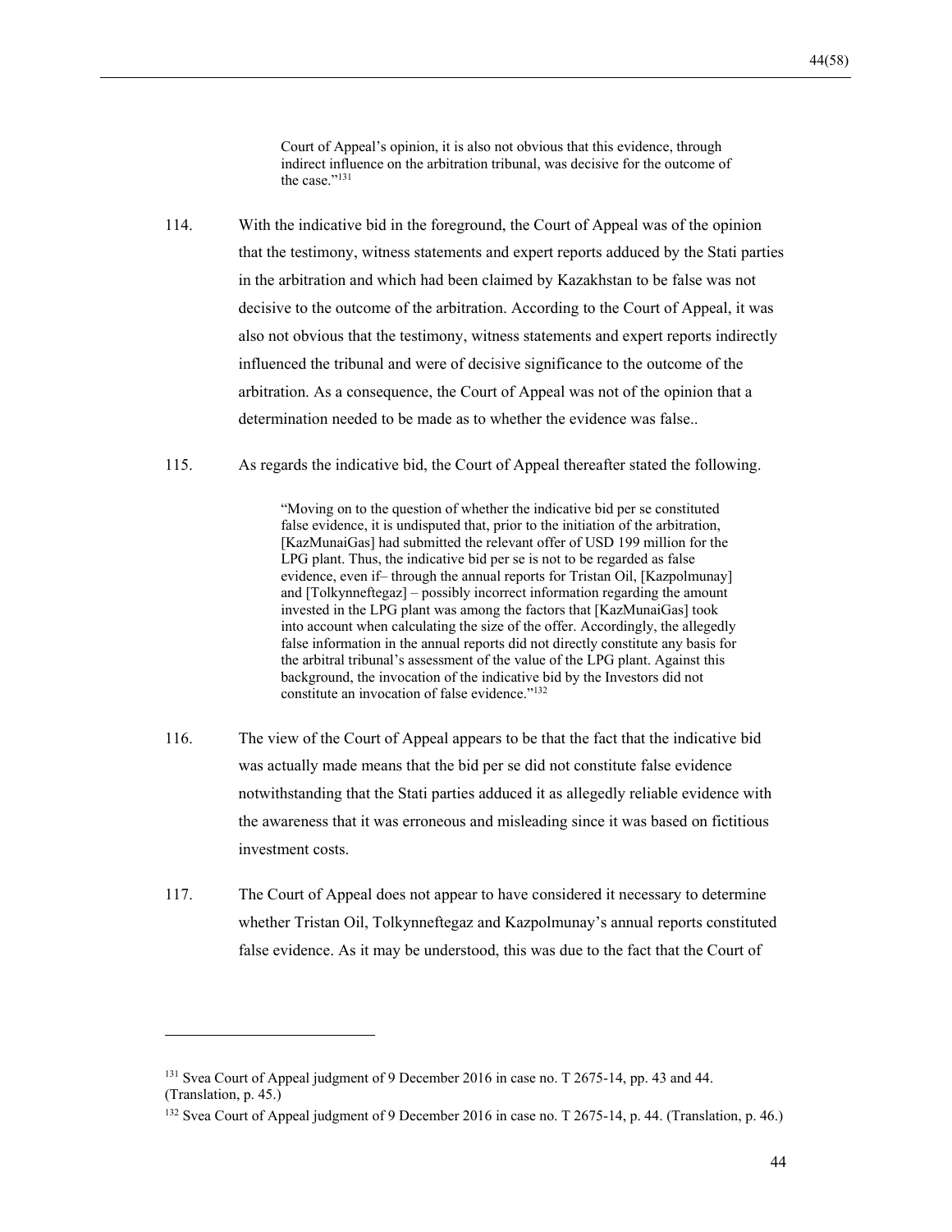> Court of Appeal's opinion, it is also not obvious that this evidence, through indirect influence on the arbitration tribunal, was decisive for the outcome of the case."[131]

114. With the indicative bid in the foreground, the Court of Appeal was of the opinion that the testimony, witness statements and expert reports adduced by the Stati parties in the arbitration and which had been claimed by Kazakhstan to be false was not decisive to the outcome of the arbitration. According to the Court of Appeal, it was also not obvious that the testimony, witness statements and expert reports indirectly influenced the tribunal and were of decisive significance to the outcome of the arbitration. As a consequence, the Court of Appeal was not of the opinion that a determination needed to be made as to whether the evidence was false..

115. As regards the indicative bid, the Court of Appeal thereafter stated the following.

> "Moving on to the question of whether the indicative bid per se constituted false evidence, it is undisputed that, prior to the initiation of the arbitration, [KazMunaiGas] had submitted the relevant offer of USD 199 million for the LPG plant. Thus, the indicative bid per se is not to be regarded as false evidence, even if– through the annual reports for Tristan Oil, [Kazpolmunay] and [Tolkynneftegaz] – possibly incorrect information regarding the amount invested in the LPG plant was among the factors that [KazMunaiGas] took into account when calculating the size of the offer. Accordingly, the allegedly false information in the annual reports did not directly constitute any basis for the arbitral tribunal's assessment of the value of the LPG plant. Against this background, the invocation of the indicative bid by the Investors did not constitute an invocation of false evidence."[132]

116. The view of the Court of Appeal appears to be that the fact that the indicative bid was actually made means that the bid per se did not constitute false evidence notwithstanding that the Stati parties adduced it as allegedly reliable evidence with the awareness that it was erroneous and misleading since it was based on fictitious investment costs.

117. The Court of Appeal does not appear to have considered it necessary to determine whether Tristan Oil, Tolkynneftegaz and Kazpolmunay's annual reports constituted false evidence. As it may be understood, this was due to the fact that the Court of

---

[131] Svea Court of Appeal judgment of 9 December 2016 in case no. T 2675-14, pp. 43 and 44. (Translation, p. 45.)

[132] Svea Court of Appeal judgment of 9 December 2016 in case no. T 2675-14, p. 44. (Translation, p. 46.)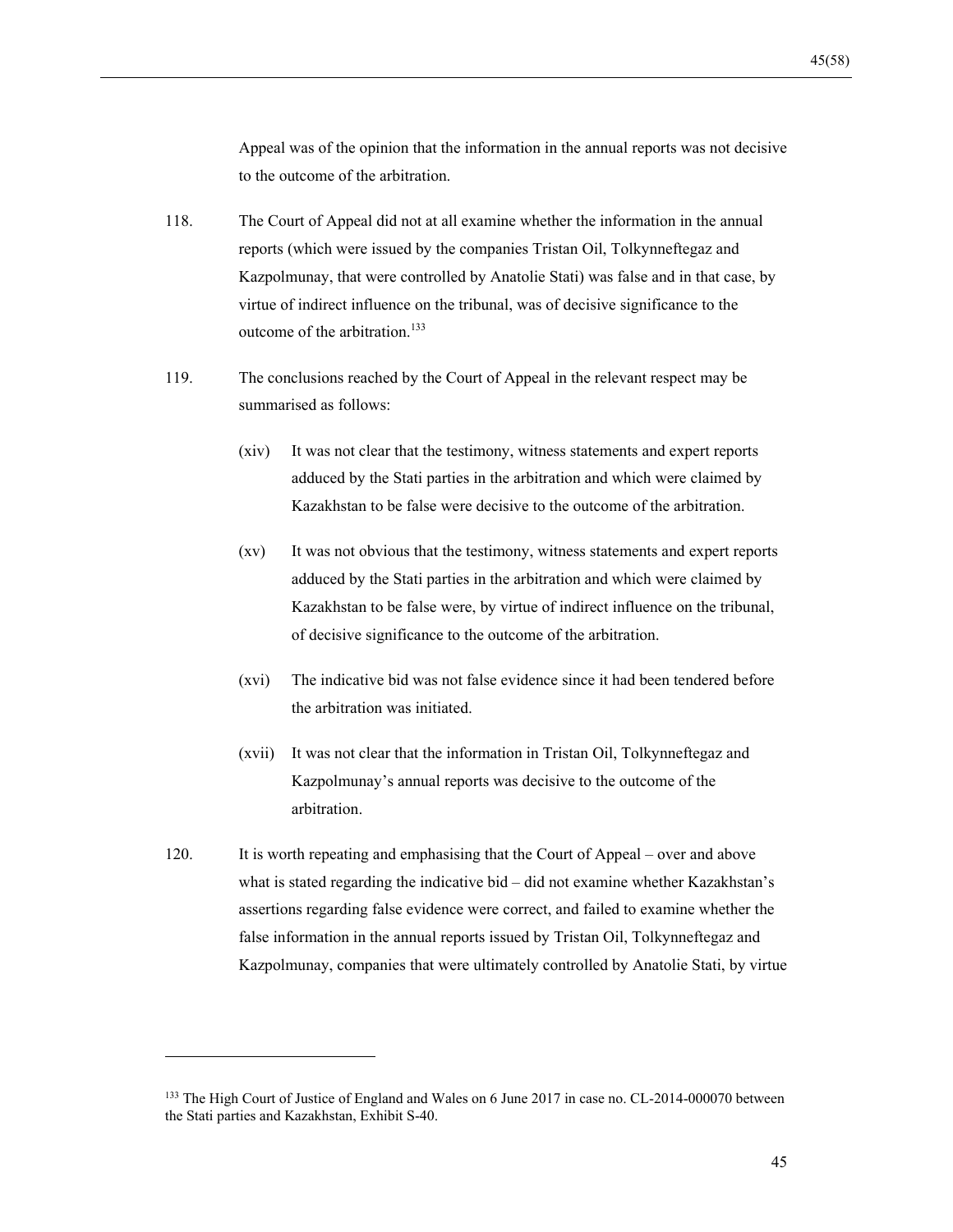Appeal was of the opinion that the information in the annual reports was not decisive to the outcome of the arbitration.

118. The Court of Appeal did not at all examine whether the information in the annual reports (which were issued by the companies Tristan Oil, Tolkynneftegaz and Kazpolmunay, that were controlled by Anatolie Stati) was false and in that case, by virtue of indirect influence on the tribunal, was of decisive significance to the outcome of the arbitration.[133]

119. The conclusions reached by the Court of Appeal in the relevant respect may be summarised as follows:

(xiv) It was not clear that the testimony, witness statements and expert reports adduced by the Stati parties in the arbitration and which were claimed by Kazakhstan to be false were decisive to the outcome of the arbitration.

(xv) It was not obvious that the testimony, witness statements and expert reports adduced by the Stati parties in the arbitration and which were claimed by Kazakhstan to be false were, by virtue of indirect influence on the tribunal, of decisive significance to the outcome of the arbitration.

(xvi) The indicative bid was not false evidence since it had been tendered before the arbitration was initiated.

(xvii) It was not clear that the information in Tristan Oil, Tolkynneftegaz and Kazpolmunay's annual reports was decisive to the outcome of the arbitration.

120. It is worth repeating and emphasising that the Court of Appeal – over and above what is stated regarding the indicative bid – did not examine whether Kazakhstan's assertions regarding false evidence were correct, and failed to examine whether the false information in the annual reports issued by Tristan Oil, Tolkynneftegaz and Kazpolmunay, companies that were ultimately controlled by Anatolie Stati, by virtue

---

[133] The High Court of Justice of England and Wales on 6 June 2017 in case no. CL-2014-000070 between the Stati parties and Kazakhstan, Exhibit S-40.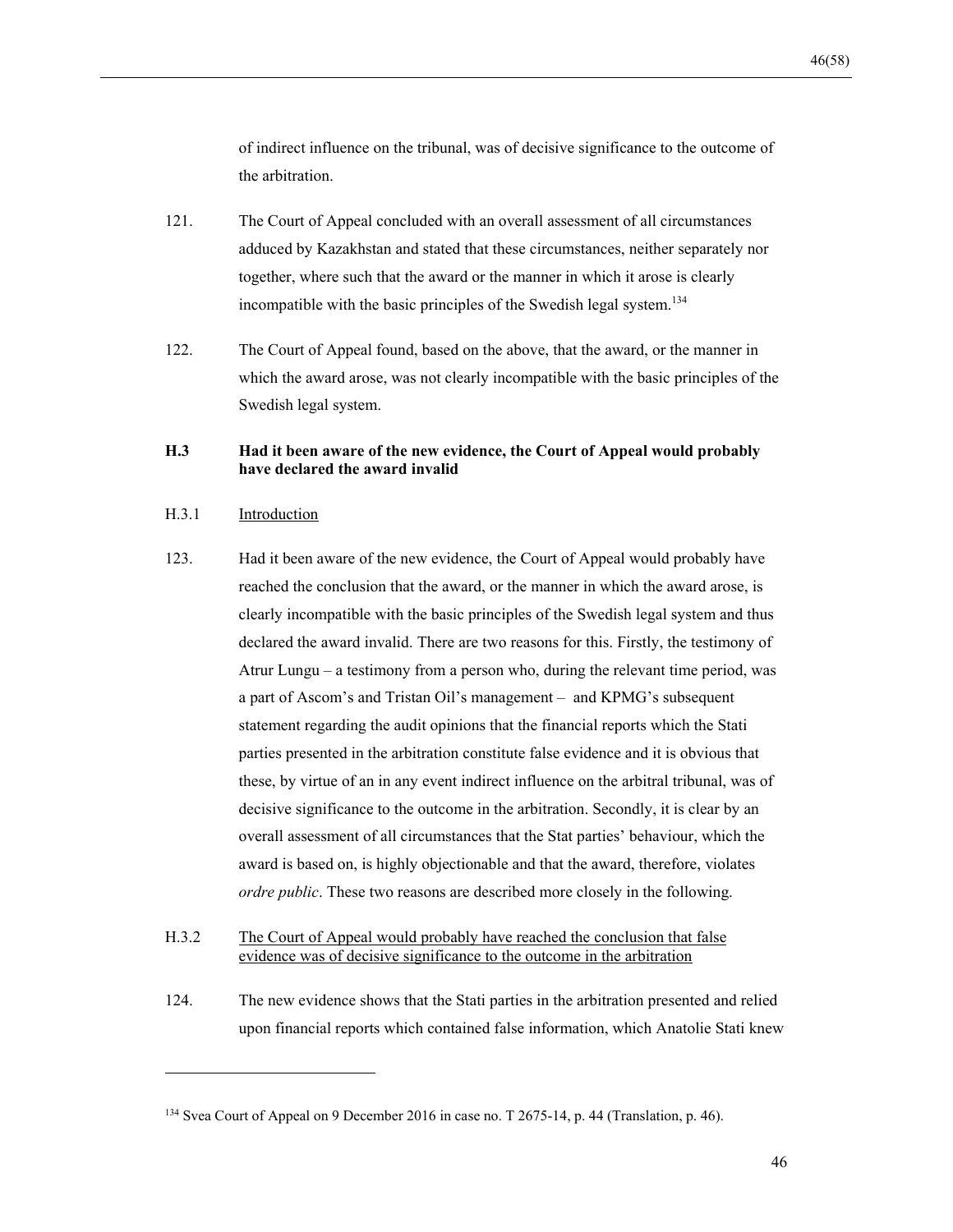of indirect influence on the tribunal, was of decisive significance to the outcome of the arbitration.

121. The Court of Appeal concluded with an overall assessment of all circumstances adduced by Kazakhstan and stated that these circumstances, neither separately nor together, where such that the award or the manner in which it arose is clearly incompatible with the basic principles of the Swedish legal system.[134]

122. The Court of Appeal found, based on the above, that the award, or the manner in which the award arose, was not clearly incompatible with the basic principles of the Swedish legal system.

### H.3 Had it been aware of the new evidence, the Court of Appeal would probably have declared the award invalid

#### H.3.1 Introduction

123. Had it been aware of the new evidence, the Court of Appeal would probably have reached the conclusion that the award, or the manner in which the award arose, is clearly incompatible with the basic principles of the Swedish legal system and thus declared the award invalid. There are two reasons for this. Firstly, the testimony of Atrur Lungu – a testimony from a person who, during the relevant time period, was a part of Ascom's and Tristan Oil's management – and KPMG's subsequent statement regarding the audit opinions that the financial reports which the Stati parties presented in the arbitration constitute false evidence and it is obvious that these, by virtue of an in any event indirect influence on the arbitral tribunal, was of decisive significance to the outcome in the arbitration. Secondly, it is clear by an overall assessment of all circumstances that the Stat parties' behaviour, which the award is based on, is highly objectionable and that the award, therefore, violates *ordre public*. These two reasons are described more closely in the following.

#### H.3.2 The Court of Appeal would probably have reached the conclusion that false evidence was of decisive significance to the outcome in the arbitration

124. The new evidence shows that the Stati parties in the arbitration presented and relied upon financial reports which contained false information, which Anatolie Stati knew

---

[134] Svea Court of Appeal on 9 December 2016 in case no. T 2675-14, p. 44 (Translation, p. 46).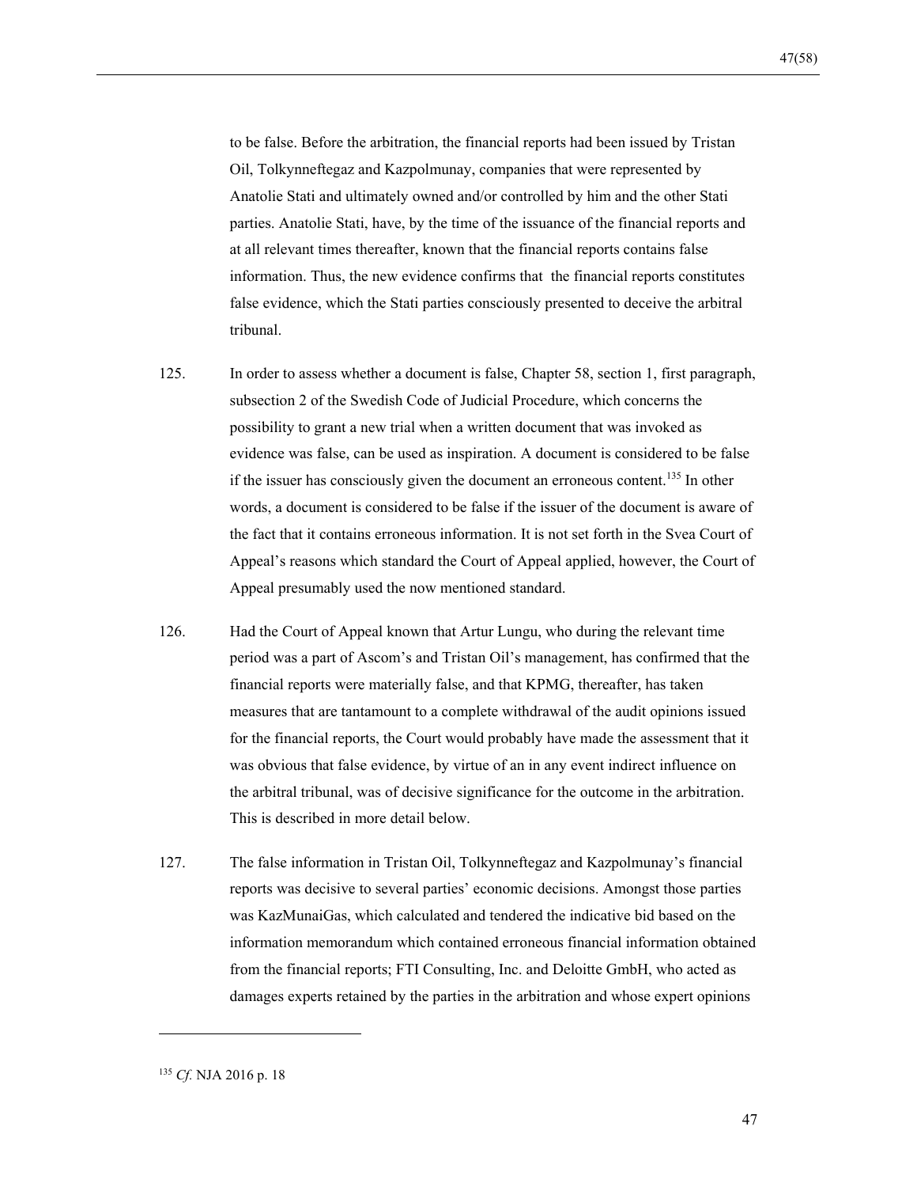to be false. Before the arbitration, the financial reports had been issued by Tristan Oil, Tolkynneftegaz and Kazpolmunay, companies that were represented by Anatolie Stati and ultimately owned and/or controlled by him and the other Stati parties. Anatolie Stati, have, by the time of the issuance of the financial reports and at all relevant times thereafter, known that the financial reports contains false information. Thus, the new evidence confirms that the financial reports constitutes false evidence, which the Stati parties consciously presented to deceive the arbitral tribunal.

125. In order to assess whether a document is false, Chapter 58, section 1, first paragraph, subsection 2 of the Swedish Code of Judicial Procedure, which concerns the possibility to grant a new trial when a written document that was invoked as evidence was false, can be used as inspiration. A document is considered to be false if the issuer has consciously given the document an erroneous content.[135] In other words, a document is considered to be false if the issuer of the document is aware of the fact that it contains erroneous information. It is not set forth in the Svea Court of Appeal's reasons which standard the Court of Appeal applied, however, the Court of Appeal presumably used the now mentioned standard.

126. Had the Court of Appeal known that Artur Lungu, who during the relevant time period was a part of Ascom's and Tristan Oil's management, has confirmed that the financial reports were materially false, and that KPMG, thereafter, has taken measures that are tantamount to a complete withdrawal of the audit opinions issued for the financial reports, the Court would probably have made the assessment that it was obvious that false evidence, by virtue of an in any event indirect influence on the arbitral tribunal, was of decisive significance for the outcome in the arbitration. This is described in more detail below.

127. The false information in Tristan Oil, Tolkynneftegaz and Kazpolmunay's financial reports was decisive to several parties' economic decisions. Amongst those parties was KazMunaiGas, which calculated and tendered the indicative bid based on the information memorandum which contained erroneous financial information obtained from the financial reports; FTI Consulting, Inc. and Deloitte GmbH, who acted as damages experts retained by the parties in the arbitration and whose expert opinions

---

[135] *Cf.* NJA 2016 p. 18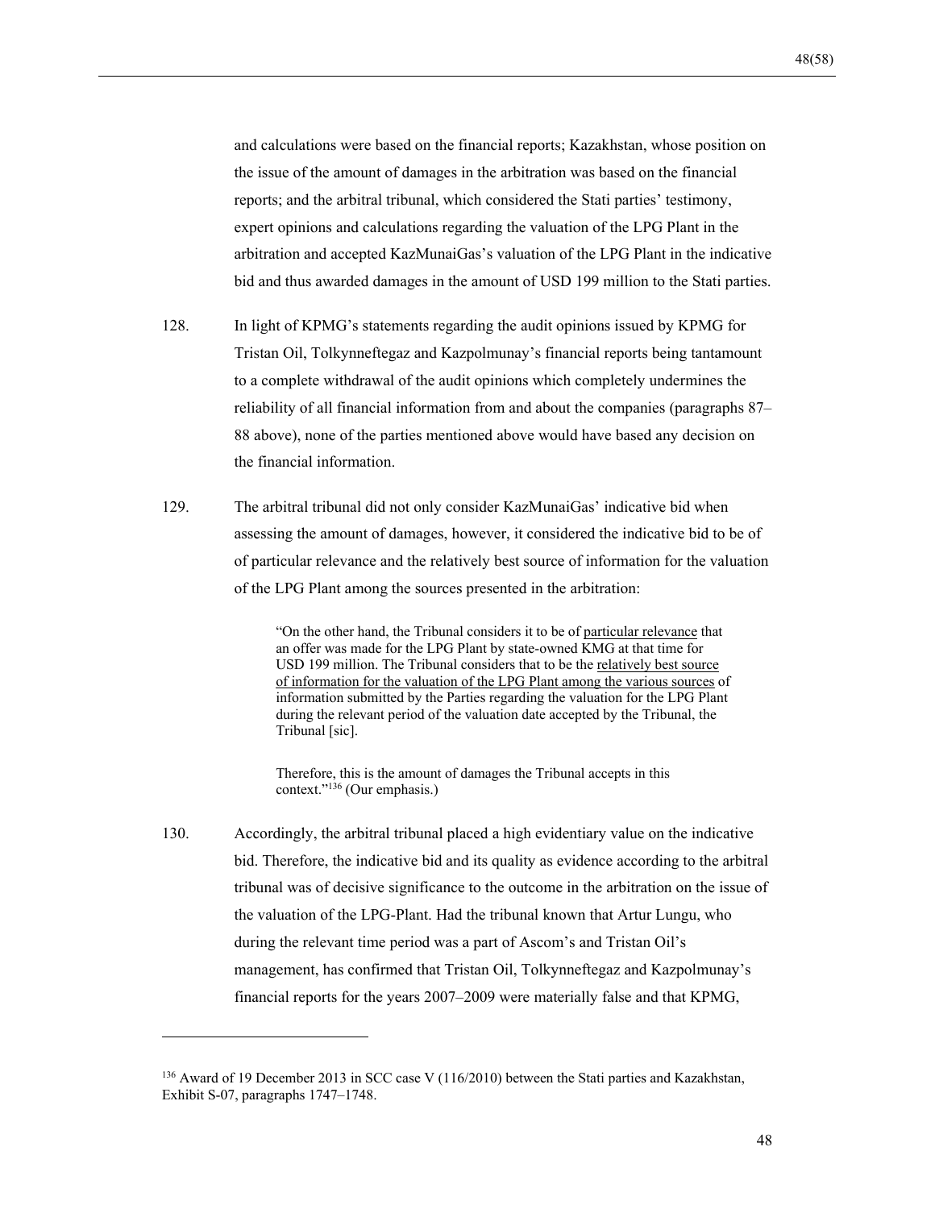and calculations were based on the financial reports; Kazakhstan, whose position on the issue of the amount of damages in the arbitration was based on the financial reports; and the arbitral tribunal, which considered the Stati parties' testimony, expert opinions and calculations regarding the valuation of the LPG Plant in the arbitration and accepted KazMunaiGas's valuation of the LPG Plant in the indicative bid and thus awarded damages in the amount of USD 199 million to the Stati parties.

128. In light of KPMG's statements regarding the audit opinions issued by KPMG for Tristan Oil, Tolkynneftegaz and Kazpolmunay's financial reports being tantamount to a complete withdrawal of the audit opinions which completely undermines the reliability of all financial information from and about the companies (paragraphs 87–88 above), none of the parties mentioned above would have based any decision on the financial information.

129. The arbitral tribunal did not only consider KazMunaiGas' indicative bid when assessing the amount of damages, however, it considered the indicative bid to be of of particular relevance and the relatively best source of information for the valuation of the LPG Plant among the sources presented in the arbitration:

> "On the other hand, the Tribunal considers it to be of <u>particular relevance</u> that an offer was made for the LPG Plant by state-owned KMG at that time for USD 199 million. The Tribunal considers that to be the <u>relatively best source of information for the valuation of the LPG Plant among the various sources</u> of information submitted by the Parties regarding the valuation for the LPG Plant during the relevant period of the valuation date accepted by the Tribunal, the Tribunal [sic].
>
> Therefore, this is the amount of damages the Tribunal accepts in this context."[136] (Our emphasis.)

130. Accordingly, the arbitral tribunal placed a high evidentiary value on the indicative bid. Therefore, the indicative bid and its quality as evidence according to the arbitral tribunal was of decisive significance to the outcome in the arbitration on the issue of the valuation of the LPG-Plant. Had the tribunal known that Artur Lungu, who during the relevant time period was a part of Ascom's and Tristan Oil's management, has confirmed that Tristan Oil, Tolkynneftegaz and Kazpolmunay's financial reports for the years 2007–2009 were materially false and that KPMG,

---

[136] Award of 19 December 2013 in SCC case V (116/2010) between the Stati parties and Kazakhstan, Exhibit S-07, paragraphs 1747–1748.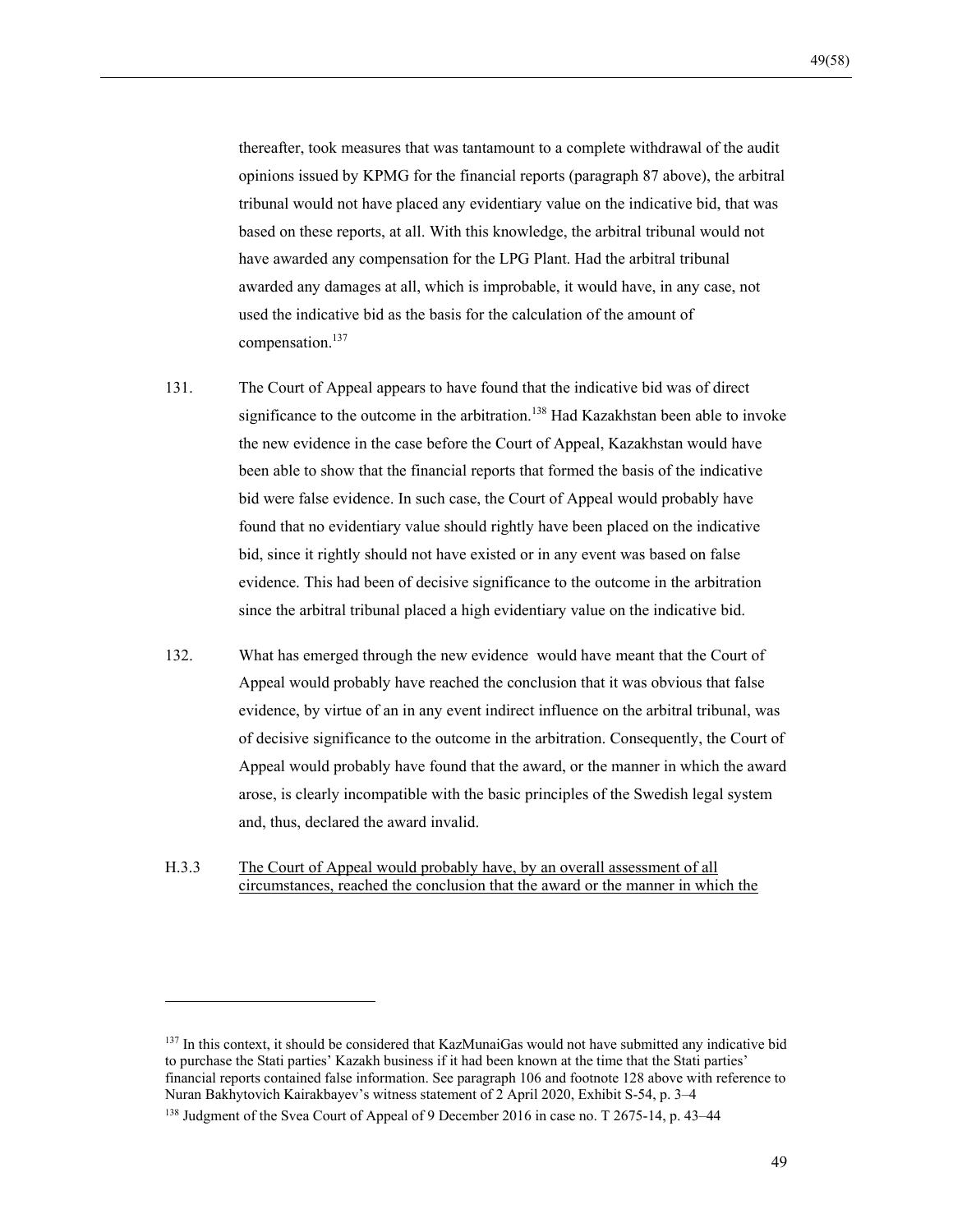thereafter, took measures that was tantamount to a complete withdrawal of the audit opinions issued by KPMG for the financial reports (paragraph 87 above), the arbitral tribunal would not have placed any evidentiary value on the indicative bid, that was based on these reports, at all. With this knowledge, the arbitral tribunal would not have awarded any compensation for the LPG Plant. Had the arbitral tribunal awarded any damages at all, which is improbable, it would have, in any case, not used the indicative bid as the basis for the calculation of the amount of compensation.[137]

131. The Court of Appeal appears to have found that the indicative bid was of direct significance to the outcome in the arbitration.[138] Had Kazakhstan been able to invoke the new evidence in the case before the Court of Appeal, Kazakhstan would have been able to show that the financial reports that formed the basis of the indicative bid were false evidence. In such case, the Court of Appeal would probably have found that no evidentiary value should rightly have been placed on the indicative bid, since it rightly should not have existed or in any event was based on false evidence. This had been of decisive significance to the outcome in the arbitration since the arbitral tribunal placed a high evidentiary value on the indicative bid.

132. What has emerged through the new evidence would have meant that the Court of Appeal would probably have reached the conclusion that it was obvious that false evidence, by virtue of an in any event indirect influence on the arbitral tribunal, was of decisive significance to the outcome in the arbitration. Consequently, the Court of Appeal would probably have found that the award, or the manner in which the award arose, is clearly incompatible with the basic principles of the Swedish legal system and, thus, declared the award invalid.

H.3.3 <u>The Court of Appeal would probably have, by an overall assessment of all circumstances, reached the conclusion that the award or the manner in which the</u>

---

[137] In this context, it should be considered that KazMunaiGas would not have submitted any indicative bid to purchase the Stati parties' Kazakh business if it had been known at the time that the Stati parties' financial reports contained false information. See paragraph 106 and footnote 128 above with reference to Nuran Bakhytovich Kairakbayev's witness statement of 2 April 2020, Exhibit S-54, p. 3–4

[138] Judgment of the Svea Court of Appeal of 9 December 2016 in case no. T 2675-14, p. 43–44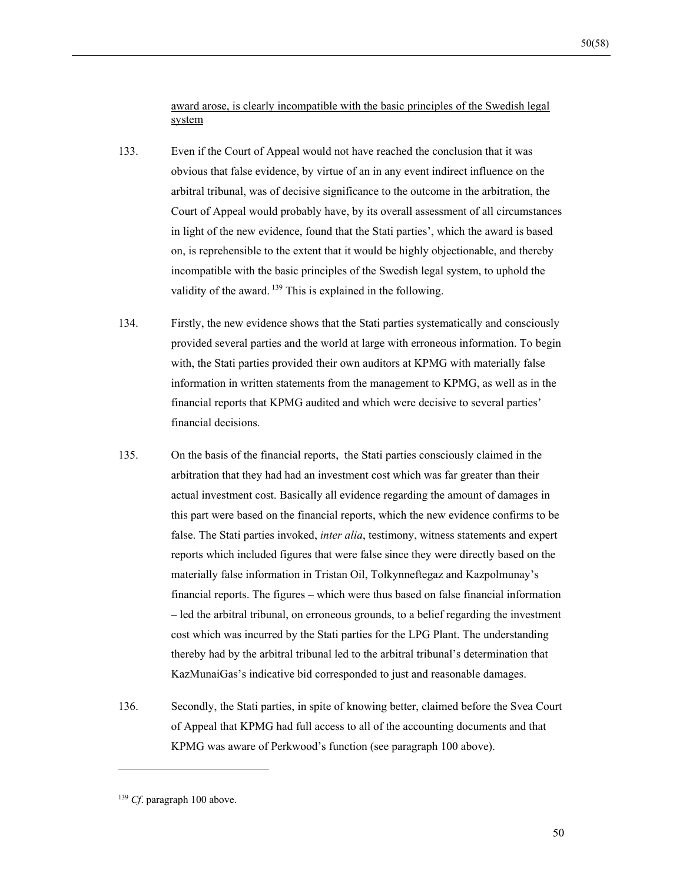award arose, is clearly incompatible with the basic principles of the Swedish legal system

133. Even if the Court of Appeal would not have reached the conclusion that it was obvious that false evidence, by virtue of an in any event indirect influence on the arbitral tribunal, was of decisive significance to the outcome in the arbitration, the Court of Appeal would probably have, by its overall assessment of all circumstances in light of the new evidence, found that the Stati parties', which the award is based on, is reprehensible to the extent that it would be highly objectionable, and thereby incompatible with the basic principles of the Swedish legal system, to uphold the validity of the award.[139] This is explained in the following.

134. Firstly, the new evidence shows that the Stati parties systematically and consciously provided several parties and the world at large with erroneous information. To begin with, the Stati parties provided their own auditors at KPMG with materially false information in written statements from the management to KPMG, as well as in the financial reports that KPMG audited and which were decisive to several parties' financial decisions.

135. On the basis of the financial reports, the Stati parties consciously claimed in the arbitration that they had had an investment cost which was far greater than their actual investment cost. Basically all evidence regarding the amount of damages in this part were based on the financial reports, which the new evidence confirms to be false. The Stati parties invoked, *inter alia*, testimony, witness statements and expert reports which included figures that were false since they were directly based on the materially false information in Tristan Oil, Tolkynneftegaz and Kazpolmunay's financial reports. The figures – which were thus based on false financial information – led the arbitral tribunal, on erroneous grounds, to a belief regarding the investment cost which was incurred by the Stati parties for the LPG Plant. The understanding thereby had by the arbitral tribunal led to the arbitral tribunal's determination that KazMunaiGas's indicative bid corresponded to just and reasonable damages.

136. Secondly, the Stati parties, in spite of knowing better, claimed before the Svea Court of Appeal that KPMG had full access to all of the accounting documents and that KPMG was aware of Perkwood's function (see paragraph 100 above).

---

[139] *Cf*. paragraph 100 above.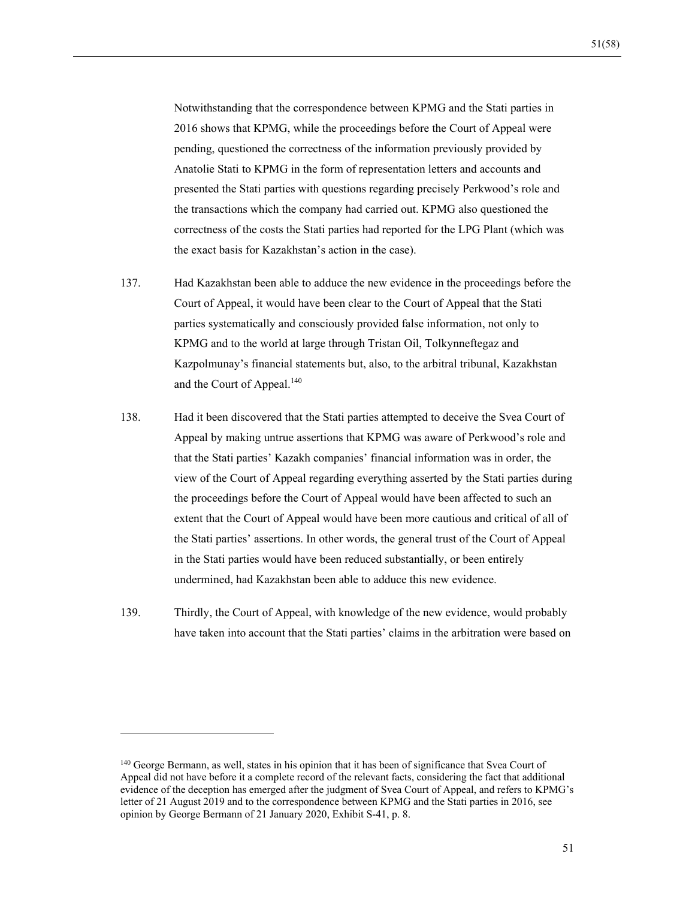Notwithstanding that the correspondence between KPMG and the Stati parties in 2016 shows that KPMG, while the proceedings before the Court of Appeal were pending, questioned the correctness of the information previously provided by Anatolie Stati to KPMG in the form of representation letters and accounts and presented the Stati parties with questions regarding precisely Perkwood's role and the transactions which the company had carried out. KPMG also questioned the correctness of the costs the Stati parties had reported for the LPG Plant (which was the exact basis for Kazakhstan's action in the case).

137. Had Kazakhstan been able to adduce the new evidence in the proceedings before the Court of Appeal, it would have been clear to the Court of Appeal that the Stati parties systematically and consciously provided false information, not only to KPMG and to the world at large through Tristan Oil, Tolkynneftegaz and Kazpolmunay's financial statements but, also, to the arbitral tribunal, Kazakhstan and the Court of Appeal.[140]

138. Had it been discovered that the Stati parties attempted to deceive the Svea Court of Appeal by making untrue assertions that KPMG was aware of Perkwood's role and that the Stati parties' Kazakh companies' financial information was in order, the view of the Court of Appeal regarding everything asserted by the Stati parties during the proceedings before the Court of Appeal would have been affected to such an extent that the Court of Appeal would have been more cautious and critical of all of the Stati parties' assertions. In other words, the general trust of the Court of Appeal in the Stati parties would have been reduced substantially, or been entirely undermined, had Kazakhstan been able to adduce this new evidence.

139. Thirdly, the Court of Appeal, with knowledge of the new evidence, would probably have taken into account that the Stati parties' claims in the arbitration were based on

---

[140] George Bermann, as well, states in his opinion that it has been of significance that Svea Court of Appeal did not have before it a complete record of the relevant facts, considering the fact that additional evidence of the deception has emerged after the judgment of Svea Court of Appeal, and refers to KPMG's letter of 21 August 2019 and to the correspondence between KPMG and the Stati parties in 2016, see opinion by George Bermann of 21 January 2020, Exhibit S-41, p. 8.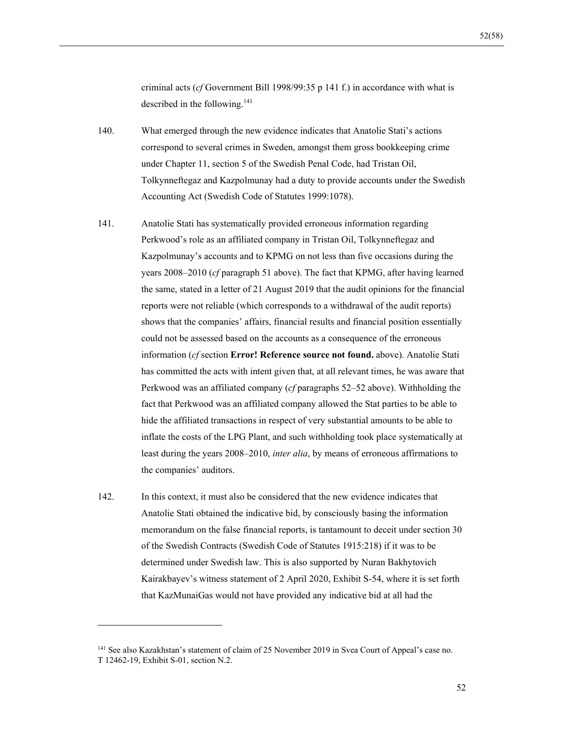criminal acts (*cf* Government Bill 1998/99:35 p 141 f.) in accordance with what is described in the following.[141]

140. What emerged through the new evidence indicates that Anatolie Stati's actions correspond to several crimes in Sweden, amongst them gross bookkeeping crime under Chapter 11, section 5 of the Swedish Penal Code, had Tristan Oil, Tolkynneftegaz and Kazpolmunay had a duty to provide accounts under the Swedish Accounting Act (Swedish Code of Statutes 1999:1078).

141. Anatolie Stati has systematically provided erroneous information regarding Perkwood's role as an affiliated company in Tristan Oil, Tolkynneftegaz and Kazpolmunay's accounts and to KPMG on not less than five occasions during the years 2008–2010 (*cf* paragraph 51 above). The fact that KPMG, after having learned the same, stated in a letter of 21 August 2019 that the audit opinions for the financial reports were not reliable (which corresponds to a withdrawal of the audit reports) shows that the companies' affairs, financial results and financial position essentially could not be assessed based on the accounts as a consequence of the erroneous information (*cf* section **Error! Reference source not found.** above). Anatolie Stati has committed the acts with intent given that, at all relevant times, he was aware that Perkwood was an affiliated company (*cf* paragraphs 52–52 above). Withholding the fact that Perkwood was an affiliated company allowed the Stat parties to be able to hide the affiliated transactions in respect of very substantial amounts to be able to inflate the costs of the LPG Plant, and such withholding took place systematically at least during the years 2008–2010, *inter alia*, by means of erroneous affirmations to the companies' auditors.

142. In this context, it must also be considered that the new evidence indicates that Anatolie Stati obtained the indicative bid, by consciously basing the information memorandum on the false financial reports, is tantamount to deceit under section 30 of the Swedish Contracts (Swedish Code of Statutes 1915:218) if it was to be determined under Swedish law. This is also supported by Nuran Bakhytovich Kairakbayev's witness statement of 2 April 2020, Exhibit S-54, where it is set forth that KazMunaiGas would not have provided any indicative bid at all had the

---

[141] See also Kazakhstan's statement of claim of 25 November 2019 in Svea Court of Appeal's case no. T 12462-19, Exhibit S-01, section N.2.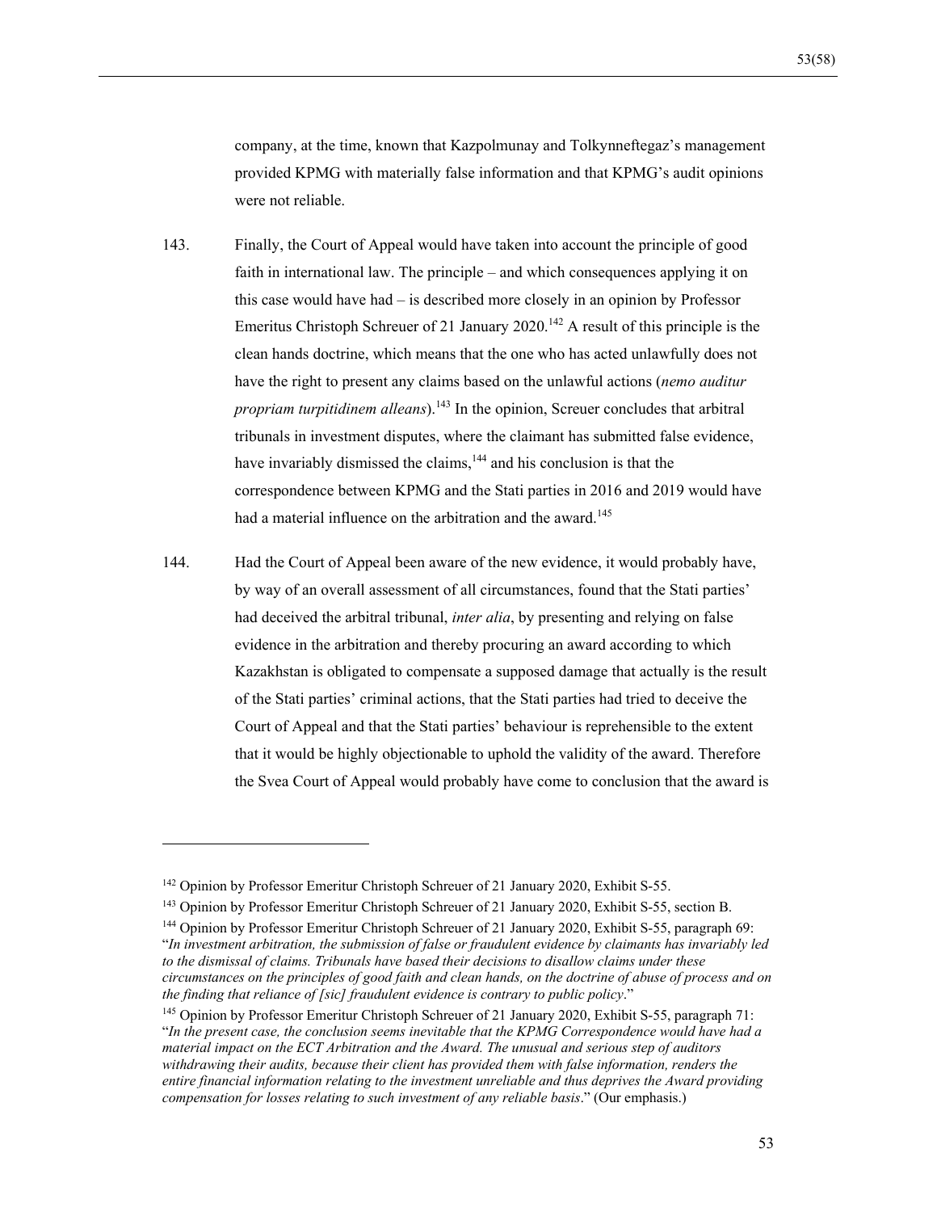company, at the time, known that Kazpolmunay and Tolkynneftegaz's management provided KPMG with materially false information and that KPMG's audit opinions were not reliable.

143. Finally, the Court of Appeal would have taken into account the principle of good faith in international law. The principle – and which consequences applying it on this case would have had – is described more closely in an opinion by Professor Emeritus Christoph Schreuer of 21 January 2020.[142] A result of this principle is the clean hands doctrine, which means that the one who has acted unlawfully does not have the right to present any claims based on the unlawful actions (*nemo auditur propriam turpitidinem alleans*).[143] In the opinion, Screuer concludes that arbitral tribunals in investment disputes, where the claimant has submitted false evidence, have invariably dismissed the claims,[144] and his conclusion is that the correspondence between KPMG and the Stati parties in 2016 and 2019 would have had a material influence on the arbitration and the award.[145]

144. Had the Court of Appeal been aware of the new evidence, it would probably have, by way of an overall assessment of all circumstances, found that the Stati parties' had deceived the arbitral tribunal, *inter alia*, by presenting and relying on false evidence in the arbitration and thereby procuring an award according to which Kazakhstan is obligated to compensate a supposed damage that actually is the result of the Stati parties' criminal actions, that the Stati parties had tried to deceive the Court of Appeal and that the Stati parties' behaviour is reprehensible to the extent that it would be highly objectionable to uphold the validity of the award. Therefore the Svea Court of Appeal would probably have come to conclusion that the award is

---

[142] Opinion by Professor Emeritur Christoph Schreuer of 21 January 2020, Exhibit S-55.

[143] Opinion by Professor Emeritur Christoph Schreuer of 21 January 2020, Exhibit S-55, section B.

[144] Opinion by Professor Emeritur Christoph Schreuer of 21 January 2020, Exhibit S-55, paragraph 69: "*In investment arbitration, the submission of false or fraudulent evidence by claimants has invariably led to the dismissal of claims. Tribunals have based their decisions to disallow claims under these circumstances on the principles of good faith and clean hands, on the doctrine of abuse of process and on the finding that reliance of [sic] fraudulent evidence is contrary to public policy*."

[145] Opinion by Professor Emeritur Christoph Schreuer of 21 January 2020, Exhibit S-55, paragraph 71: "*In the present case, the conclusion seems inevitable that the KPMG Correspondence would have had a material impact on the ECT Arbitration and the Award. The unusual and serious step of auditors withdrawing their audits, because their client has provided them with false information, renders the entire financial information relating to the investment unreliable and thus deprives the Award providing compensation for losses relating to such investment of any reliable basis*." (Our emphasis.)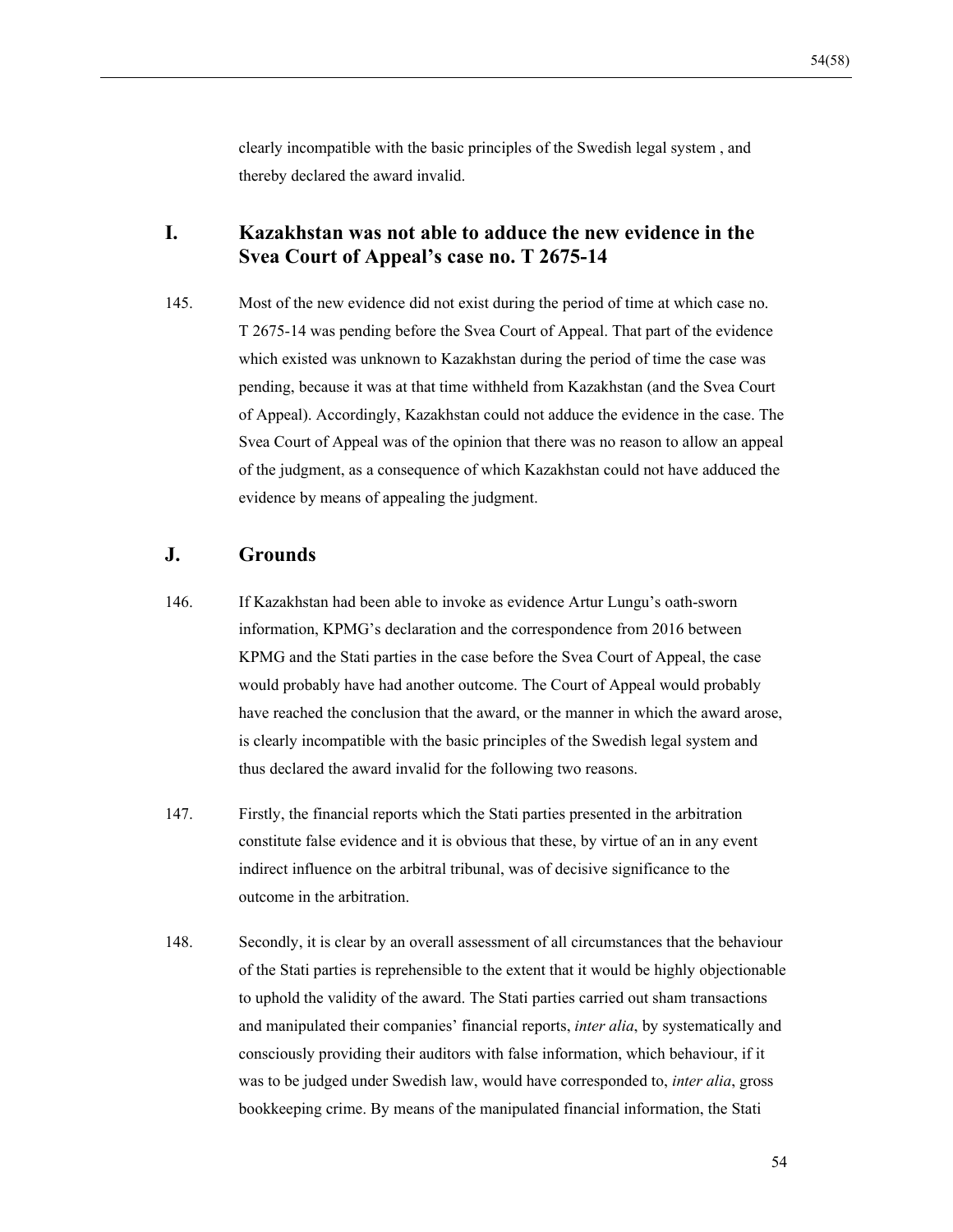clearly incompatible with the basic principles of the Swedish legal system , and thereby declared the award invalid.

## I. Kazakhstan was not able to adduce the new evidence in the Svea Court of Appeal's case no. T 2675-14

145. Most of the new evidence did not exist during the period of time at which case no. T 2675-14 was pending before the Svea Court of Appeal. That part of the evidence which existed was unknown to Kazakhstan during the period of time the case was pending, because it was at that time withheld from Kazakhstan (and the Svea Court of Appeal). Accordingly, Kazakhstan could not adduce the evidence in the case. The Svea Court of Appeal was of the opinion that there was no reason to allow an appeal of the judgment, as a consequence of which Kazakhstan could not have adduced the evidence by means of appealing the judgment.

## J. Grounds

146. If Kazakhstan had been able to invoke as evidence Artur Lungu's oath-sworn information, KPMG's declaration and the correspondence from 2016 between KPMG and the Stati parties in the case before the Svea Court of Appeal, the case would probably have had another outcome. The Court of Appeal would probably have reached the conclusion that the award, or the manner in which the award arose, is clearly incompatible with the basic principles of the Swedish legal system and thus declared the award invalid for the following two reasons.

147. Firstly, the financial reports which the Stati parties presented in the arbitration constitute false evidence and it is obvious that these, by virtue of an in any event indirect influence on the arbitral tribunal, was of decisive significance to the outcome in the arbitration.

148. Secondly, it is clear by an overall assessment of all circumstances that the behaviour of the Stati parties is reprehensible to the extent that it would be highly objectionable to uphold the validity of the award. The Stati parties carried out sham transactions and manipulated their companies' financial reports, *inter alia*, by systematically and consciously providing their auditors with false information, which behaviour, if it was to be judged under Swedish law, would have corresponded to, *inter alia*, gross bookkeeping crime. By means of the manipulated financial information, the Stati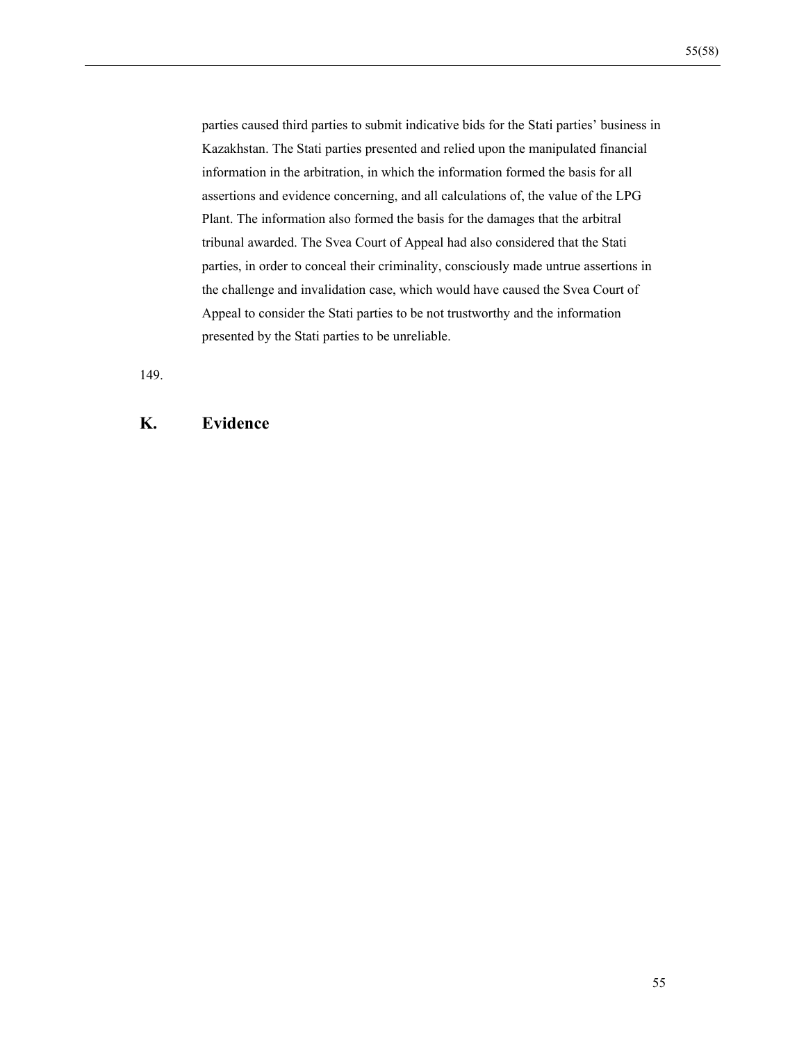parties caused third parties to submit indicative bids for the Stati parties' business in Kazakhstan. The Stati parties presented and relied upon the manipulated financial information in the arbitration, in which the information formed the basis for all assertions and evidence concerning, and all calculations of, the value of the LPG Plant. The information also formed the basis for the damages that the arbitral tribunal awarded. The Svea Court of Appeal had also considered that the Stati parties, in order to conceal their criminality, consciously made untrue assertions in the challenge and invalidation case, which would have caused the Svea Court of Appeal to consider the Stati parties to be not trustworthy and the information presented by the Stati parties to be unreliable.

149.

## K. Evidence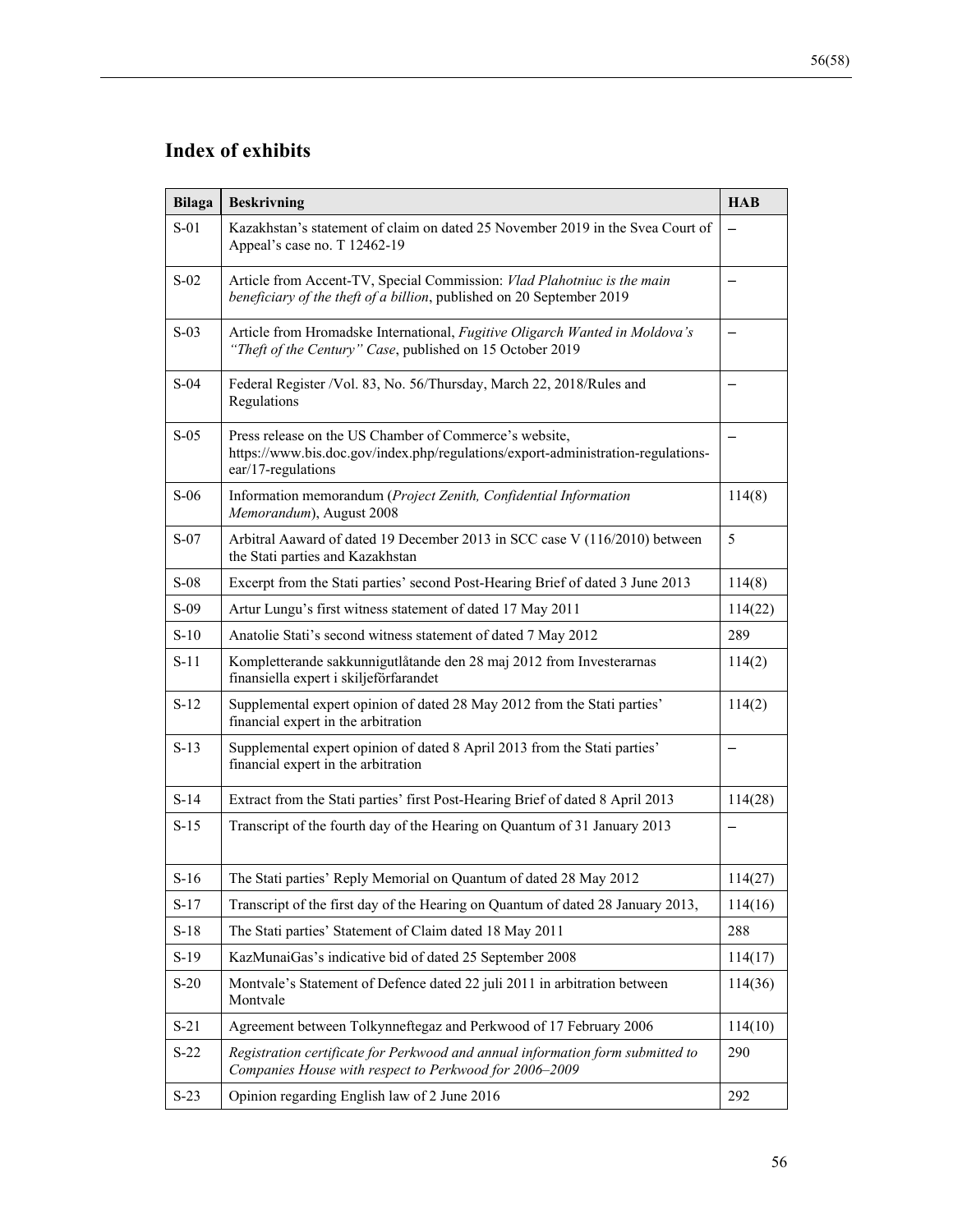## Index of exhibits

| Bilaga | Beskrivning | HAB |
|---|---|---|
| S-01 | Kazakhstan's statement of claim on dated 25 November 2019 in the Svea Court of Appeal's case no. T 12462-19 | – |
| S-02 | Article from Accent-TV, Special Commission: *Vlad Plahotniuc is the main beneficiary of the theft of a billion*, published on 20 September 2019 | – |
| S-03 | Article from Hromadske International, *Fugitive Oligarch Wanted in Moldova's "Theft of the Century" Case*, published on 15 October 2019 | – |
| S-04 | Federal Register /Vol. 83, No. 56/Thursday, March 22, 2018/Rules and Regulations | – |
| S-05 | Press release on the US Chamber of Commerce's website, https://www.bis.doc.gov/index.php/regulations/export-administration-regulations-ear/17-regulations | – |
| S-06 | Information memorandum (*Project Zenith, Confidential Information Memorandum*), August 2008 | 114(8) |
| S-07 | Arbitral Aaward of dated 19 December 2013 in SCC case V (116/2010) between the Stati parties and Kazakhstan | 5 |
| S-08 | Excerpt from the Stati parties' second Post-Hearing Brief of dated 3 June 2013 | 114(8) |
| S-09 | Artur Lungu's first witness statement of dated 17 May 2011 | 114(22) |
| S-10 | Anatolie Stati's second witness statement of dated 7 May 2012 | 289 |
| S-11 | Kompletterande sakkunnigutlåtande den 28 maj 2012 from Investerarnas finansiella expert i skiljeförfarandet | 114(2) |
| S-12 | Supplemental expert opinion of dated 28 May 2012 from the Stati parties' financial expert in the arbitration | 114(2) |
| S-13 | Supplemental expert opinion of dated 8 April 2013 from the Stati parties' financial expert in the arbitration | – |
| S-14 | Extract from the Stati parties' first Post-Hearing Brief of dated 8 April 2013 | 114(28) |
| S-15 | Transcript of the fourth day of the Hearing on Quantum of 31 January 2013 | – |
| S-16 | The Stati parties' Reply Memorial on Quantum of dated 28 May 2012 | 114(27) |
| S-17 | Transcript of the first day of the Hearing on Quantum of dated 28 January 2013, | 114(16) |
| S-18 | The Stati parties' Statement of Claim dated 18 May 2011 | 288 |
| S-19 | KazMunaiGas's indicative bid of dated 25 September 2008 | 114(17) |
| S-20 | Montvale's Statement of Defence dated 22 juli 2011 in arbitration between Montvale | 114(36) |
| S-21 | Agreement between Tolkynneftegaz and Perkwood of 17 February 2006 | 114(10) |
| S-22 | *Registration certificate for Perkwood and annual information form submitted to Companies House with respect to Perkwood for 2006–2009* | 290 |
| S-23 | Opinion regarding English law of 2 June 2016 | 292 |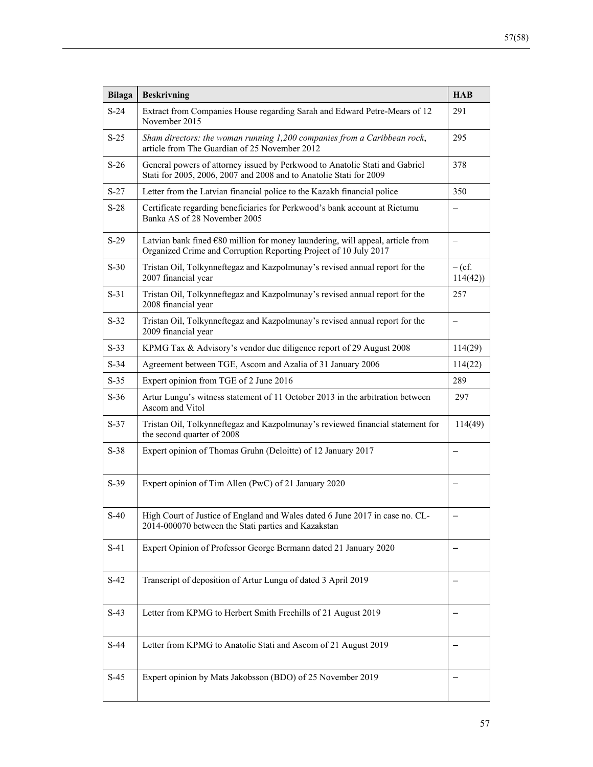| Bilaga | Beskrivning | HAB |
|---|---|---|
| S-24 | Extract from Companies House regarding Sarah and Edward Petre-Mears of 12 November 2015 | 291 |
| S-25 | *Sham directors: the woman running 1,200 companies from a Caribbean rock*, article from The Guardian of 25 November 2012 | 295 |
| S-26 | General powers of attorney issued by Perkwood to Anatolie Stati and Gabriel Stati for 2005, 2006, 2007 and 2008 and to Anatolie Stati for 2009 | 378 |
| S-27 | Letter from the Latvian financial police to the Kazakh financial police | 350 |
| S-28 | Certificate regarding beneficiaries for Perkwood's bank account at Rietumu Banka AS of 28 November 2005 | – |
| S-29 | Latvian bank fined €80 million for money laundering, will appeal, article from Organized Crime and Corruption Reporting Project of 10 July 2017 | – |
| S-30 | Tristan Oil, Tolkynneftegaz and Kazpolmunay's revised annual report for the 2007 financial year | – (cf. 114(42)) |
| S-31 | Tristan Oil, Tolkynneftegaz and Kazpolmunay's revised annual report for the 2008 financial year | 257 |
| S-32 | Tristan Oil, Tolkynneftegaz and Kazpolmunay's revised annual report for the 2009 financial year | – |
| S-33 | KPMG Tax & Advisory's vendor due diligence report of 29 August 2008 | 114(29) |
| S-34 | Agreement between TGE, Ascom and Azalia of 31 January 2006 | 114(22) |
| S-35 | Expert opinion from TGE of 2 June 2016 | 289 |
| S-36 | Artur Lungu's witness statement of 11 October 2013 in the arbitration between Ascom and Vitol | 297 |
| S-37 | Tristan Oil, Tolkynneftegaz and Kazpolmunay's reviewed financial statement for the second quarter of 2008 | 114(49) |
| S-38 | Expert opinion of Thomas Gruhn (Deloitte) of 12 January 2017 | – |
| S-39 | Expert opinion of Tim Allen (PwC) of 21 January 2020 | – |
| S-40 | High Court of Justice of England and Wales dated 6 June 2017 in case no. CL-2014-000070 between the Stati parties and Kazakstan | – |
| S-41 | Expert Opinion of Professor George Bermann dated 21 January 2020 | – |
| S-42 | Transcript of deposition of Artur Lungu of dated 3 April 2019 | – |
| S-43 | Letter from KPMG to Herbert Smith Freehills of 21 August 2019 | – |
| S-44 | Letter from KPMG to Anatolie Stati and Ascom of 21 August 2019 | – |
| S-45 | Expert opinion by Mats Jakobsson (BDO) of 25 November 2019 | – |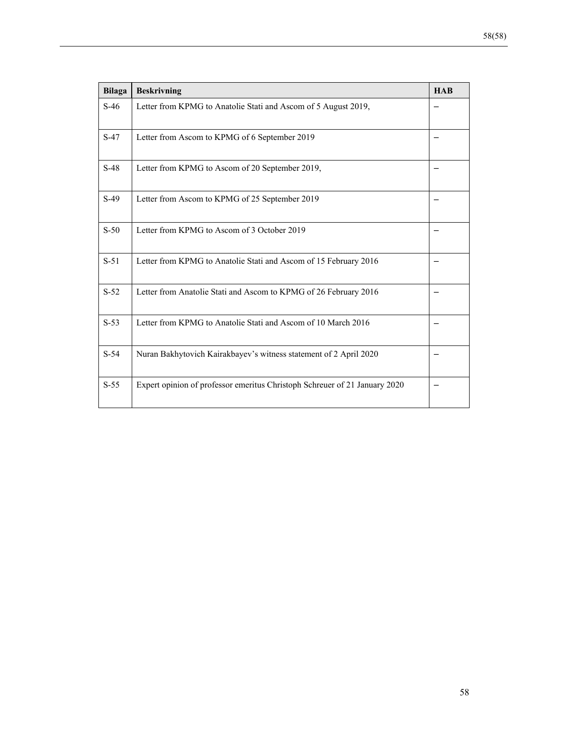| Bilaga | Beskrivning | HAB |
|---|---|---|
| S-46 | Letter from KPMG to Anatolie Stati and Ascom of 5 August 2019, | – |
| S-47 | Letter from Ascom to KPMG of 6 September 2019 | – |
| S-48 | Letter from KPMG to Ascom of 20 September 2019, | – |
| S-49 | Letter from Ascom to KPMG of 25 September 2019 | – |
| S-50 | Letter from KPMG to Ascom of 3 October 2019 | – |
| S-51 | Letter from KPMG to Anatolie Stati and Ascom of 15 February 2016 | – |
| S-52 | Letter from Anatolie Stati and Ascom to KPMG of 26 February 2016 | – |
| S-53 | Letter from KPMG to Anatolie Stati and Ascom of 10 March 2016 | – |
| S-54 | Nuran Bakhytovich Kairakbayev's witness statement of 2 April 2020 | – |
| S-55 | Expert opinion of professor emeritus Christoph Schreuer of 21 January 2020 | – |